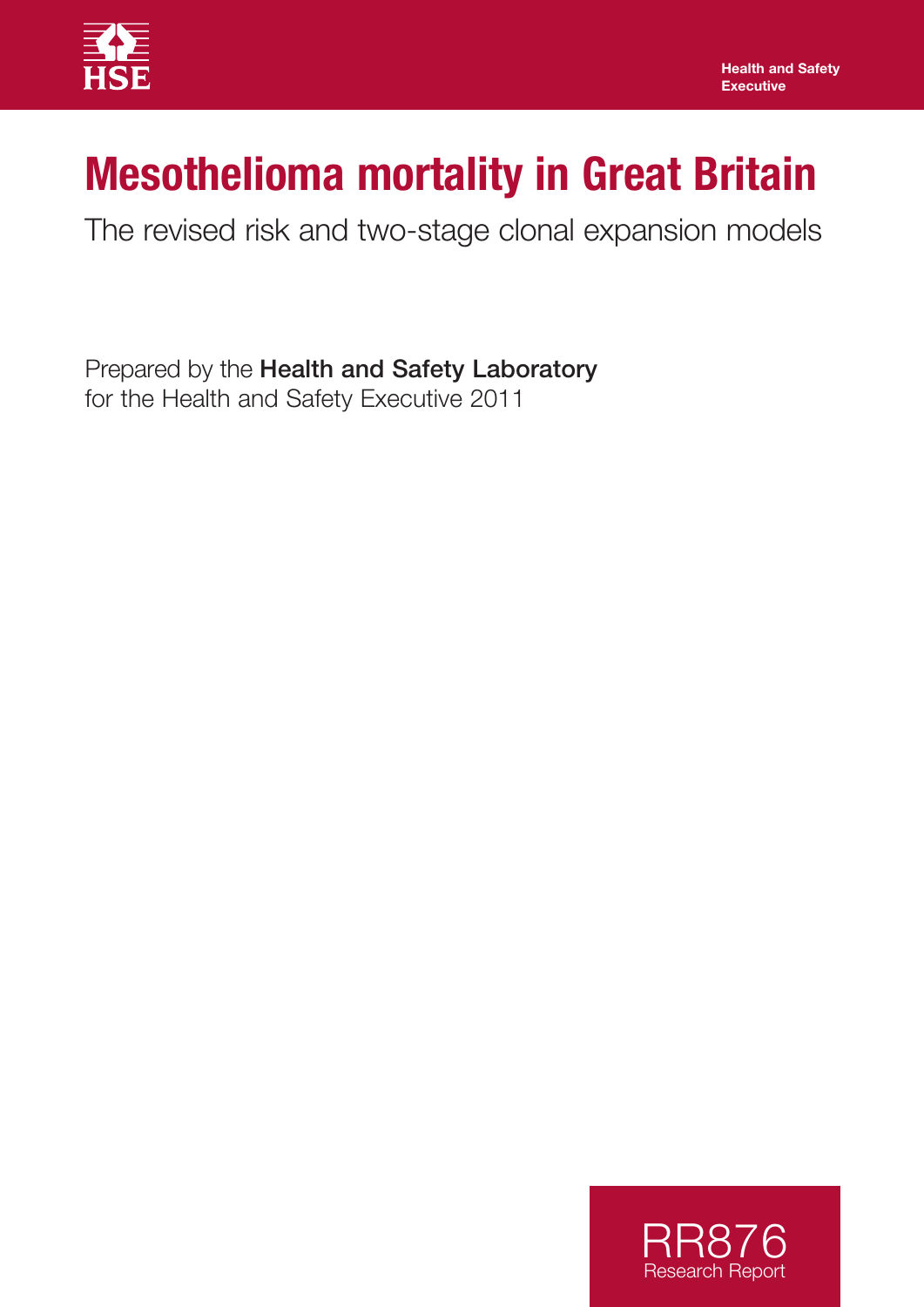Health and Safety Executive

# Mesothelioma mortality in Great Britain

The revised risk and two-stage clonal expansion models

Prepared by the **Health and Safety Laboratory** for the Health and Safety Executive 2011

RR876
Research Report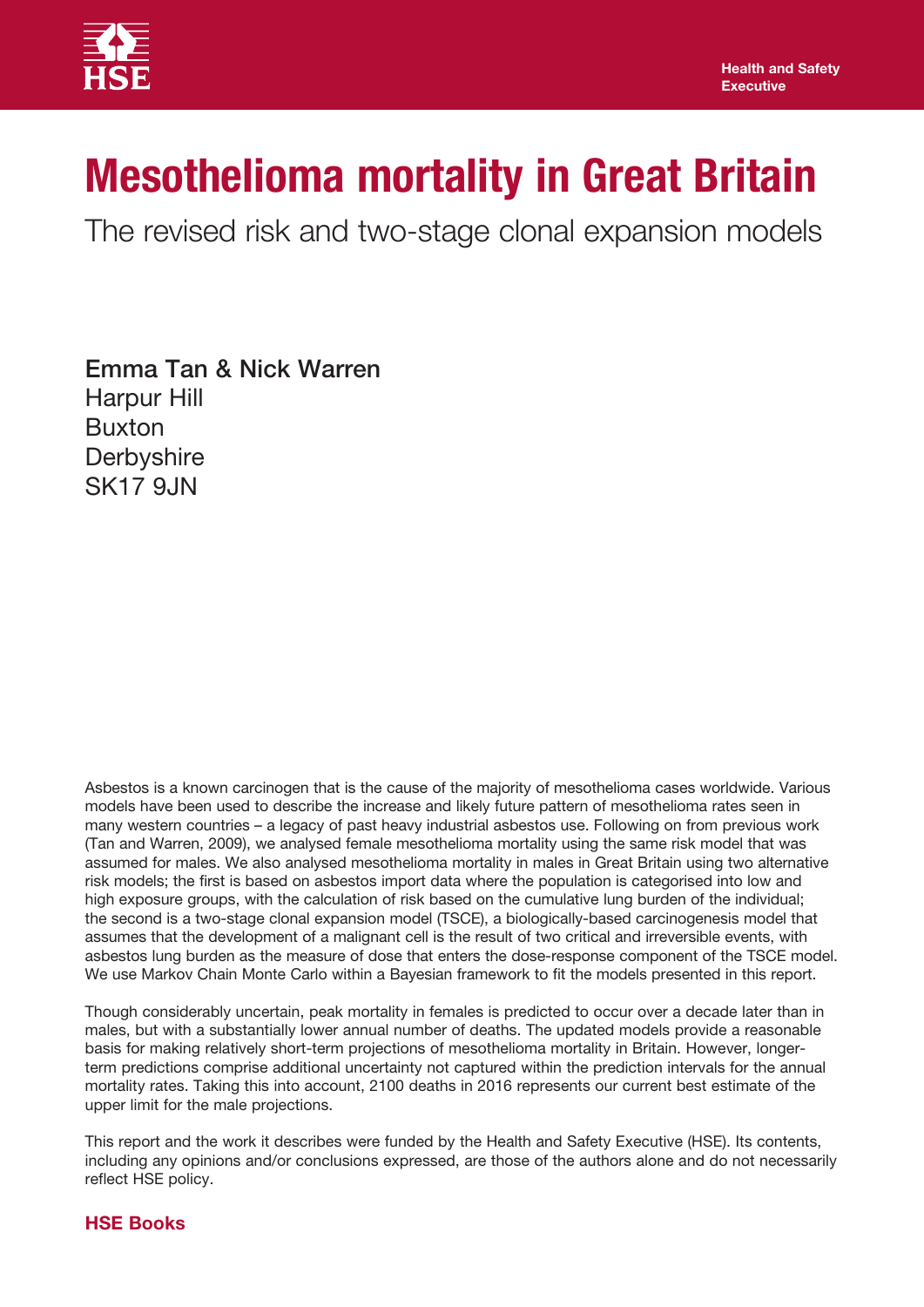# Mesothelioma mortality in Great Britain

The revised risk and two-stage clonal expansion models

**Emma Tan & Nick Warren**
Harpur Hill
Buxton
Derbyshire
SK17 9JN

Asbestos is a known carcinogen that is the cause of the majority of mesothelioma cases worldwide. Various models have been used to describe the increase and likely future pattern of mesothelioma rates seen in many western countries – a legacy of past heavy industrial asbestos use. Following on from previous work (Tan and Warren, 2009), we analysed female mesothelioma mortality using the same risk model that was assumed for males. We also analysed mesothelioma mortality in males in Great Britain using two alternative risk models; the first is based on asbestos import data where the population is categorised into low and high exposure groups, with the calculation of risk based on the cumulative lung burden of the individual; the second is a two-stage clonal expansion model (TSCE), a biologically-based carcinogenesis model that assumes that the development of a malignant cell is the result of two critical and irreversible events, with asbestos lung burden as the measure of dose that enters the dose-response component of the TSCE model. We use Markov Chain Monte Carlo within a Bayesian framework to fit the models presented in this report.

Though considerably uncertain, peak mortality in females is predicted to occur over a decade later than in males, but with a substantially lower annual number of deaths. The updated models provide a reasonable basis for making relatively short-term projections of mesothelioma mortality in Britain. However, longer-term predictions comprise additional uncertainty not captured within the prediction intervals for the annual mortality rates. Taking this into account, 2100 deaths in 2016 represents our current best estimate of the upper limit for the male projections.

This report and the work it describes were funded by the Health and Safety Executive (HSE). Its contents, including any opinions and/or conclusions expressed, are those of the authors alone and do not necessarily reflect HSE policy.

**HSE Books**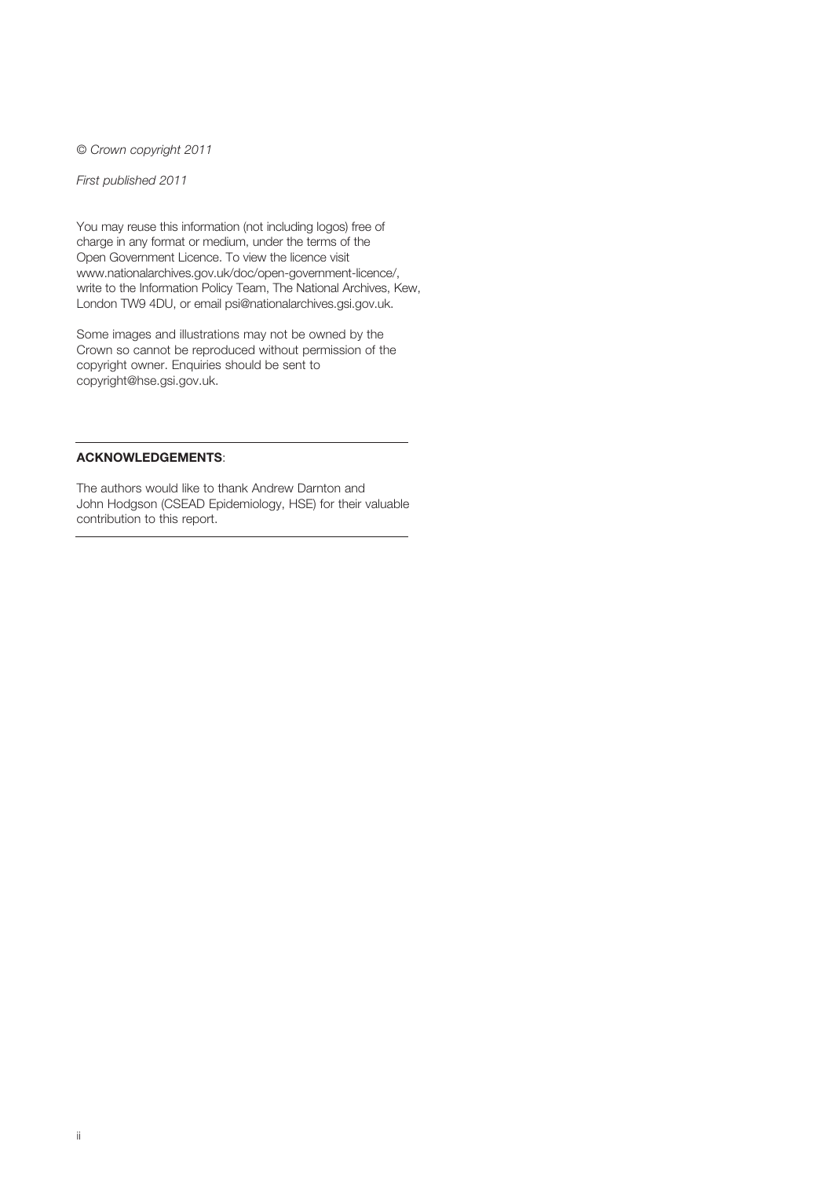*© Crown copyright 2011*

*First published 2011*

You may reuse this information (not including logos) free of charge in any format or medium, under the terms of the Open Government Licence. To view the licence visit www.nationalarchives.gov.uk/doc/open-government-licence/, write to the Information Policy Team, The National Archives, Kew, London TW9 4DU, or email psi@nationalarchives.gsi.gov.uk.

Some images and illustrations may not be owned by the Crown so cannot be reproduced without permission of the copyright owner. Enquiries should be sent to copyright@hse.gsi.gov.uk.

---

**ACKNOWLEDGEMENTS**:

The authors would like to thank Andrew Darnton and John Hodgson (CSEAD Epidemiology, HSE) for their valuable contribution to this report.

---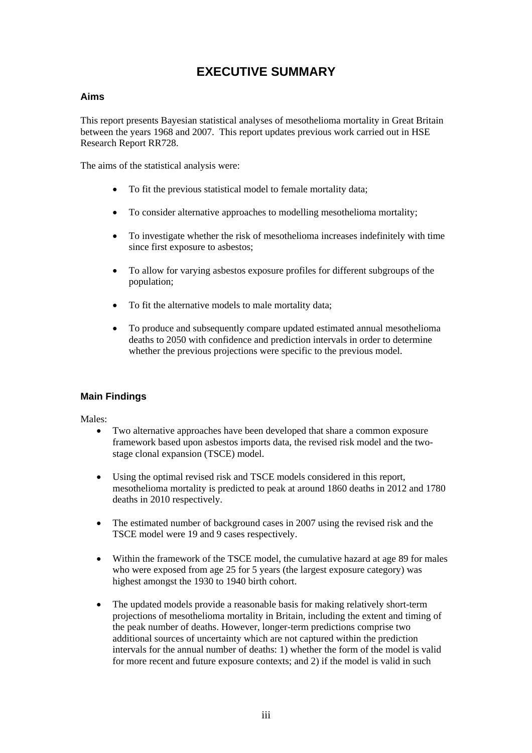# EXECUTIVE SUMMARY

## Aims

This report presents Bayesian statistical analyses of mesothelioma mortality in Great Britain between the years 1968 and 2007. This report updates previous work carried out in HSE Research Report RR728.

The aims of the statistical analysis were:

- To fit the previous statistical model to female mortality data;
- To consider alternative approaches to modelling mesothelioma mortality;
- To investigate whether the risk of mesothelioma increases indefinitely with time since first exposure to asbestos;
- To allow for varying asbestos exposure profiles for different subgroups of the population;
- To fit the alternative models to male mortality data;
- To produce and subsequently compare updated estimated annual mesothelioma deaths to 2050 with confidence and prediction intervals in order to determine whether the previous projections were specific to the previous model.

## Main Findings

Males:

- Two alternative approaches have been developed that share a common exposure framework based upon asbestos imports data, the revised risk model and the two-stage clonal expansion (TSCE) model.
- Using the optimal revised risk and TSCE models considered in this report, mesothelioma mortality is predicted to peak at around 1860 deaths in 2012 and 1780 deaths in 2010 respectively.
- The estimated number of background cases in 2007 using the revised risk and the TSCE model were 19 and 9 cases respectively.
- Within the framework of the TSCE model, the cumulative hazard at age 89 for males who were exposed from age 25 for 5 years (the largest exposure category) was highest amongst the 1930 to 1940 birth cohort.
- The updated models provide a reasonable basis for making relatively short-term projections of mesothelioma mortality in Britain, including the extent and timing of the peak number of deaths. However, longer-term predictions comprise two additional sources of uncertainty which are not captured within the prediction intervals for the annual number of deaths: 1) whether the form of the model is valid for more recent and future exposure contexts; and 2) if the model is valid in such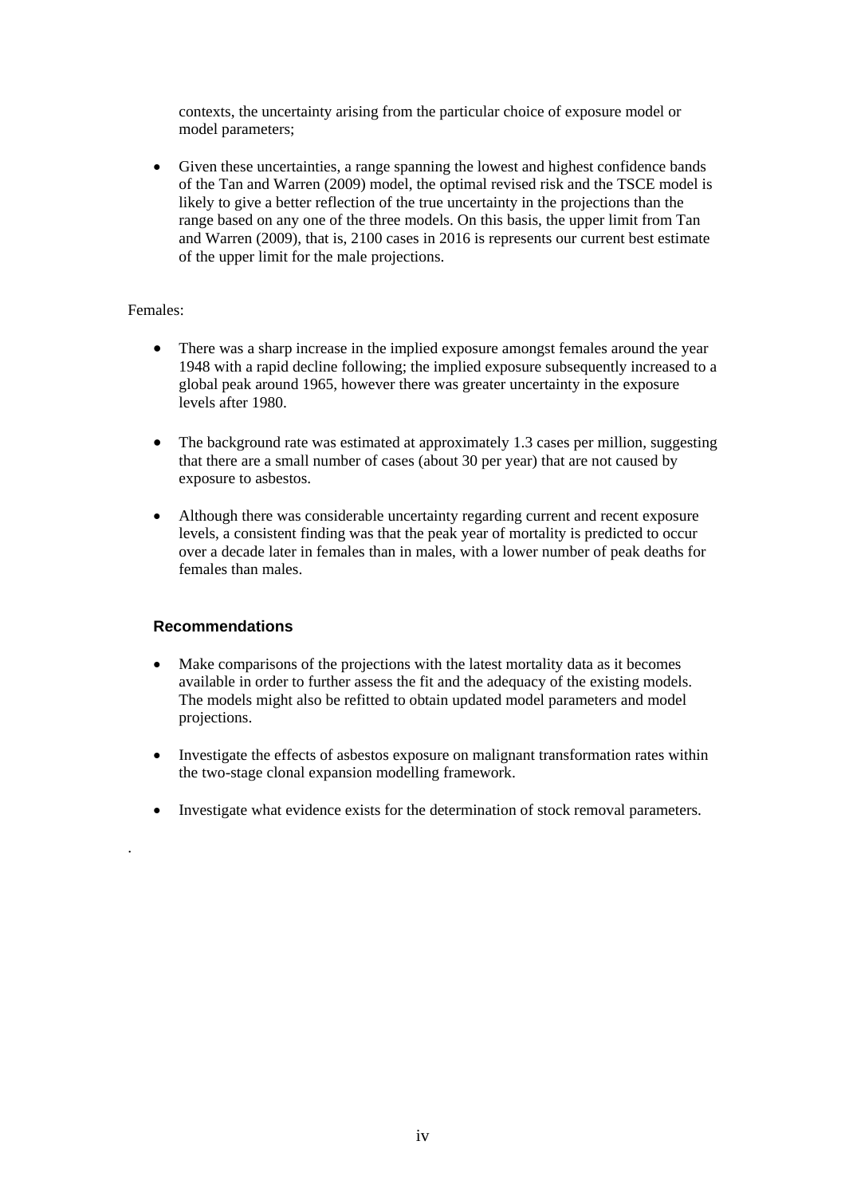contexts, the uncertainty arising from the particular choice of exposure model or model parameters;

- Given these uncertainties, a range spanning the lowest and highest confidence bands of the Tan and Warren (2009) model, the optimal revised risk and the TSCE model is likely to give a better reflection of the true uncertainty in the projections than the range based on any one of the three models. On this basis, the upper limit from Tan and Warren (2009), that is, 2100 cases in 2016 is represents our current best estimate of the upper limit for the male projections.

Females:

- There was a sharp increase in the implied exposure amongst females around the year 1948 with a rapid decline following; the implied exposure subsequently increased to a global peak around 1965, however there was greater uncertainty in the exposure levels after 1980.

- The background rate was estimated at approximately 1.3 cases per million, suggesting that there are a small number of cases (about 30 per year) that are not caused by exposure to asbestos.

- Although there was considerable uncertainty regarding current and recent exposure levels, a consistent finding was that the peak year of mortality is predicted to occur over a decade later in females than in males, with a lower number of peak deaths for females than males.

### Recommendations

- Make comparisons of the projections with the latest mortality data as it becomes available in order to further assess the fit and the adequacy of the existing models. The models might also be refitted to obtain updated model parameters and model projections.

- Investigate the effects of asbestos exposure on malignant transformation rates within the two-stage clonal expansion modelling framework.

- Investigate what evidence exists for the determination of stock removal parameters.

.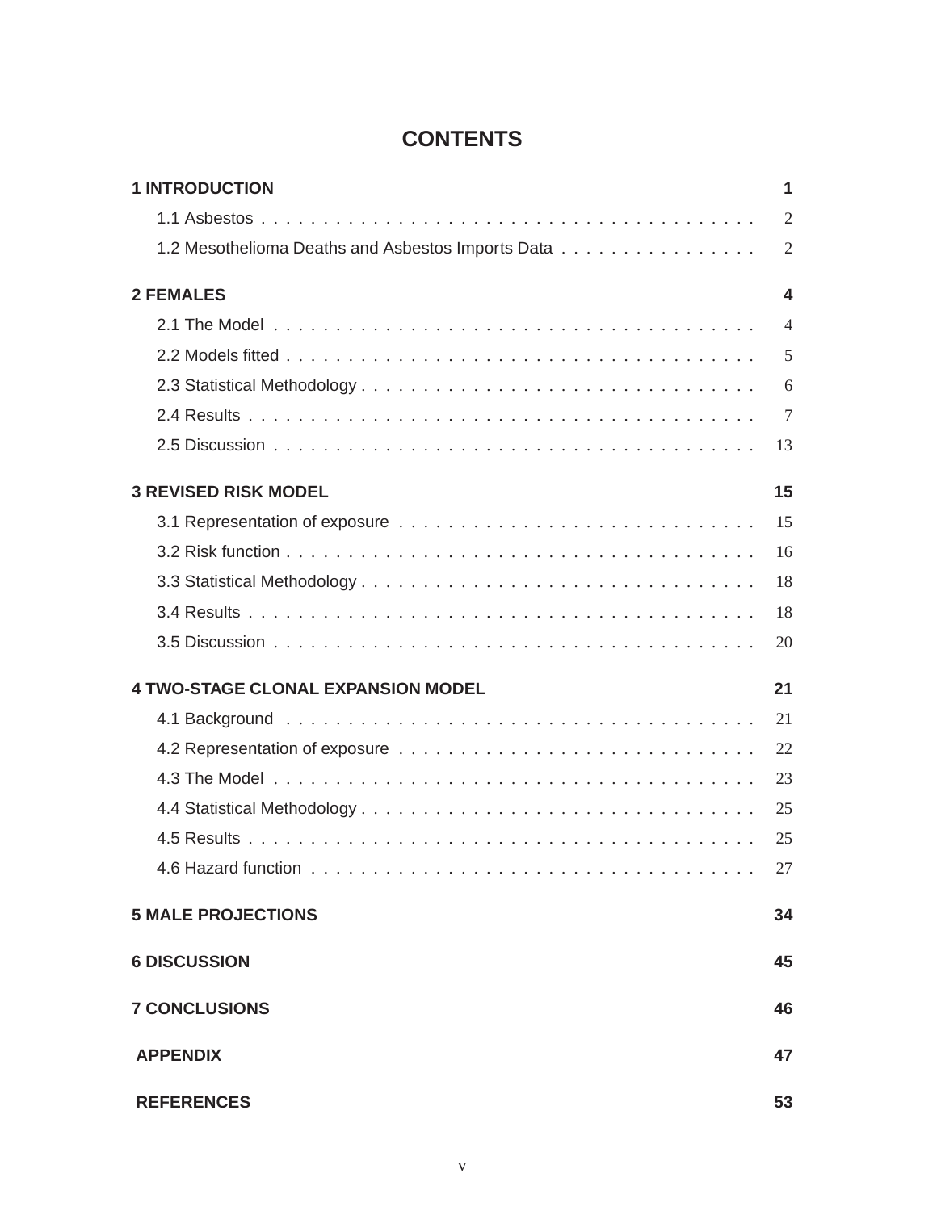# CONTENTS

| | |
|---|---|
| **1 INTRODUCTION** | **1** |
| 1.1 Asbestos | 2 |
| 1.2 Mesothelioma Deaths and Asbestos Imports Data | 2 |
| **2 FEMALES** | **4** |
| 2.1 The Model | 4 |
| 2.2 Models fitted | 5 |
| 2.3 Statistical Methodology | 6 |
| 2.4 Results | 7 |
| 2.5 Discussion | 13 |
| **3 REVISED RISK MODEL** | **15** |
| 3.1 Representation of exposure | 15 |
| 3.2 Risk function | 16 |
| 3.3 Statistical Methodology | 18 |
| 3.4 Results | 18 |
| 3.5 Discussion | 20 |
| **4 TWO-STAGE CLONAL EXPANSION MODEL** | **21** |
| 4.1 Background | 21 |
| 4.2 Representation of exposure | 22 |
| 4.3 The Model | 23 |
| 4.4 Statistical Methodology | 25 |
| 4.5 Results | 25 |
| 4.6 Hazard function | 27 |
| **5 MALE PROJECTIONS** | **34** |
| **6 DISCUSSION** | **45** |
| **7 CONCLUSIONS** | **46** |
| **APPENDIX** | **47** |
| **REFERENCES** | **53** |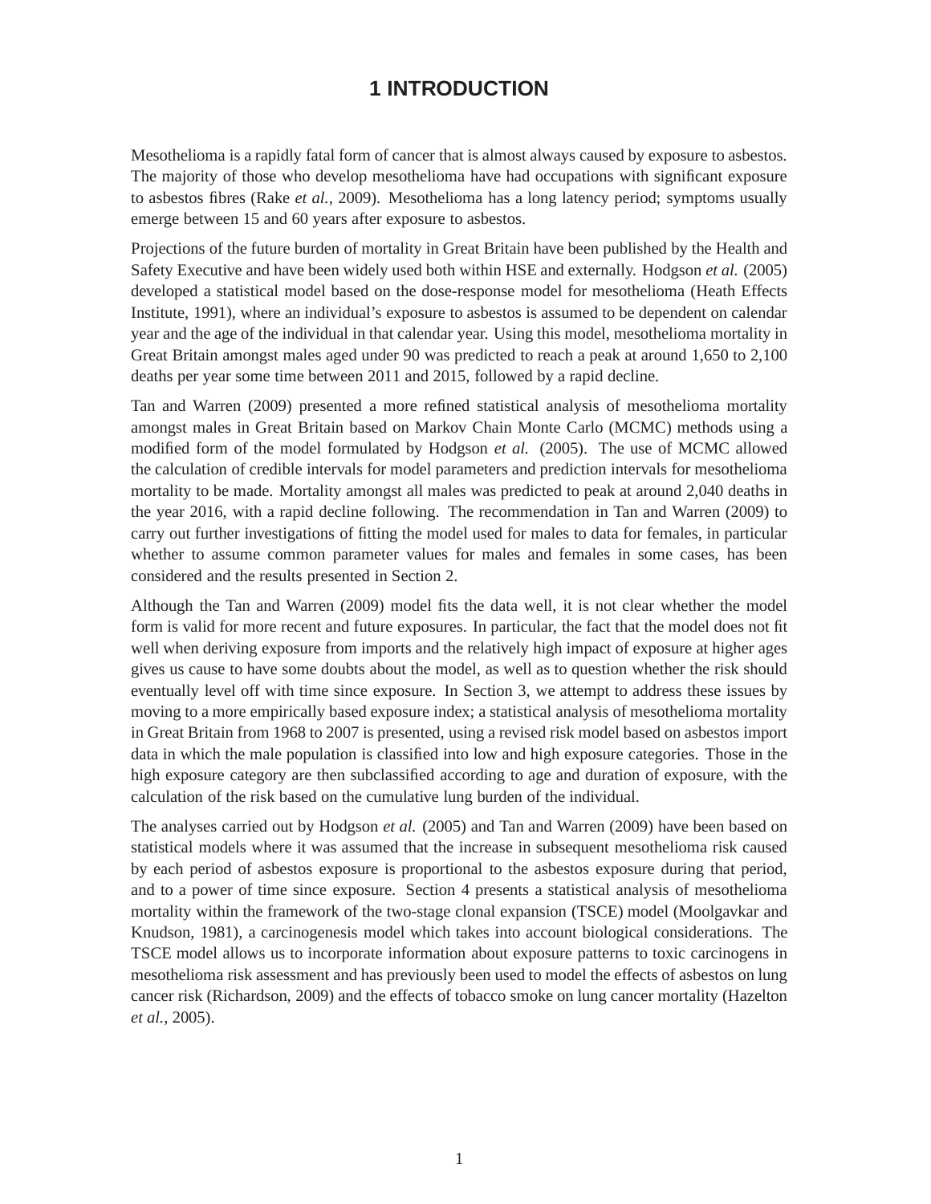# 1 INTRODUCTION

Mesothelioma is a rapidly fatal form of cancer that is almost always caused by exposure to asbestos. The majority of those who develop mesothelioma have had occupations with significant exposure to asbestos fibres (Rake *et al.*, 2009). Mesothelioma has a long latency period; symptoms usually emerge between 15 and 60 years after exposure to asbestos.

Projections of the future burden of mortality in Great Britain have been published by the Health and Safety Executive and have been widely used both within HSE and externally. Hodgson *et al.* (2005) developed a statistical model based on the dose-response model for mesothelioma (Heath Effects Institute, 1991), where an individual's exposure to asbestos is assumed to be dependent on calendar year and the age of the individual in that calendar year. Using this model, mesothelioma mortality in Great Britain amongst males aged under 90 was predicted to reach a peak at around 1,650 to 2,100 deaths per year some time between 2011 and 2015, followed by a rapid decline.

Tan and Warren (2009) presented a more refined statistical analysis of mesothelioma mortality amongst males in Great Britain based on Markov Chain Monte Carlo (MCMC) methods using a modified form of the model formulated by Hodgson *et al.* (2005). The use of MCMC allowed the calculation of credible intervals for model parameters and prediction intervals for mesothelioma mortality to be made. Mortality amongst all males was predicted to peak at around 2,040 deaths in the year 2016, with a rapid decline following. The recommendation in Tan and Warren (2009) to carry out further investigations of fitting the model used for males to data for females, in particular whether to assume common parameter values for males and females in some cases, has been considered and the results presented in Section 2.

Although the Tan and Warren (2009) model fits the data well, it is not clear whether the model form is valid for more recent and future exposures. In particular, the fact that the model does not fit well when deriving exposure from imports and the relatively high impact of exposure at higher ages gives us cause to have some doubts about the model, as well as to question whether the risk should eventually level off with time since exposure. In Section 3, we attempt to address these issues by moving to a more empirically based exposure index; a statistical analysis of mesothelioma mortality in Great Britain from 1968 to 2007 is presented, using a revised risk model based on asbestos import data in which the male population is classified into low and high exposure categories. Those in the high exposure category are then subclassified according to age and duration of exposure, with the calculation of the risk based on the cumulative lung burden of the individual.

The analyses carried out by Hodgson *et al.* (2005) and Tan and Warren (2009) have been based on statistical models where it was assumed that the increase in subsequent mesothelioma risk caused by each period of asbestos exposure is proportional to the asbestos exposure during that period, and to a power of time since exposure. Section 4 presents a statistical analysis of mesothelioma mortality within the framework of the two-stage clonal expansion (TSCE) model (Moolgavkar and Knudson, 1981), a carcinogenesis model which takes into account biological considerations. The TSCE model allows us to incorporate information about exposure patterns to toxic carcinogens in mesothelioma risk assessment and has previously been used to model the effects of asbestos on lung cancer risk (Richardson, 2009) and the effects of tobacco smoke on lung cancer mortality (Hazelton *et al.*, 2005).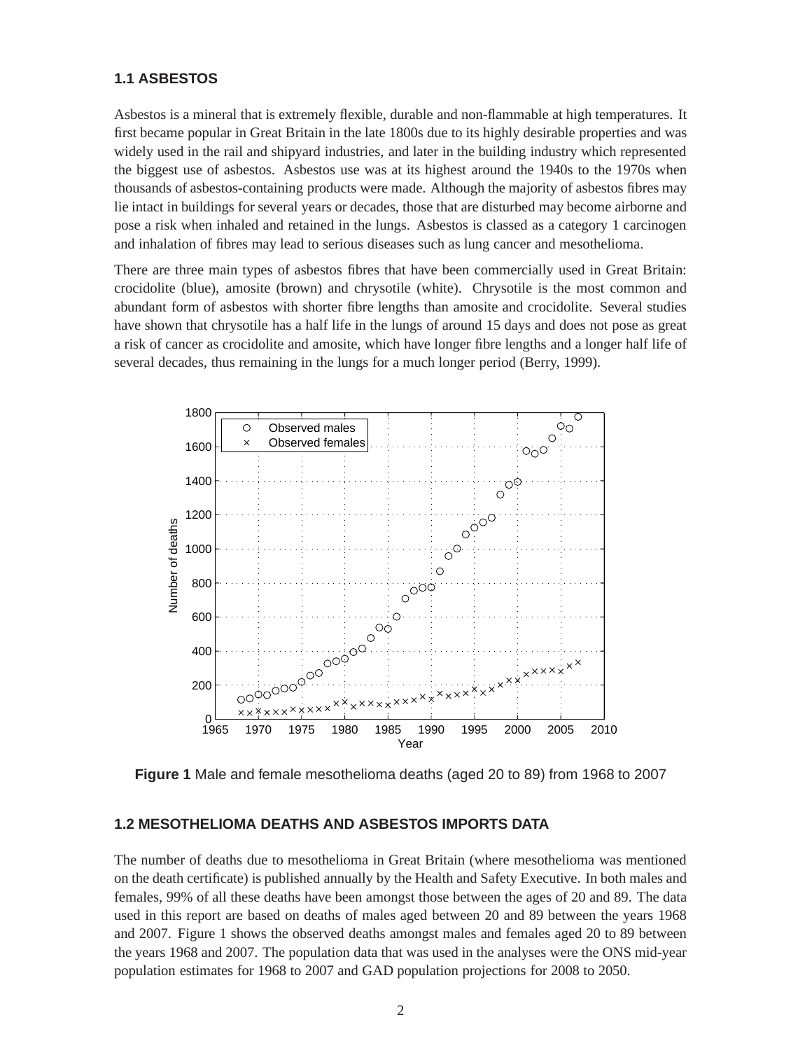## 1.1 ASBESTOS

Asbestos is a mineral that is extremely flexible, durable and non-flammable at high temperatures. It first became popular in Great Britain in the late 1800s due to its highly desirable properties and was widely used in the rail and shipyard industries, and later in the building industry which represented the biggest use of asbestos. Asbestos use was at its highest around the 1940s to the 1970s when thousands of asbestos-containing products were made. Although the majority of asbestos fibres may lie intact in buildings for several years or decades, those that are disturbed may become airborne and pose a risk when inhaled and retained in the lungs. Asbestos is classed as a category 1 carcinogen and inhalation of fibres may lead to serious diseases such as lung cancer and mesothelioma.

There are three main types of asbestos fibres that have been commercially used in Great Britain: crocidolite (blue), amosite (brown) and chrysotile (white). Chrysotile is the most common and abundant form of asbestos with shorter fibre lengths than amosite and crocidolite. Several studies have shown that chrysotile has a half life in the lungs of around 15 days and does not pose as great a risk of cancer as crocidolite and amosite, which have longer fibre lengths and a longer half life of several decades, thus remaining in the lungs for a much longer period (Berry, 1999).

**Figure 1** Male and female mesothelioma deaths (aged 20 to 89) from 1968 to 2007

## 1.2 MESOTHELIOMA DEATHS AND ASBESTOS IMPORTS DATA

The number of deaths due to mesothelioma in Great Britain (where mesothelioma was mentioned on the death certificate) is published annually by the Health and Safety Executive. In both males and females, 99% of all these deaths have been amongst those between the ages of 20 and 89. The data used in this report are based on deaths of males aged between 20 and 89 between the years 1968 and 2007. Figure 1 shows the observed deaths amongst males and females aged 20 to 89 between the years 1968 and 2007. The population data that was used in the analyses were the ONS mid-year population estimates for 1968 to 2007 and GAD population projections for 2008 to 2050.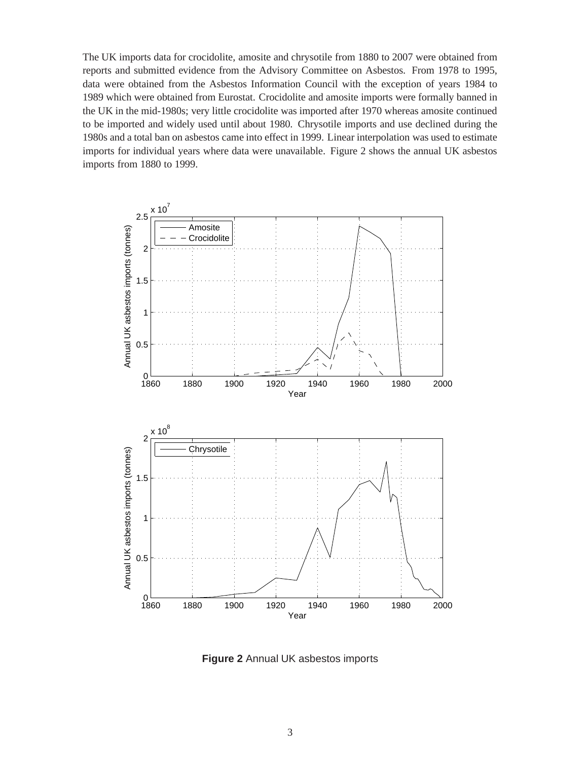The UK imports data for crocidolite, amosite and chrysotile from 1880 to 2007 were obtained from reports and submitted evidence from the Advisory Committee on Asbestos. From 1978 to 1995, data were obtained from the Asbestos Information Council with the exception of years 1984 to 1989 which were obtained from Eurostat. Crocidolite and amosite imports were formally banned in the UK in the mid-1980s; very little crocidolite was imported after 1970 whereas amosite continued to be imported and widely used until about 1980. Chrysotile imports and use declined during the 1980s and a total ban on asbestos came into effect in 1999. Linear interpolation was used to estimate imports for individual years where data were unavailable. Figure 2 shows the annual UK asbestos imports from 1880 to 1999.

**Figure 2** Annual UK asbestos imports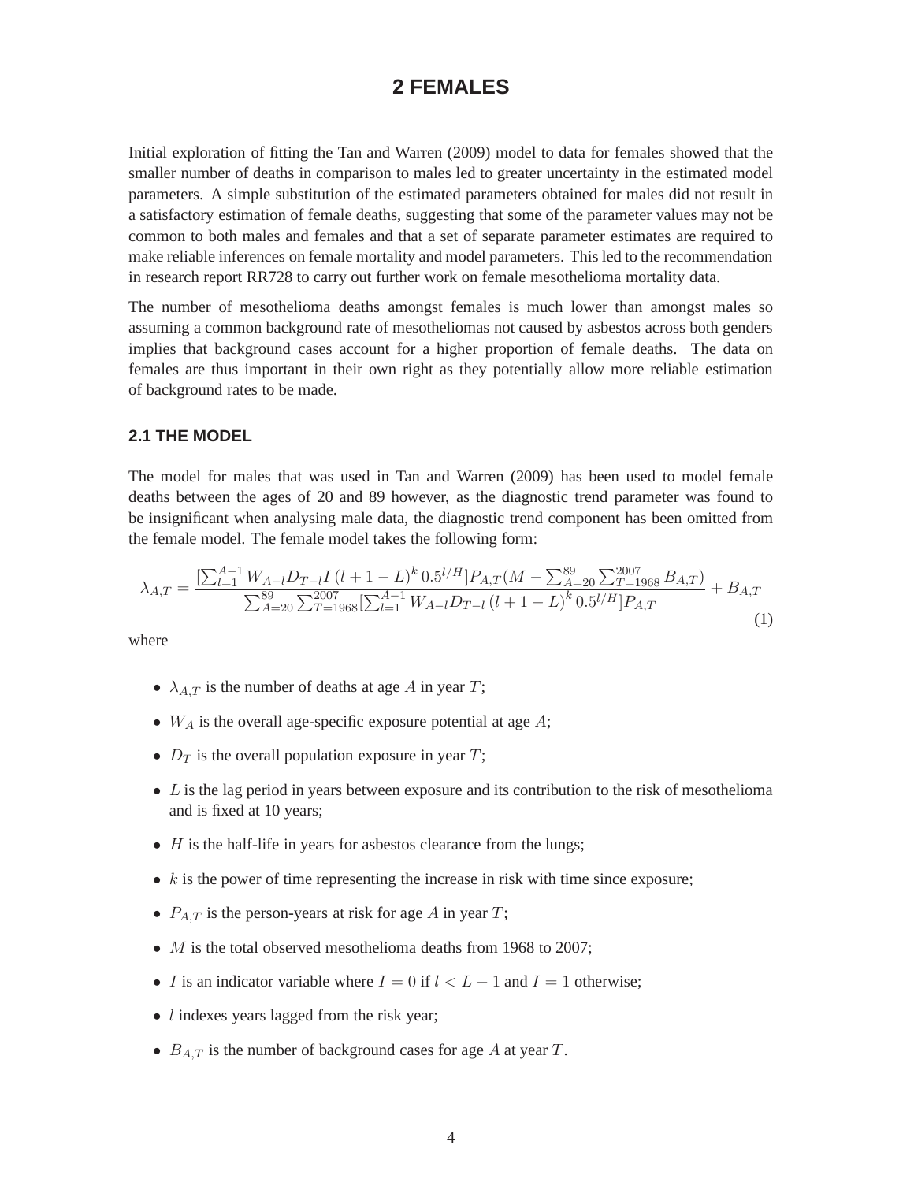# 2 FEMALES

Initial exploration of fitting the Tan and Warren (2009) model to data for females showed that the smaller number of deaths in comparison to males led to greater uncertainty in the estimated model parameters. A simple substitution of the estimated parameters obtained for males did not result in a satisfactory estimation of female deaths, suggesting that some of the parameter values may not be common to both males and females and that a set of separate parameter estimates are required to make reliable inferences on female mortality and model parameters. This led to the recommendation in research report RR728 to carry out further work on female mesothelioma mortality data.

The number of mesothelioma deaths amongst females is much lower than amongst males so assuming a common background rate of mesotheliomas not caused by asbestos across both genders implies that background cases account for a higher proportion of female deaths. The data on females are thus important in their own right as they potentially allow more reliable estimation of background rates to be made.

## 2.1 THE MODEL

The model for males that was used in Tan and Warren (2009) has been used to model female deaths between the ages of 20 and 89 however, as the diagnostic trend parameter was found to be insignificant when analysing male data, the diagnostic trend component has been omitted from the female model. The female model takes the following form:

$$\lambda_{A,T} = \frac{[\sum_{l=1}^{A-1} W_{A-l} D_{T-l} I \,(l+1-L)^k \, 0.5^{l/H}] P_{A,T} (M - \sum_{A=20}^{89} \sum_{T=1968}^{2007} B_{A,T})}{\sum_{A=20}^{89} \sum_{T=1968}^{2007} [\sum_{l=1}^{A-1} W_{A-l} D_{T-l} \,(l+1-L)^k \, 0.5^{l/H}] P_{A,T}} + B_{A,T} \tag{1}$$

where

- $\lambda_{A,T}$ is the number of deaths at age $A$ in year $T$;
- $W_A$ is the overall age-specific exposure potential at age $A$;
- $D_T$ is the overall population exposure in year $T$;
- $L$ is the lag period in years between exposure and its contribution to the risk of mesothelioma and is fixed at 10 years;
- $H$ is the half-life in years for asbestos clearance from the lungs;
- $k$ is the power of time representing the increase in risk with time since exposure;
- $P_{A,T}$ is the person-years at risk for age $A$ in year $T$;
- $M$ is the total observed mesothelioma deaths from 1968 to 2007;
- $I$ is an indicator variable where $I = 0$ if $l < L - 1$ and $I = 1$ otherwise;
- $l$ indexes years lagged from the risk year;
- $B_{A,T}$ is the number of background cases for age $A$ at year $T$.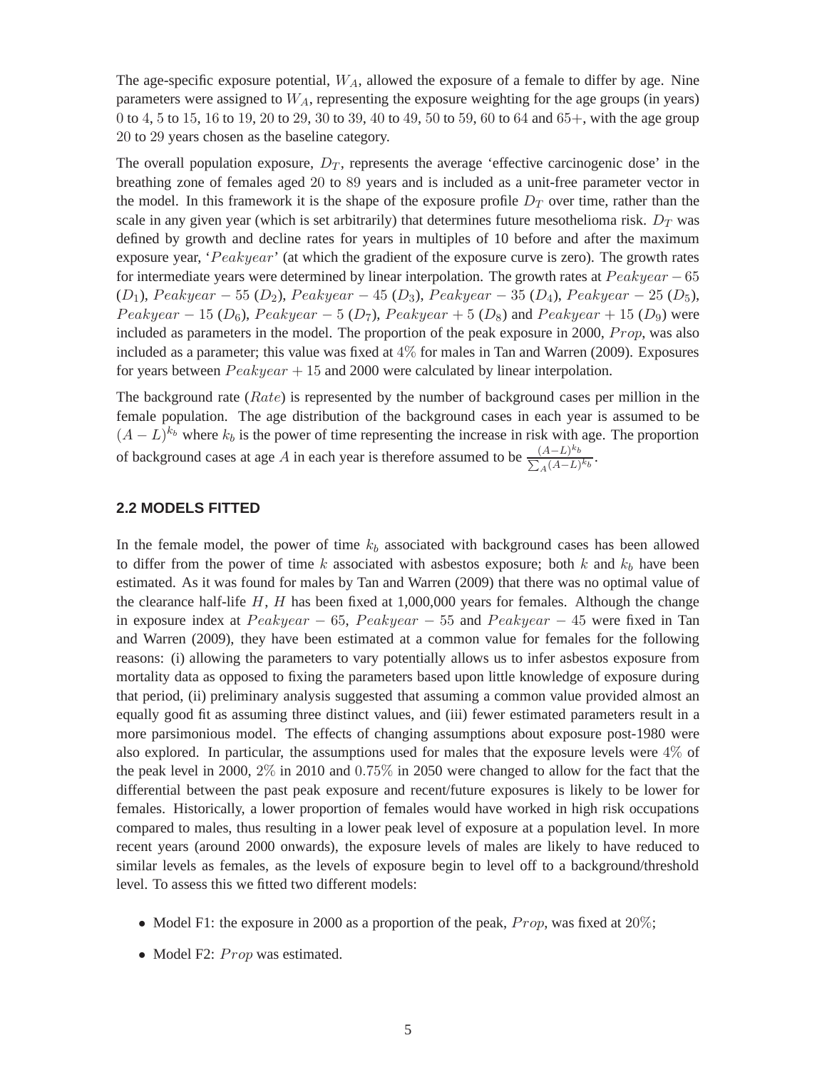The age-specific exposure potential, $W_A$, allowed the exposure of a female to differ by age. Nine parameters were assigned to $W_A$, representing the exposure weighting for the age groups (in years) 0 to 4, 5 to 15, 16 to 19, 20 to 29, 30 to 39, 40 to 49, 50 to 59, 60 to 64 and 65+, with the age group 20 to 29 years chosen as the baseline category.

The overall population exposure, $D_T$, represents the average 'effective carcinogenic dose' in the breathing zone of females aged 20 to 89 years and is included as a unit-free parameter vector in the model. In this framework it is the shape of the exposure profile $D_T$ over time, rather than the scale in any given year (which is set arbitrarily) that determines future mesothelioma risk. $D_T$ was defined by growth and decline rates for years in multiples of 10 before and after the maximum exposure year, '$Peakyear$' (at which the gradient of the exposure curve is zero). The growth rates for intermediate years were determined by linear interpolation. The growth rates at $Peakyear - 65$ ($D_1$), $Peakyear - 55$ ($D_2$), $Peakyear - 45$ ($D_3$), $Peakyear - 35$ ($D_4$), $Peakyear - 25$ ($D_5$), $Peakyear - 15$ ($D_6$), $Peakyear - 5$ ($D_7$), $Peakyear + 5$ ($D_8$) and $Peakyear + 15$ ($D_9$) were included as parameters in the model. The proportion of the peak exposure in 2000, $Prop$, was also included as a parameter; this value was fixed at 4% for males in Tan and Warren (2009). Exposures for years between $Peakyear + 15$ and 2000 were calculated by linear interpolation.

The background rate ($Rate$) is represented by the number of background cases per million in the female population. The age distribution of the background cases in each year is assumed to be $(A - L)^{k_b}$ where $k_b$ is the power of time representing the increase in risk with age. The proportion of background cases at age $A$ in each year is therefore assumed to be $\frac{(A-L)^{k_b}}{\sum_A (A-L)^{k_b}}$.

## 2.2 MODELS FITTED

In the female model, the power of time $k_b$ associated with background cases has been allowed to differ from the power of time $k$ associated with asbestos exposure; both $k$ and $k_b$ have been estimated. As it was found for males by Tan and Warren (2009) that there was no optimal value of the clearance half-life $H$, $H$ has been fixed at 1,000,000 years for females. Although the change in exposure index at $Peakyear - 65$, $Peakyear - 55$ and $Peakyear - 45$ were fixed in Tan and Warren (2009), they have been estimated at a common value for females for the following reasons: (i) allowing the parameters to vary potentially allows us to infer asbestos exposure from mortality data as opposed to fixing the parameters based upon little knowledge of exposure during that period, (ii) preliminary analysis suggested that assuming a common value provided almost an equally good fit as assuming three distinct values, and (iii) fewer estimated parameters result in a more parsimonious model. The effects of changing assumptions about exposure post-1980 were also explored. In particular, the assumptions used for males that the exposure levels were 4% of the peak level in 2000, 2% in 2010 and 0.75% in 2050 were changed to allow for the fact that the differential between the past peak exposure and recent/future exposures is likely to be lower for females. Historically, a lower proportion of females would have worked in high risk occupations compared to males, thus resulting in a lower peak level of exposure at a population level. In more recent years (around 2000 onwards), the exposure levels of males are likely to have reduced to similar levels as females, as the levels of exposure begin to level off to a background/threshold level. To assess this we fitted two different models:

- Model F1: the exposure in 2000 as a proportion of the peak, $Prop$, was fixed at 20%;
- Model F2: $Prop$ was estimated.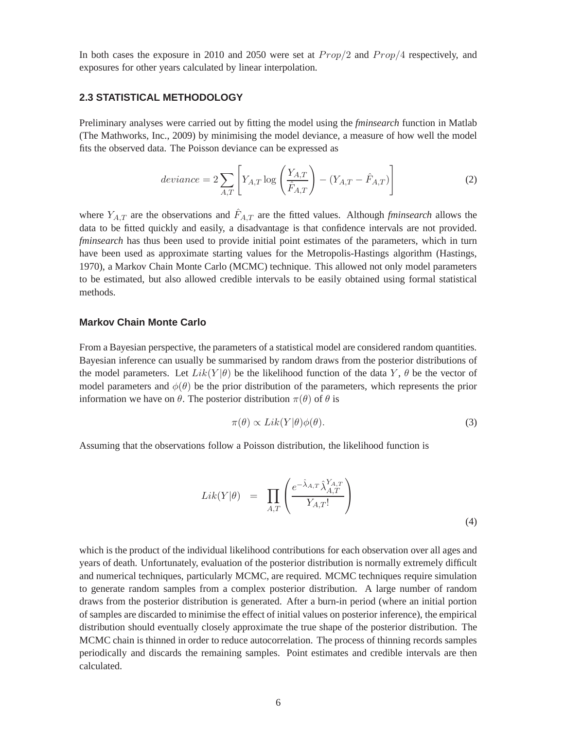In both cases the exposure in 2010 and 2050 were set at $Prop/2$ and $Prop/4$ respectively, and exposures for other years calculated by linear interpolation.

### 2.3 STATISTICAL METHODOLOGY

Preliminary analyses were carried out by fitting the model using the *fminsearch* function in Matlab (The Mathworks, Inc., 2009) by minimising the model deviance, a measure of how well the model fits the observed data. The Poisson deviance can be expressed as

$$deviance = 2\sum_{A,T}\left[Y_{A,T}\log\left(\frac{Y_{A,T}}{\hat{F}_{A,T}}\right) - (Y_{A,T} - \hat{F}_{A,T})\right] \tag{2}$$

where $Y_{A,T}$ are the observations and $\hat{F}_{A,T}$ are the fitted values. Although *fminsearch* allows the data to be fitted quickly and easily, a disadvantage is that confidence intervals are not provided. *fminsearch* has thus been used to provide initial point estimates of the parameters, which in turn have been used as approximate starting values for the Metropolis-Hastings algorithm (Hastings, 1970), a Markov Chain Monte Carlo (MCMC) technique. This allowed not only model parameters to be estimated, but also allowed credible intervals to be easily obtained using formal statistical methods.

#### Markov Chain Monte Carlo

From a Bayesian perspective, the parameters of a statistical model are considered random quantities. Bayesian inference can usually be summarised by random draws from the posterior distributions of the model parameters. Let $Lik(Y|\theta)$ be the likelihood function of the data $Y$, $\theta$ be the vector of model parameters and $\phi(\theta)$ be the prior distribution of the parameters, which represents the prior information we have on $\theta$. The posterior distribution $\pi(\theta)$ of $\theta$ is

$$\pi(\theta) \propto Lik(Y|\theta)\phi(\theta). \tag{3}$$

Assuming that the observations follow a Poisson distribution, the likelihood function is

$$Lik(Y|\theta) = \prod_{A,T}\left(\frac{e^{-\hat{\lambda}_{A,T}}\hat{\lambda}_{A,T}^{Y_{A,T}}}{Y_{A,T}!}\right) \tag{4}$$

which is the product of the individual likelihood contributions for each observation over all ages and years of death. Unfortunately, evaluation of the posterior distribution is normally extremely difficult and numerical techniques, particularly MCMC, are required. MCMC techniques require simulation to generate random samples from a complex posterior distribution. A large number of random draws from the posterior distribution is generated. After a burn-in period (where an initial portion of samples are discarded to minimise the effect of initial values on posterior inference), the empirical distribution should eventually closely approximate the true shape of the posterior distribution. The MCMC chain is thinned in order to reduce autocorrelation. The process of thinning records samples periodically and discards the remaining samples. Point estimates and credible intervals are then calculated.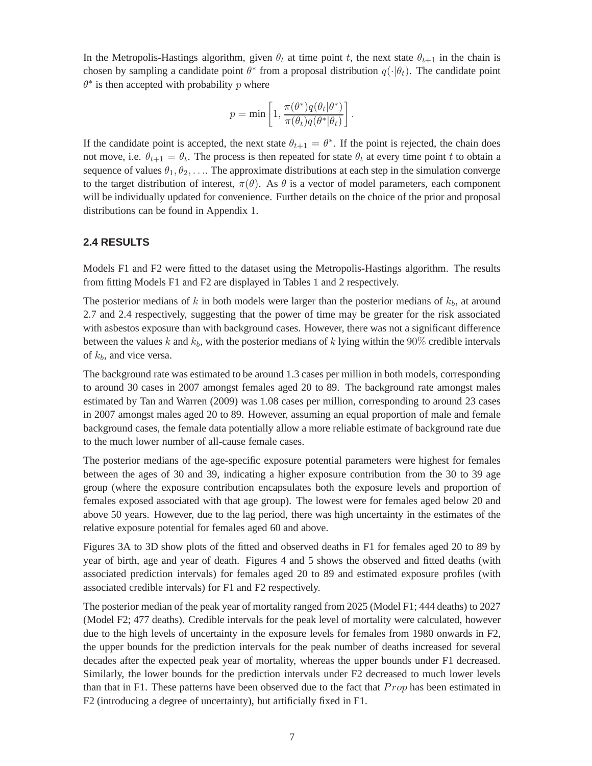In the Metropolis-Hastings algorithm, given $\theta_t$ at time point $t$, the next state $\theta_{t+1}$ in the chain is chosen by sampling a candidate point $\theta^*$ from a proposal distribution $q(\cdot|\theta_t)$. The candidate point $\theta^*$ is then accepted with probability $p$ where

$$p = \min\left[1, \frac{\pi(\theta^*)q(\theta_t|\theta^*)}{\pi(\theta_t)q(\theta^*|\theta_t)}\right].$$

If the candidate point is accepted, the next state $\theta_{t+1} = \theta^*$. If the point is rejected, the chain does not move, i.e. $\theta_{t+1} = \theta_t$. The process is then repeated for state $\theta_t$ at every time point $t$ to obtain a sequence of values $\theta_1, \theta_2, \ldots$. The approximate distributions at each step in the simulation converge to the target distribution of interest, $\pi(\theta)$. As $\theta$ is a vector of model parameters, each component will be individually updated for convenience. Further details on the choice of the prior and proposal distributions can be found in Appendix 1.

### 2.4 RESULTS

Models F1 and F2 were fitted to the dataset using the Metropolis-Hastings algorithm. The results from fitting Models F1 and F2 are displayed in Tables 1 and 2 respectively.

The posterior medians of $k$ in both models were larger than the posterior medians of $k_b$, at around 2.7 and 2.4 respectively, suggesting that the power of time may be greater for the risk associated with asbestos exposure than with background cases. However, there was not a significant difference between the values $k$ and $k_b$, with the posterior medians of $k$ lying within the $90\%$ credible intervals of $k_b$, and vice versa.

The background rate was estimated to be around 1.3 cases per million in both models, corresponding to around 30 cases in 2007 amongst females aged 20 to 89. The background rate amongst males estimated by Tan and Warren (2009) was 1.08 cases per million, corresponding to around 23 cases in 2007 amongst males aged 20 to 89. However, assuming an equal proportion of male and female background cases, the female data potentially allow a more reliable estimate of background rate due to the much lower number of all-cause female cases.

The posterior medians of the age-specific exposure potential parameters were highest for females between the ages of 30 and 39, indicating a higher exposure contribution from the 30 to 39 age group (where the exposure contribution encapsulates both the exposure levels and proportion of females exposed associated with that age group). The lowest were for females aged below 20 and above 50 years. However, due to the lag period, there was high uncertainty in the estimates of the relative exposure potential for females aged 60 and above.

Figures 3A to 3D show plots of the fitted and observed deaths in F1 for females aged 20 to 89 by year of birth, age and year of death. Figures 4 and 5 shows the observed and fitted deaths (with associated prediction intervals) for females aged 20 to 89 and estimated exposure profiles (with associated credible intervals) for F1 and F2 respectively.

The posterior median of the peak year of mortality ranged from 2025 (Model F1; 444 deaths) to 2027 (Model F2; 477 deaths). Credible intervals for the peak level of mortality were calculated, however due to the high levels of uncertainty in the exposure levels for females from 1980 onwards in F2, the upper bounds for the prediction intervals for the peak number of deaths increased for several decades after the expected peak year of mortality, whereas the upper bounds under F1 decreased. Similarly, the lower bounds for the prediction intervals under F2 decreased to much lower levels than that in F1. These patterns have been observed due to the fact that $Prop$ has been estimated in F2 (introducing a degree of uncertainty), but artificially fixed in F1.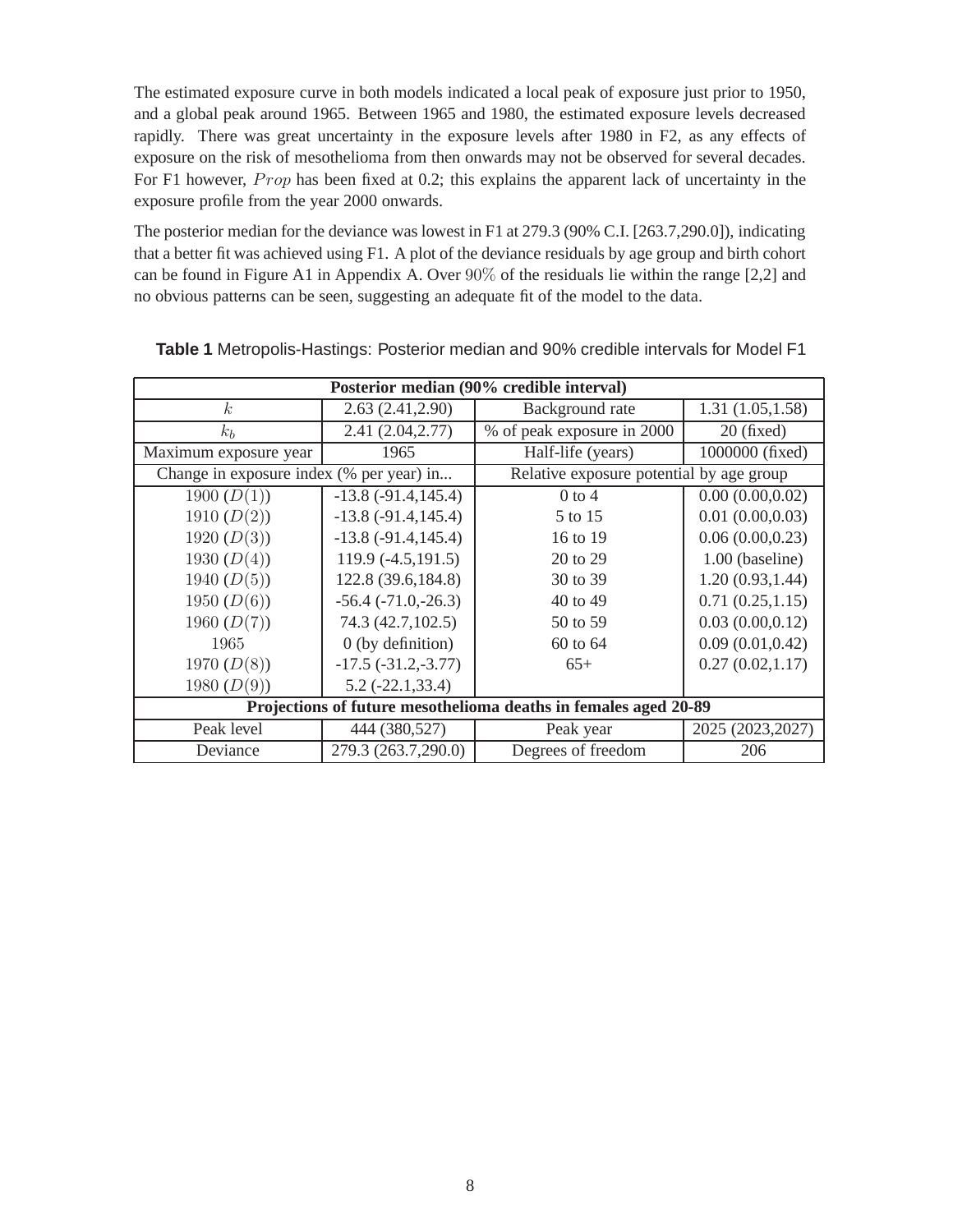The estimated exposure curve in both models indicated a local peak of exposure just prior to 1950, and a global peak around 1965. Between 1965 and 1980, the estimated exposure levels decreased rapidly. There was great uncertainty in the exposure levels after 1980 in F2, as any effects of exposure on the risk of mesothelioma from then onwards may not be observed for several decades. For F1 however, $Prop$ has been fixed at 0.2; this explains the apparent lack of uncertainty in the exposure profile from the year 2000 onwards.

The posterior median for the deviance was lowest in F1 at 279.3 (90% C.I. [263.7,290.0]), indicating that a better fit was achieved using F1. A plot of the deviance residuals by age group and birth cohort can be found in Figure A1 in Appendix A. Over $90\%$ of the residuals lie within the range [2,2] and no obvious patterns can be seen, suggesting an adequate fit of the model to the data.

**Table 1** Metropolis-Hastings: Posterior median and 90% credible intervals for Model F1

| **Posterior median (90% credible interval)** | | | |
|---|---|---|---|
| $k$ | 2.63 (2.41,2.90) | Background rate | 1.31 (1.05,1.58) |
| $k_b$ | 2.41 (2.04,2.77) | % of peak exposure in 2000 | 20 (fixed) |
| Maximum exposure year | 1965 | Half-life (years) | 1000000 (fixed) |
| Change in exposure index (% per year) in... | | Relative exposure potential by age group | |
| 1900 ($D(1)$) | -13.8 (-91.4,145.4) | 0 to 4 | 0.00 (0.00,0.02) |
| 1910 ($D(2)$) | -13.8 (-91.4,145.4) | 5 to 15 | 0.01 (0.00,0.03) |
| 1920 ($D(3)$) | -13.8 (-91.4,145.4) | 16 to 19 | 0.06 (0.00,0.23) |
| 1930 ($D(4)$) | 119.9 (-4.5,191.5) | 20 to 29 | 1.00 (baseline) |
| 1940 ($D(5)$) | 122.8 (39.6,184.8) | 30 to 39 | 1.20 (0.93,1.44) |
| 1950 ($D(6)$) | -56.4 (-71.0,-26.3) | 40 to 49 | 0.71 (0.25,1.15) |
| 1960 ($D(7)$) | 74.3 (42.7,102.5) | 50 to 59 | 0.03 (0.00,0.12) |
| 1965 | 0 (by definition) | 60 to 64 | 0.09 (0.01,0.42) |
| 1970 ($D(8)$) | -17.5 (-31.2,-3.77) | 65+ | 0.27 (0.02,1.17) |
| 1980 ($D(9)$) | 5.2 (-22.1,33.4) | | |
| **Projections of future mesothelioma deaths in females aged 20-89** | | | |
| Peak level | 444 (380,527) | Peak year | 2025 (2023,2027) |
| Deviance | 279.3 (263.7,290.0) | Degrees of freedom | 206 |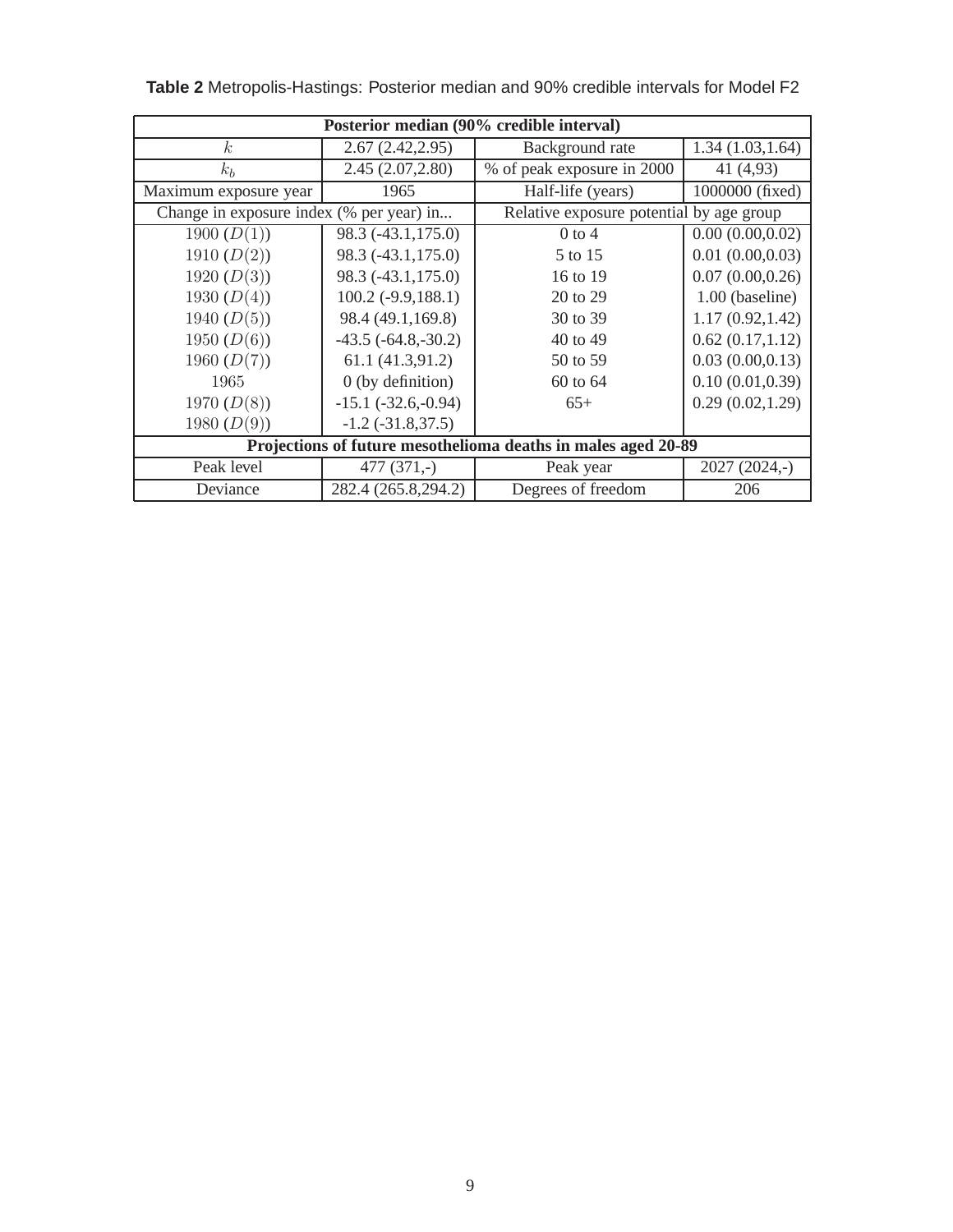**Table 2** Metropolis-Hastings: Posterior median and 90% credible intervals for Model F2

| **Posterior median (90% credible interval)** | | | |
|---|---|---|---|
| $k$ | 2.67 (2.42,2.95) | Background rate | 1.34 (1.03,1.64) |
| $k_b$ | 2.45 (2.07,2.80) | % of peak exposure in 2000 | 41 (4,93) |
| Maximum exposure year | 1965 | Half-life (years) | 1000000 (fixed) |
| Change in exposure index (% per year) in... | | Relative exposure potential by age group | |
| 1900 ($D(1)$) | 98.3 (-43.1,175.0) | 0 to 4 | 0.00 (0.00,0.02) |
| 1910 ($D(2)$) | 98.3 (-43.1,175.0) | 5 to 15 | 0.01 (0.00,0.03) |
| 1920 ($D(3)$) | 98.3 (-43.1,175.0) | 16 to 19 | 0.07 (0.00,0.26) |
| 1930 ($D(4)$) | 100.2 (-9.9,188.1) | 20 to 29 | 1.00 (baseline) |
| 1940 ($D(5)$) | 98.4 (49.1,169.8) | 30 to 39 | 1.17 (0.92,1.42) |
| 1950 ($D(6)$) | -43.5 (-64.8,-30.2) | 40 to 49 | 0.62 (0.17,1.12) |
| 1960 ($D(7)$) | 61.1 (41.3,91.2) | 50 to 59 | 0.03 (0.00,0.13) |
| 1965 | 0 (by definition) | 60 to 64 | 0.10 (0.01,0.39) |
| 1970 ($D(8)$) | -15.1 (-32.6,-0.94) | 65+ | 0.29 (0.02,1.29) |
| 1980 ($D(9)$) | -1.2 (-31.8,37.5) | | |
| **Projections of future mesothelioma deaths in males aged 20-89** | | | |
| Peak level | 477 (371,-) | Peak year | 2027 (2024,-) |
| Deviance | 282.4 (265.8,294.2) | Degrees of freedom | 206 |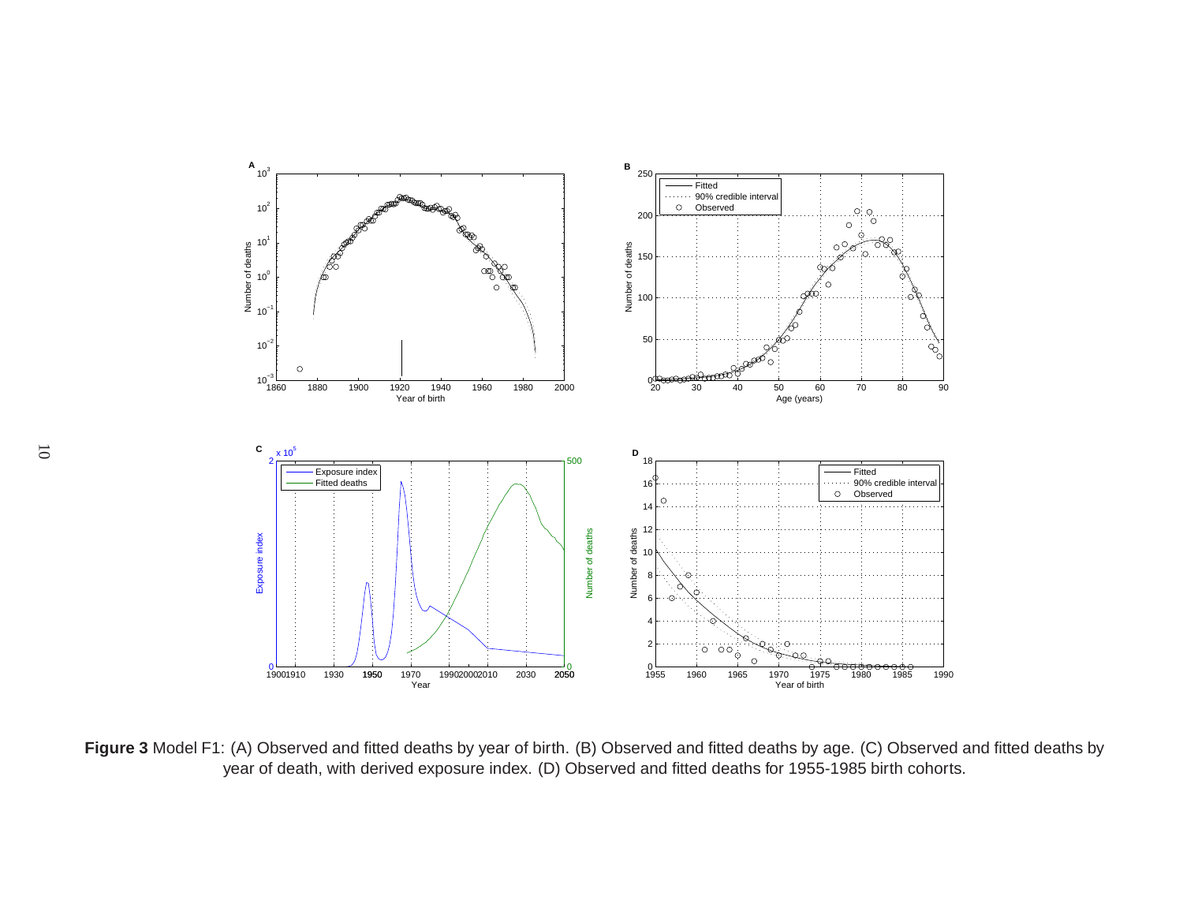**Figure 3** Model F1: (A) Observed and fitted deaths by year of birth. (B) Observed and fitted deaths by age. (C) Observed and fitted deaths by year of death, with derived exposure index. (D) Observed and fitted deaths for 1955-1985 birth cohorts.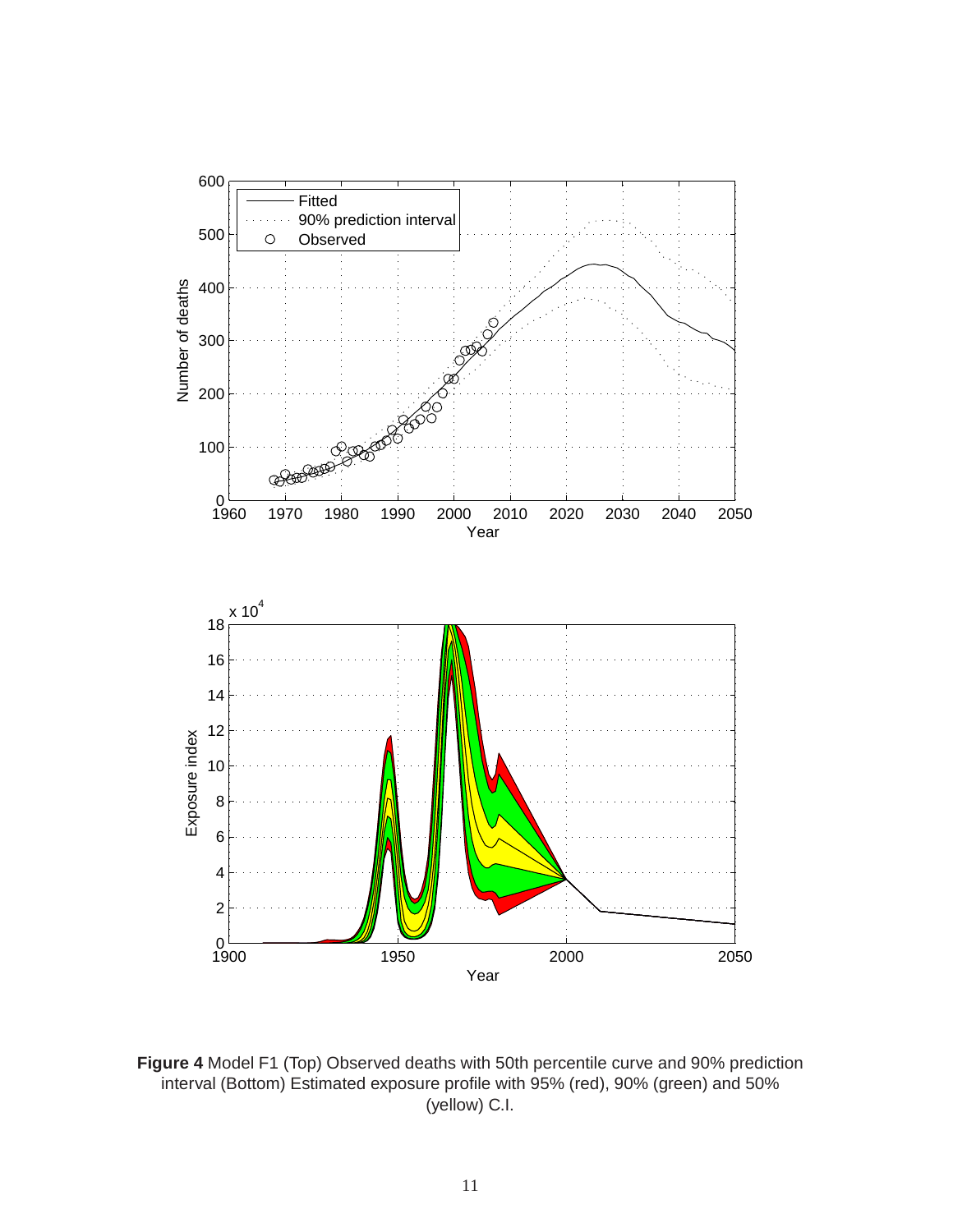**Figure 4** Model F1 (Top) Observed deaths with 50th percentile curve and 90% prediction interval (Bottom) Estimated exposure profile with 95% (red), 90% (green) and 50% (yellow) C.I.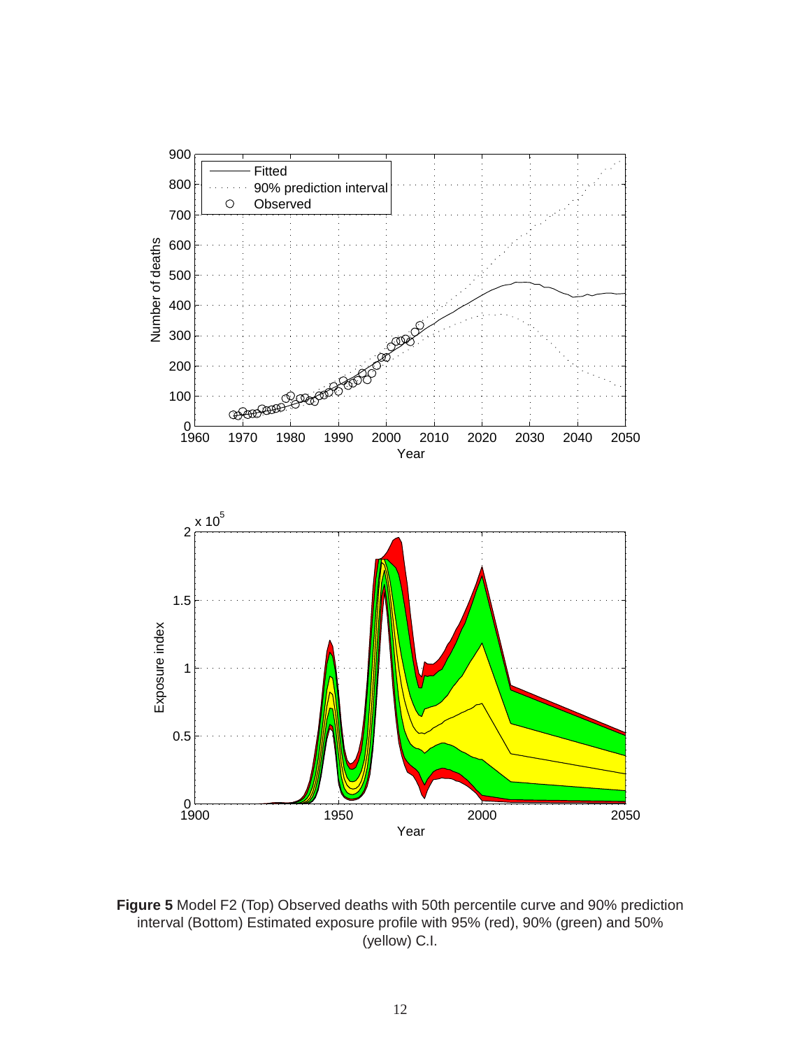**Figure 5** Model F2 (Top) Observed deaths with 50th percentile curve and 90% prediction interval (Bottom) Estimated exposure profile with 95% (red), 90% (green) and 50% (yellow) C.I.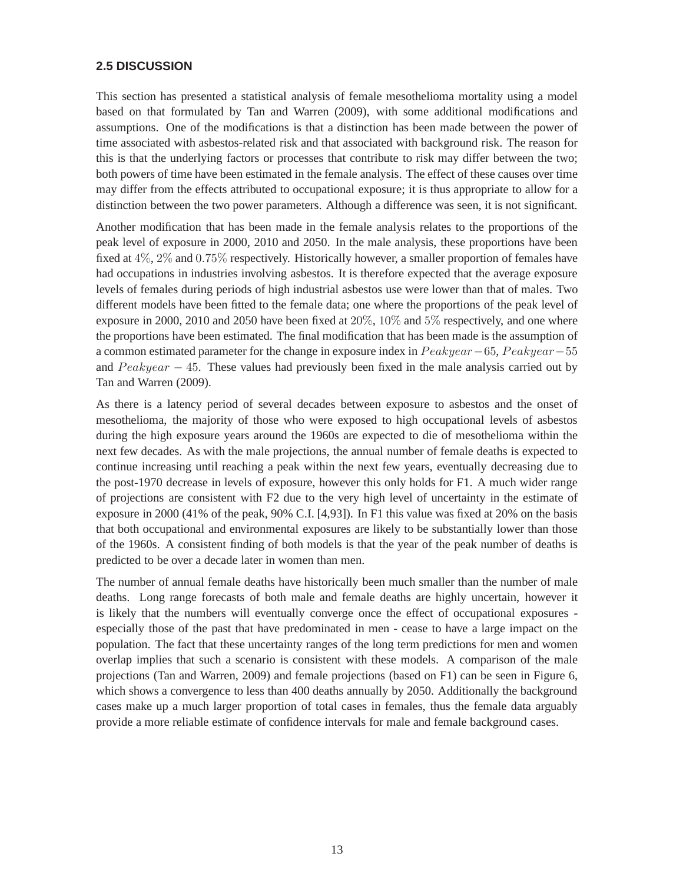## 2.5 DISCUSSION

This section has presented a statistical analysis of female mesothelioma mortality using a model based on that formulated by Tan and Warren (2009), with some additional modifications and assumptions. One of the modifications is that a distinction has been made between the power of time associated with asbestos-related risk and that associated with background risk. The reason for this is that the underlying factors or processes that contribute to risk may differ between the two; both powers of time have been estimated in the female analysis. The effect of these causes over time may differ from the effects attributed to occupational exposure; it is thus appropriate to allow for a distinction between the two power parameters. Although a difference was seen, it is not significant.

Another modification that has been made in the female analysis relates to the proportions of the peak level of exposure in 2000, 2010 and 2050. In the male analysis, these proportions have been fixed at $4\%$, $2\%$ and $0.75\%$ respectively. Historically however, a smaller proportion of females have had occupations in industries involving asbestos. It is therefore expected that the average exposure levels of females during periods of high industrial asbestos use were lower than that of males. Two different models have been fitted to the female data; one where the proportions of the peak level of exposure in 2000, 2010 and 2050 have been fixed at $20\%$, $10\%$ and $5\%$ respectively, and one where the proportions have been estimated. The final modification that has been made is the assumption of a common estimated parameter for the change in exposure index in $Peakyear - 65$, $Peakyear - 55$ and $Peakyear - 45$. These values had previously been fixed in the male analysis carried out by Tan and Warren (2009).

As there is a latency period of several decades between exposure to asbestos and the onset of mesothelioma, the majority of those who were exposed to high occupational levels of asbestos during the high exposure years around the 1960s are expected to die of mesothelioma within the next few decades. As with the male projections, the annual number of female deaths is expected to continue increasing until reaching a peak within the next few years, eventually decreasing due to the post-1970 decrease in levels of exposure, however this only holds for F1. A much wider range of projections are consistent with F2 due to the very high level of uncertainty in the estimate of exposure in 2000 (41% of the peak, 90% C.I. [4,93]). In F1 this value was fixed at 20% on the basis that both occupational and environmental exposures are likely to be substantially lower than those of the 1960s. A consistent finding of both models is that the year of the peak number of deaths is predicted to be over a decade later in women than men.

The number of annual female deaths have historically been much smaller than the number of male deaths. Long range forecasts of both male and female deaths are highly uncertain, however it is likely that the numbers will eventually converge once the effect of occupational exposures - especially those of the past that have predominated in men - cease to have a large impact on the population. The fact that these uncertainty ranges of the long term predictions for men and women overlap implies that such a scenario is consistent with these models. A comparison of the male projections (Tan and Warren, 2009) and female projections (based on F1) can be seen in Figure 6, which shows a convergence to less than 400 deaths annually by 2050. Additionally the background cases make up a much larger proportion of total cases in females, thus the female data arguably provide a more reliable estimate of confidence intervals for male and female background cases.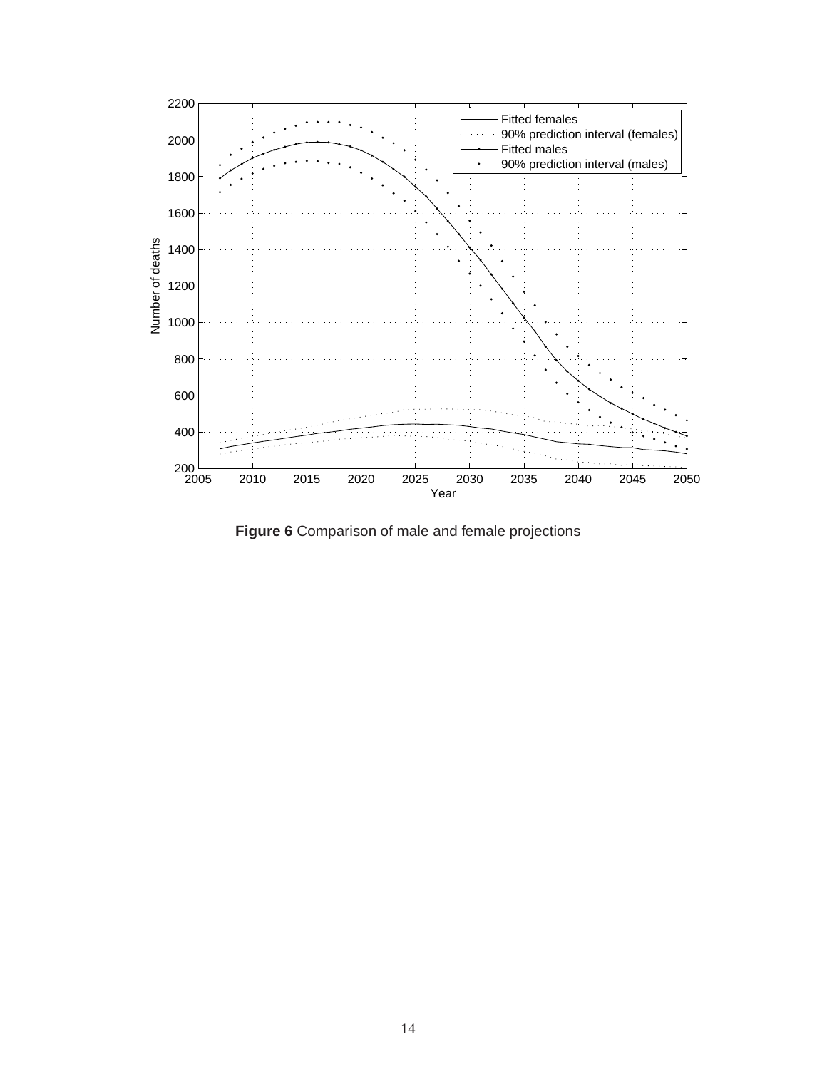**Figure 6** Comparison of male and female projections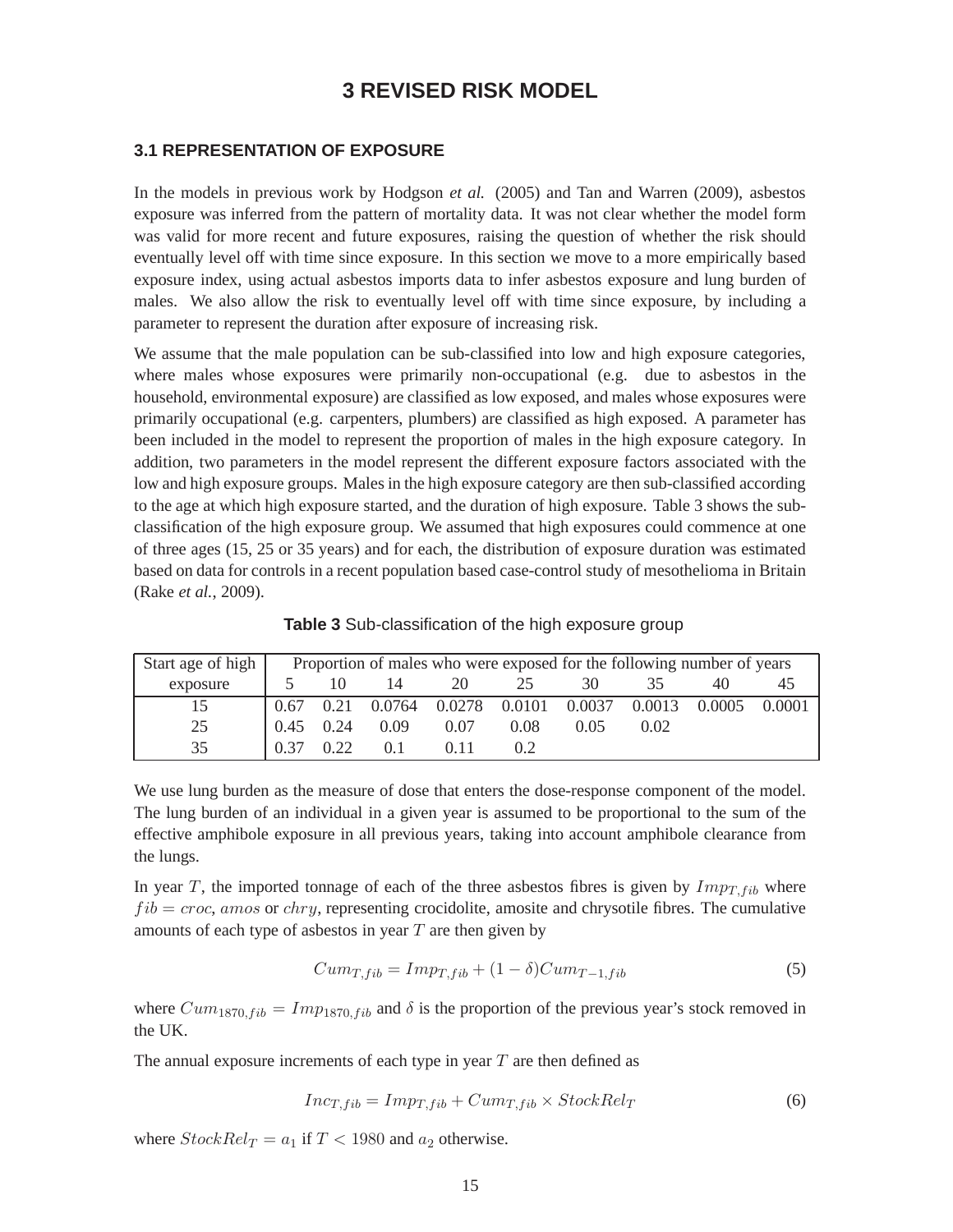# 3 REVISED RISK MODEL

## 3.1 REPRESENTATION OF EXPOSURE

In the models in previous work by Hodgson *et al.* (2005) and Tan and Warren (2009), asbestos exposure was inferred from the pattern of mortality data. It was not clear whether the model form was valid for more recent and future exposures, raising the question of whether the risk should eventually level off with time since exposure. In this section we move to a more empirically based exposure index, using actual asbestos imports data to infer asbestos exposure and lung burden of males. We also allow the risk to eventually level off with time since exposure, by including a parameter to represent the duration after exposure of increasing risk.

We assume that the male population can be sub-classified into low and high exposure categories, where males whose exposures were primarily non-occupational (e.g. due to asbestos in the household, environmental exposure) are classified as low exposed, and males whose exposures were primarily occupational (e.g. carpenters, plumbers) are classified as high exposed. A parameter has been included in the model to represent the proportion of males in the high exposure category. In addition, two parameters in the model represent the different exposure factors associated with the low and high exposure groups. Males in the high exposure category are then sub-classified according to the age at which high exposure started, and the duration of high exposure. Table 3 shows the sub-classification of the high exposure group. We assumed that high exposures could commence at one of three ages (15, 25 or 35 years) and for each, the distribution of exposure duration was estimated based on data for controls in a recent population based case-control study of mesothelioma in Britain (Rake *et al.*, 2009).

**Table 3** Sub-classification of the high exposure group

| Start age of high exposure | Proportion of males who were exposed for the following number of years | | | | | | | | |
|---|---|---|---|---|---|---|---|---|---|
| | 5 | 10 | 14 | 20 | 25 | 30 | 35 | 40 | 45 |
| 15 | 0.67 | 0.21 | 0.0764 | 0.0278 | 0.0101 | 0.0037 | 0.0013 | 0.0005 | 0.0001 |
| 25 | 0.45 | 0.24 | 0.09 | 0.07 | 0.08 | 0.05 | 0.02 | | |
| 35 | 0.37 | 0.22 | 0.1 | 0.11 | 0.2 | | | | |

We use lung burden as the measure of dose that enters the dose-response component of the model. The lung burden of an individual in a given year is assumed to be proportional to the sum of the effective amphibole exposure in all previous years, taking into account amphibole clearance from the lungs.

In year $T$, the imported tonnage of each of the three asbestos fibres is given by $Imp_{T,fib}$ where $fib = croc$, $amos$ or $chry$, representing crocidolite, amosite and chrysotile fibres. The cumulative amounts of each type of asbestos in year $T$ are then given by

$$Cum_{T,fib} = Imp_{T,fib} + (1 - \delta)Cum_{T-1,fib} \tag{5}$$

where $Cum_{1870,fib} = Imp_{1870,fib}$ and $\delta$ is the proportion of the previous year's stock removed in the UK.

The annual exposure increments of each type in year $T$ are then defined as

$$Inc_{T,fib} = Imp_{T,fib} + Cum_{T,fib} \times StockRel_T \tag{6}$$

where $StockRel_T = a_1$ if $T < 1980$ and $a_2$ otherwise.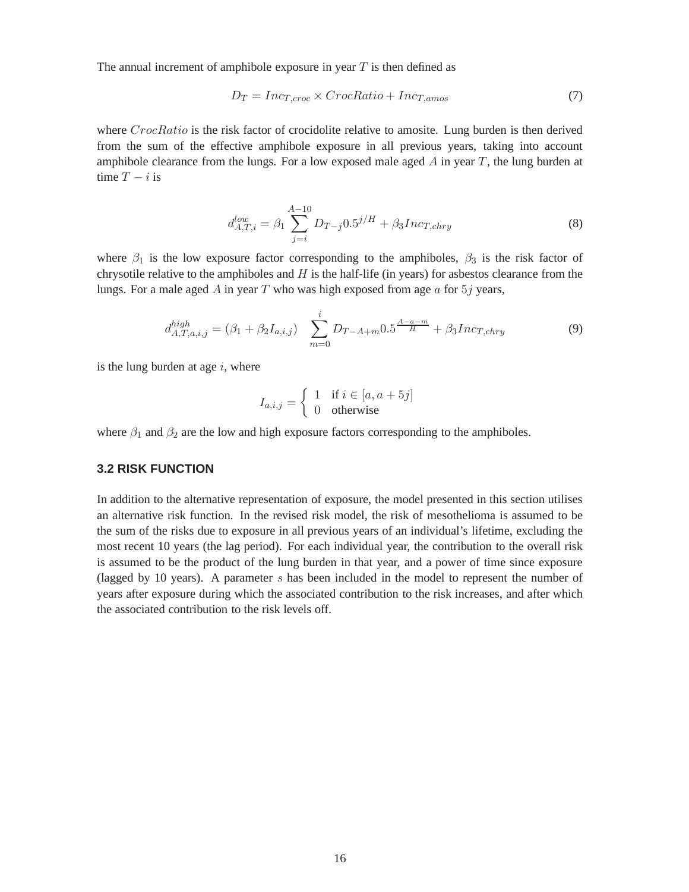The annual increment of amphibole exposure in year $T$ is then defined as

$$D_T = Inc_{T,croc} \times CrocRatio + Inc_{T,amos} \tag{7}$$

where $CrocRatio$ is the risk factor of crocidolite relative to amosite. Lung burden is then derived from the sum of the effective amphibole exposure in all previous years, taking into account amphibole clearance from the lungs. For a low exposed male aged $A$ in year $T$, the lung burden at time $T - i$ is

$$d^{low}_{A,T,i} = \beta_1 \sum_{j=i}^{A-10} D_{T-j} 0.5^{j/H} + \beta_3 Inc_{T,chry} \tag{8}$$

where $\beta_1$ is the low exposure factor corresponding to the amphiboles, $\beta_3$ is the risk factor of chrysotile relative to the amphiboles and $H$ is the half-life (in years) for asbestos clearance from the lungs. For a male aged $A$ in year $T$ who was high exposed from age $a$ for $5j$ years,

$$d^{high}_{A,T,a,i,j} = (\beta_1 + \beta_2 I_{a,i,j}) \sum_{m=0}^{i} D_{T-A+m} 0.5^{\frac{A-a-m}{H}} + \beta_3 Inc_{T,chry} \tag{9}$$

is the lung burden at age $i$, where

$$I_{a,i,j} = \begin{cases} 1 & \text{if } i \in [a, a+5j] \\ 0 & \text{otherwise} \end{cases}$$

where $\beta_1$ and $\beta_2$ are the low and high exposure factors corresponding to the amphiboles.

### 3.2 RISK FUNCTION

In addition to the alternative representation of exposure, the model presented in this section utilises an alternative risk function. In the revised risk model, the risk of mesothelioma is assumed to be the sum of the risks due to exposure in all previous years of an individual's lifetime, excluding the most recent 10 years (the lag period). For each individual year, the contribution to the overall risk is assumed to be the product of the lung burden in that year, and a power of time since exposure (lagged by 10 years). A parameter $s$ has been included in the model to represent the number of years after exposure during which the associated contribution to the risk increases, and after which the associated contribution to the risk levels off.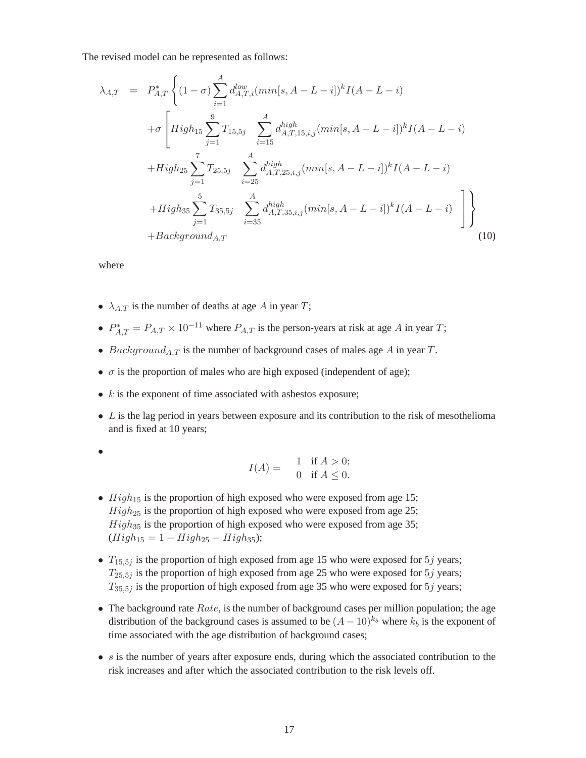The revised model can be represented as follows:

$$
\begin{aligned}
\lambda_{A,T} \;=\; & P^*_{A,T} \Bigg\{ (1-\sigma) \sum_{i=1}^{A} d^{low}_{A,T,i} (min[s, A-L-i])^k I(A-L-i) \\
& + \sigma \Bigg[ High_{15} \sum_{j=1}^{9} T_{15,5j} \sum_{i=15}^{A} d^{high}_{A,T,15,i,j} (min[s, A-L-i])^k I(A-L-i) \\
& + High_{25} \sum_{j=1}^{7} T_{25,5j} \sum_{i=25}^{A} d^{high}_{A,T,25,i,j} (min[s, A-L-i])^k I(A-L-i) \\
& + High_{35} \sum_{j=1}^{5} T_{35,5j} \sum_{i=35}^{A} d^{high}_{A,T,35,i,j} (min[s, A-L-i])^k I(A-L-i) \Bigg] \Bigg\} \\
& + Background_{A,T}
\end{aligned}
\tag{10}
$$

where

- $\lambda_{A,T}$ is the number of deaths at age $A$ in year $T$;
- $P^*_{A,T} = P_{A,T} \times 10^{-11}$ where $P_{A,T}$ is the person-years at risk at age $A$ in year $T$;
- $Background_{A,T}$ is the number of background cases of males age $A$ in year $T$.
- $\sigma$ is the proportion of males who are high exposed (independent of age);
- $k$ is the exponent of time associated with asbestos exposure;
- $L$ is the lag period in years between exposure and its contribution to the risk of mesothelioma and is fixed at 10 years;
- $$I(A) = \begin{cases} 1 & \text{if } A > 0; \\ 0 & \text{if } A \leq 0. \end{cases}$$
- $High_{15}$ is the proportion of high exposed who were exposed from age 15;  
  $High_{25}$ is the proportion of high exposed who were exposed from age 25;  
  $High_{35}$ is the proportion of high exposed who were exposed from age 35;  
  ($High_{15} = 1 - High_{25} - High_{35}$);
- $T_{15,5j}$ is the proportion of high exposed from age 15 who were exposed for $5j$ years;  
  $T_{25,5j}$ is the proportion of high exposed from age 25 who were exposed for $5j$ years;  
  $T_{35,5j}$ is the proportion of high exposed from age 35 who were exposed for $5j$ years;
- The background rate $Rate$, is the number of background cases per million population; the age distribution of the background cases is assumed to be $(A-10)^{k_b}$ where $k_b$ is the exponent of time associated with the age distribution of background cases;
- $s$ is the number of years after exposure ends, during which the associated contribution to the risk increases and after which the associated contribution to the risk levels off.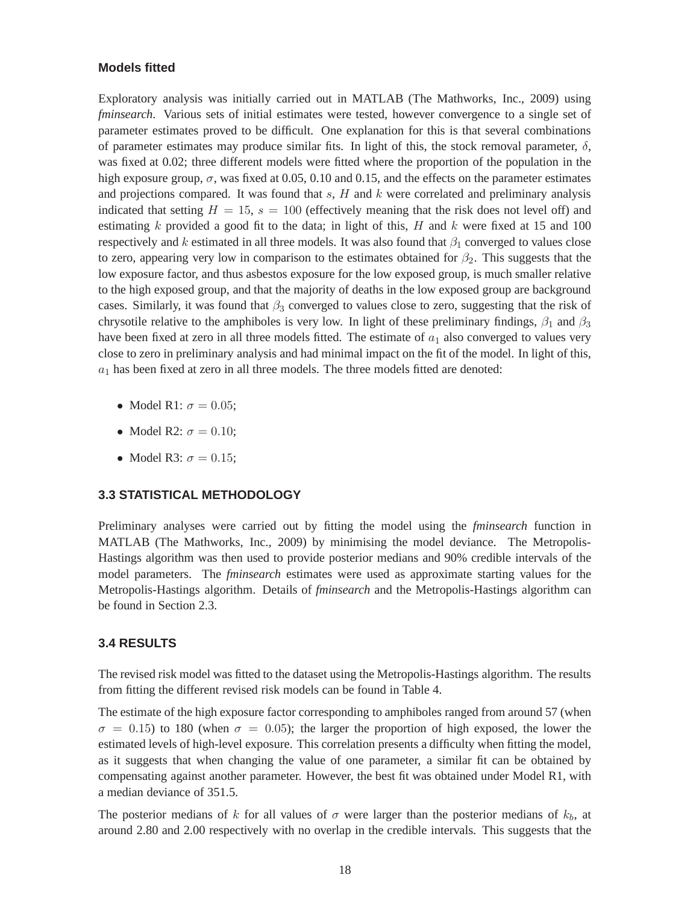#### Models fitted

Exploratory analysis was initially carried out in MATLAB (The Mathworks, Inc., 2009) using *fminsearch*. Various sets of initial estimates were tested, however convergence to a single set of parameter estimates proved to be difficult. One explanation for this is that several combinations of parameter estimates may produce similar fits. In light of this, the stock removal parameter, $\delta$, was fixed at 0.02; three different models were fitted where the proportion of the population in the high exposure group, $\sigma$, was fixed at 0.05, 0.10 and 0.15, and the effects on the parameter estimates and projections compared. It was found that $s$, $H$ and $k$ were correlated and preliminary analysis indicated that setting $H = 15$, $s = 100$ (effectively meaning that the risk does not level off) and estimating $k$ provided a good fit to the data; in light of this, $H$ and $k$ were fixed at 15 and 100 respectively and $k$ estimated in all three models. It was also found that $\beta_1$ converged to values close to zero, appearing very low in comparison to the estimates obtained for $\beta_2$. This suggests that the low exposure factor, and thus asbestos exposure for the low exposed group, is much smaller relative to the high exposed group, and that the majority of deaths in the low exposed group are background cases. Similarly, it was found that $\beta_3$ converged to values close to zero, suggesting that the risk of chrysotile relative to the amphiboles is very low. In light of these preliminary findings, $\beta_1$ and $\beta_3$ have been fixed at zero in all three models fitted. The estimate of $a_1$ also converged to values very close to zero in preliminary analysis and had minimal impact on the fit of the model. In light of this, $a_1$ has been fixed at zero in all three models. The three models fitted are denoted:

- Model R1: $\sigma = 0.05$;
- Model R2: $\sigma = 0.10$;
- Model R3: $\sigma = 0.15$;

### 3.3 STATISTICAL METHODOLOGY

Preliminary analyses were carried out by fitting the model using the *fminsearch* function in MATLAB (The Mathworks, Inc., 2009) by minimising the model deviance. The Metropolis-Hastings algorithm was then used to provide posterior medians and 90% credible intervals of the model parameters. The *fminsearch* estimates were used as approximate starting values for the Metropolis-Hastings algorithm. Details of *fminsearch* and the Metropolis-Hastings algorithm can be found in Section 2.3.

### 3.4 RESULTS

The revised risk model was fitted to the dataset using the Metropolis-Hastings algorithm. The results from fitting the different revised risk models can be found in Table 4.

The estimate of the high exposure factor corresponding to amphiboles ranged from around 57 (when $\sigma = 0.15$) to 180 (when $\sigma = 0.05$); the larger the proportion of high exposed, the lower the estimated levels of high-level exposure. This correlation presents a difficulty when fitting the model, as it suggests that when changing the value of one parameter, a similar fit can be obtained by compensating against another parameter. However, the best fit was obtained under Model R1, with a median deviance of 351.5.

The posterior medians of $k$ for all values of $\sigma$ were larger than the posterior medians of $k_b$, at around 2.80 and 2.00 respectively with no overlap in the credible intervals. This suggests that the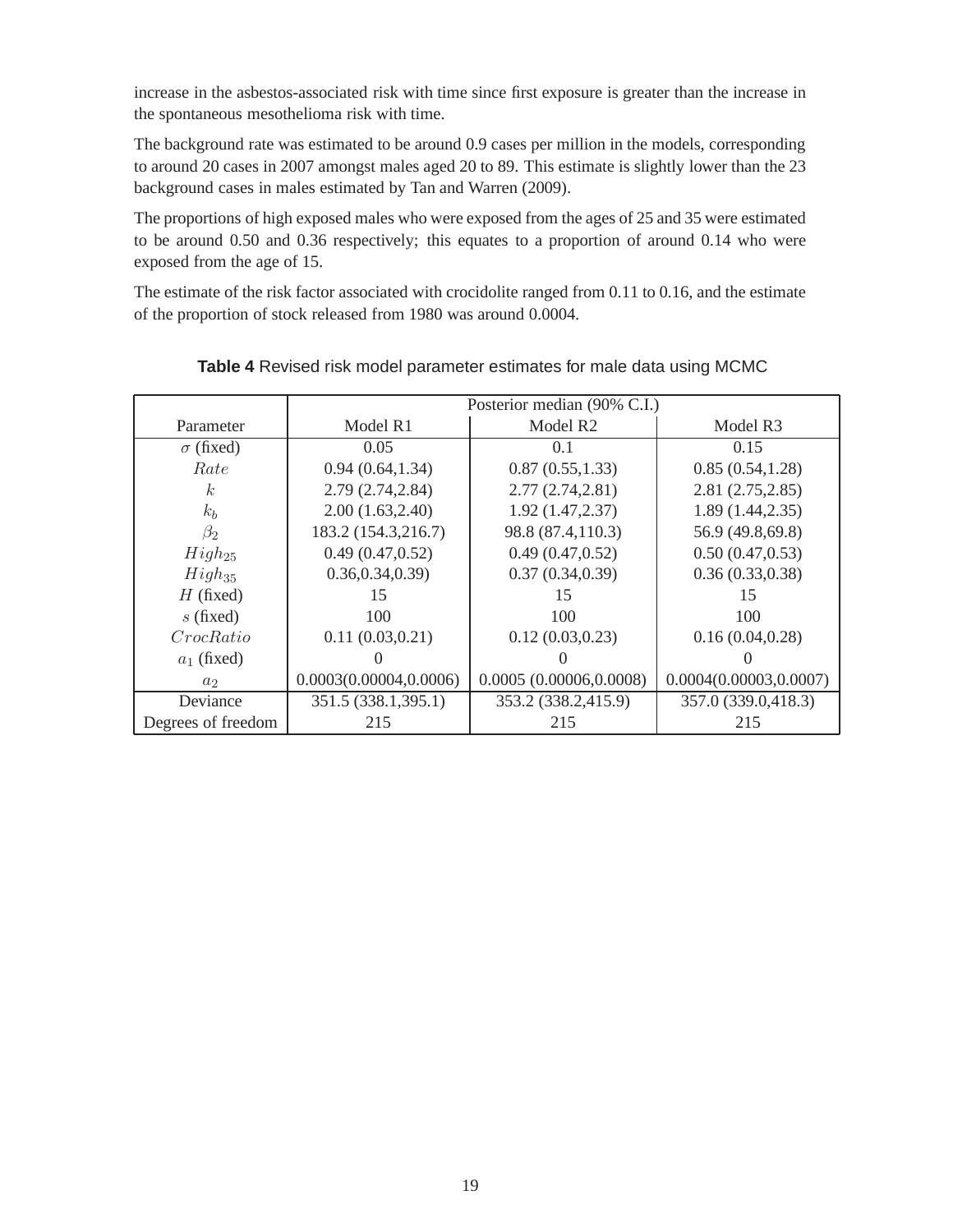increase in the asbestos-associated risk with time since first exposure is greater than the increase in the spontaneous mesothelioma risk with time.

The background rate was estimated to be around 0.9 cases per million in the models, corresponding to around 20 cases in 2007 amongst males aged 20 to 89. This estimate is slightly lower than the 23 background cases in males estimated by Tan and Warren (2009).

The proportions of high exposed males who were exposed from the ages of 25 and 35 were estimated to be around 0.50 and 0.36 respectively; this equates to a proportion of around 0.14 who were exposed from the age of 15.

The estimate of the risk factor associated with crocidolite ranged from 0.11 to 0.16, and the estimate of the proportion of stock released from 1980 was around 0.0004.

**Table 4** Revised risk model parameter estimates for male data using MCMC

| | Posterior median (90% C.I.) | | |
|---|---|---|---|
| Parameter | Model R1 | Model R2 | Model R3 |
| $\sigma$ (fixed) | 0.05 | 0.1 | 0.15 |
| $Rate$ | 0.94 (0.64,1.34) | 0.87 (0.55,1.33) | 0.85 (0.54,1.28) |
| $k$ | 2.79 (2.74,2.84) | 2.77 (2.74,2.81) | 2.81 (2.75,2.85) |
| $k_b$ | 2.00 (1.63,2.40) | 1.92 (1.47,2.37) | 1.89 (1.44,2.35) |
| $\beta_2$ | 183.2 (154.3,216.7) | 98.8 (87.4,110.3) | 56.9 (49.8,69.8) |
| $High_{25}$ | 0.49 (0.47,0.52) | 0.49 (0.47,0.52) | 0.50 (0.47,0.53) |
| $High_{35}$ | 0.36,0.34,0.39) | 0.37 (0.34,0.39) | 0.36 (0.33,0.38) |
| $H$ (fixed) | 15 | 15 | 15 |
| $s$ (fixed) | 100 | 100 | 100 |
| $CrocRatio$ | 0.11 (0.03,0.21) | 0.12 (0.03,0.23) | 0.16 (0.04,0.28) |
| $a_1$ (fixed) | 0 | 0 | 0 |
| $a_2$ | 0.0003(0.00004,0.0006) | 0.0005 (0.00006,0.0008) | 0.0004(0.00003,0.0007) |
| Deviance | 351.5 (338.1,395.1) | 353.2 (338.2,415.9) | 357.0 (339.0,418.3) |
| Degrees of freedom | 215 | 215 | 215 |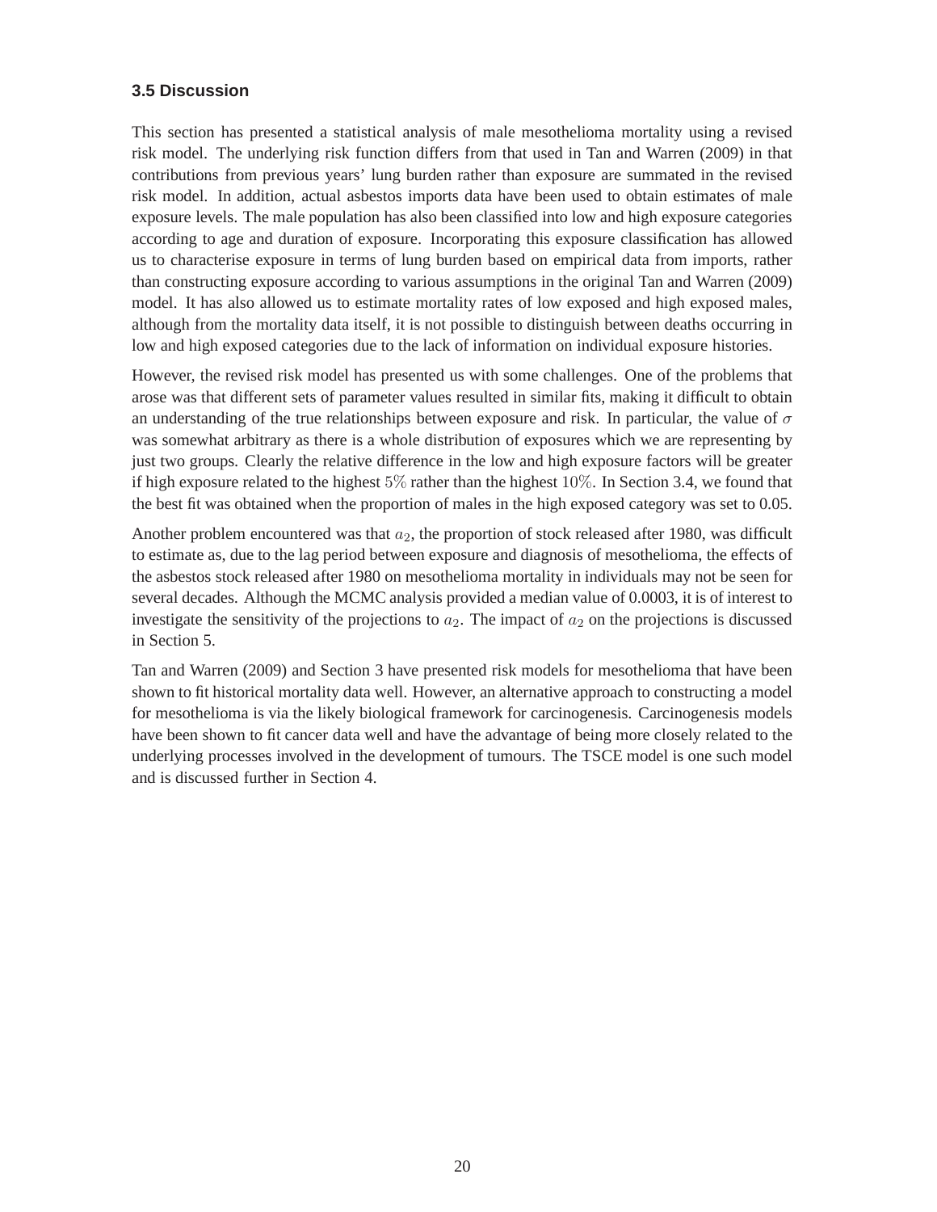### 3.5 Discussion

This section has presented a statistical analysis of male mesothelioma mortality using a revised risk model. The underlying risk function differs from that used in Tan and Warren (2009) in that contributions from previous years' lung burden rather than exposure are summated in the revised risk model. In addition, actual asbestos imports data have been used to obtain estimates of male exposure levels. The male population has also been classified into low and high exposure categories according to age and duration of exposure. Incorporating this exposure classification has allowed us to characterise exposure in terms of lung burden based on empirical data from imports, rather than constructing exposure according to various assumptions in the original Tan and Warren (2009) model. It has also allowed us to estimate mortality rates of low exposed and high exposed males, although from the mortality data itself, it is not possible to distinguish between deaths occurring in low and high exposed categories due to the lack of information on individual exposure histories.

However, the revised risk model has presented us with some challenges. One of the problems that arose was that different sets of parameter values resulted in similar fits, making it difficult to obtain an understanding of the true relationships between exposure and risk. In particular, the value of $\sigma$ was somewhat arbitrary as there is a whole distribution of exposures which we are representing by just two groups. Clearly the relative difference in the low and high exposure factors will be greater if high exposure related to the highest $5\%$ rather than the highest $10\%$. In Section 3.4, we found that the best fit was obtained when the proportion of males in the high exposed category was set to 0.05.

Another problem encountered was that $a_2$, the proportion of stock released after 1980, was difficult to estimate as, due to the lag period between exposure and diagnosis of mesothelioma, the effects of the asbestos stock released after 1980 on mesothelioma mortality in individuals may not be seen for several decades. Although the MCMC analysis provided a median value of 0.0003, it is of interest to investigate the sensitivity of the projections to $a_2$. The impact of $a_2$ on the projections is discussed in Section 5.

Tan and Warren (2009) and Section 3 have presented risk models for mesothelioma that have been shown to fit historical mortality data well. However, an alternative approach to constructing a model for mesothelioma is via the likely biological framework for carcinogenesis. Carcinogenesis models have been shown to fit cancer data well and have the advantage of being more closely related to the underlying processes involved in the development of tumours. The TSCE model is one such model and is discussed further in Section 4.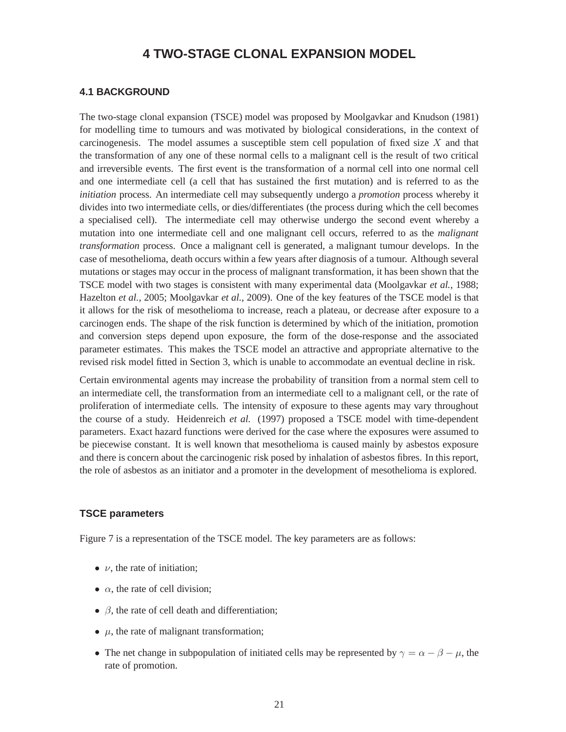# 4 TWO-STAGE CLONAL EXPANSION MODEL

## 4.1 BACKGROUND

The two-stage clonal expansion (TSCE) model was proposed by Moolgavkar and Knudson (1981) for modelling time to tumours and was motivated by biological considerations, in the context of carcinogenesis. The model assumes a susceptible stem cell population of fixed size $X$ and that the transformation of any one of these normal cells to a malignant cell is the result of two critical and irreversible events. The first event is the transformation of a normal cell into one normal cell and one intermediate cell (a cell that has sustained the first mutation) and is referred to as the *initiation* process. An intermediate cell may subsequently undergo a *promotion* process whereby it divides into two intermediate cells, or dies/differentiates (the process during which the cell becomes a specialised cell). The intermediate cell may otherwise undergo the second event whereby a mutation into one intermediate cell and one malignant cell occurs, referred to as the *malignant transformation* process. Once a malignant cell is generated, a malignant tumour develops. In the case of mesothelioma, death occurs within a few years after diagnosis of a tumour. Although several mutations or stages may occur in the process of malignant transformation, it has been shown that the TSCE model with two stages is consistent with many experimental data (Moolgavkar *et al.*, 1988; Hazelton *et al.*, 2005; Moolgavkar *et al.*, 2009). One of the key features of the TSCE model is that it allows for the risk of mesothelioma to increase, reach a plateau, or decrease after exposure to a carcinogen ends. The shape of the risk function is determined by which of the initiation, promotion and conversion steps depend upon exposure, the form of the dose-response and the associated parameter estimates. This makes the TSCE model an attractive and appropriate alternative to the revised risk model fitted in Section 3, which is unable to accommodate an eventual decline in risk.

Certain environmental agents may increase the probability of transition from a normal stem cell to an intermediate cell, the transformation from an intermediate cell to a malignant cell, or the rate of proliferation of intermediate cells. The intensity of exposure to these agents may vary throughout the course of a study. Heidenreich *et al.* (1997) proposed a TSCE model with time-dependent parameters. Exact hazard functions were derived for the case where the exposures were assumed to be piecewise constant. It is well known that mesothelioma is caused mainly by asbestos exposure and there is concern about the carcinogenic risk posed by inhalation of asbestos fibres. In this report, the role of asbestos as an initiator and a promoter in the development of mesothelioma is explored.

### TSCE parameters

Figure 7 is a representation of the TSCE model. The key parameters are as follows:

- $\nu$, the rate of initiation;
- $\alpha$, the rate of cell division;
- $\beta$, the rate of cell death and differentiation;
- $\mu$, the rate of malignant transformation;
- The net change in subpopulation of initiated cells may be represented by $\gamma = \alpha - \beta - \mu$, the rate of promotion.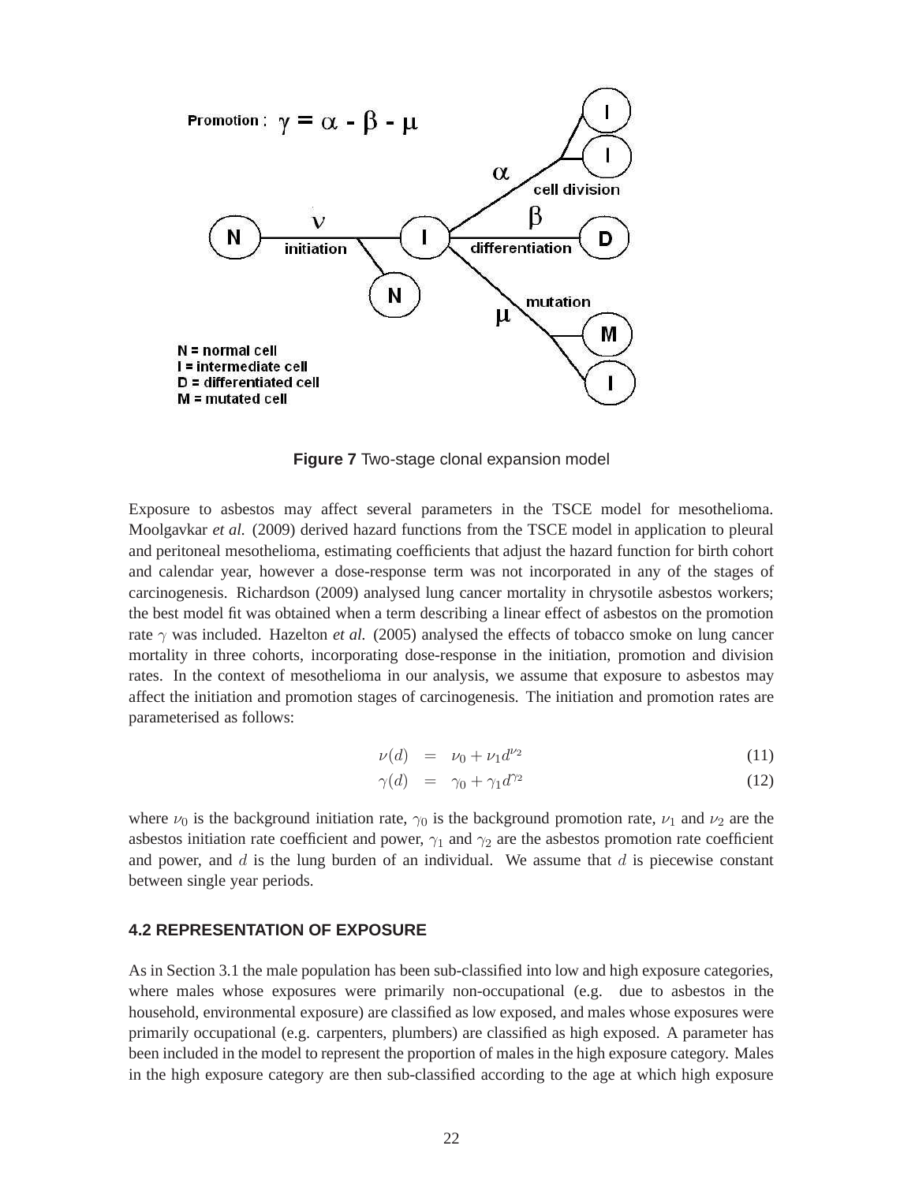Figure 7 Two-stage clonal expansion model

Exposure to asbestos may affect several parameters in the TSCE model for mesothelioma. Moolgavkar *et al.* (2009) derived hazard functions from the TSCE model in application to pleural and peritoneal mesothelioma, estimating coefficients that adjust the hazard function for birth cohort and calendar year, however a dose-response term was not incorporated in any of the stages of carcinogenesis. Richardson (2009) analysed lung cancer mortality in chrysotile asbestos workers; the best model fit was obtained when a term describing a linear effect of asbestos on the promotion rate $\gamma$ was included. Hazelton *et al.* (2005) analysed the effects of tobacco smoke on lung cancer mortality in three cohorts, incorporating dose-response in the initiation, promotion and division rates. In the context of mesothelioma in our analysis, we assume that exposure to asbestos may affect the initiation and promotion stages of carcinogenesis. The initiation and promotion rates are parameterised as follows:

$$\nu(d) = \nu_0 + \nu_1 d^{\nu_2} \quad (11)$$

$$\gamma(d) = \gamma_0 + \gamma_1 d^{\gamma_2} \quad (12)$$

where $\nu_0$ is the background initiation rate, $\gamma_0$ is the background promotion rate, $\nu_1$ and $\nu_2$ are the asbestos initiation rate coefficient and power, $\gamma_1$ and $\gamma_2$ are the asbestos promotion rate coefficient and power, and $d$ is the lung burden of an individual. We assume that $d$ is piecewise constant between single year periods.

### 4.2 REPRESENTATION OF EXPOSURE

As in Section 3.1 the male population has been sub-classified into low and high exposure categories, where males whose exposures were primarily non-occupational (e.g. due to asbestos in the household, environmental exposure) are classified as low exposed, and males whose exposures were primarily occupational (e.g. carpenters, plumbers) are classified as high exposed. A parameter has been included in the model to represent the proportion of males in the high exposure category. Males in the high exposure category are then sub-classified according to the age at which high exposure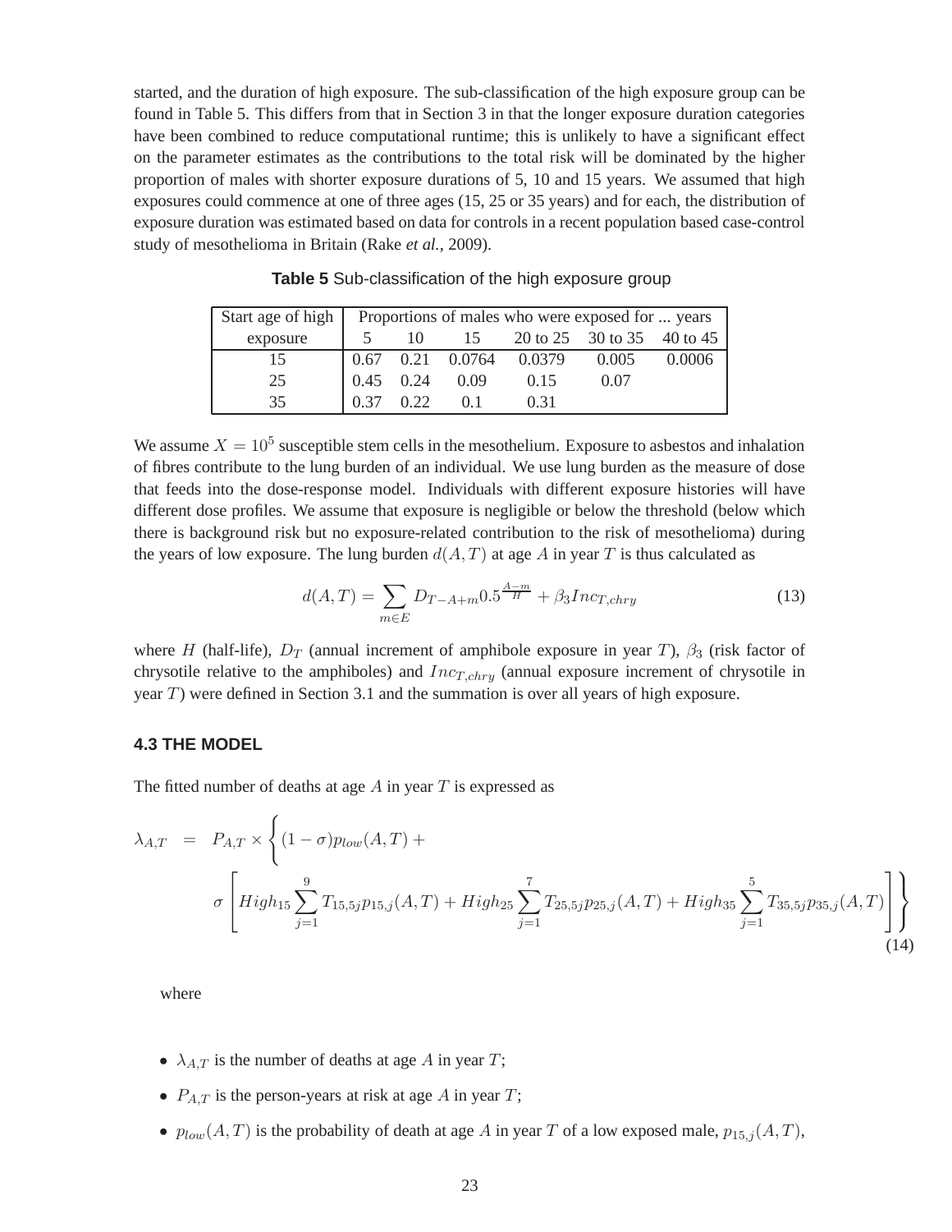started, and the duration of high exposure. The sub-classification of the high exposure group can be found in Table 5. This differs from that in Section 3 in that the longer exposure duration categories have been combined to reduce computational runtime; this is unlikely to have a significant effect on the parameter estimates as the contributions to the total risk will be dominated by the higher proportion of males with shorter exposure durations of 5, 10 and 15 years. We assumed that high exposures could commence at one of three ages (15, 25 or 35 years) and for each, the distribution of exposure duration was estimated based on data for controls in a recent population based case-control study of mesothelioma in Britain (Rake *et al.*, 2009).

**Table 5** Sub-classification of the high exposure group

| Start age of high exposure | Proportions of males who were exposed for ... years | | | | | |
|---|---|---|---|---|---|---|
| | 5 | 10 | 15 | 20 to 25 | 30 to 35 | 40 to 45 |
| 15 | 0.67 | 0.21 | 0.0764 | 0.0379 | 0.005 | 0.0006 |
| 25 | 0.45 | 0.24 | 0.09 | 0.15 | 0.07 | |
| 35 | 0.37 | 0.22 | 0.1 | 0.31 | | |

We assume $X = 10^5$ susceptible stem cells in the mesothelium. Exposure to asbestos and inhalation of fibres contribute to the lung burden of an individual. We use lung burden as the measure of dose that feeds into the dose-response model. Individuals with different exposure histories will have different dose profiles. We assume that exposure is negligible or below the threshold (below which there is background risk but no exposure-related contribution to the risk of mesothelioma) during the years of low exposure. The lung burden $d(A, T)$ at age $A$ in year $T$ is thus calculated as

$$d(A, T) = \sum_{m \in E} D_{T-A+m} 0.5^{\frac{A-m}{H}} + \beta_3 Inc_{T,chry} \tag{13}$$

where $H$ (half-life), $D_T$ (annual increment of amphibole exposure in year $T$), $\beta_3$ (risk factor of chrysotile relative to the amphiboles) and $Inc_{T,chry}$ (annual exposure increment of chrysotile in year $T$) were defined in Section 3.1 and the summation is over all years of high exposure.

### 4.3 THE MODEL

The fitted number of deaths at age $A$ in year $T$ is expressed as

$$\begin{aligned} \lambda_{A,T} &= P_{A,T} \times \Bigg\{ (1-\sigma) p_{low}(A,T) + \\ &\sigma \left[ High_{15} \sum_{j=1}^{9} T_{15,5j} p_{15,j}(A,T) + High_{25} \sum_{j=1}^{7} T_{25,5j} p_{25,j}(A,T) + High_{35} \sum_{j=1}^{5} T_{35,5j} p_{35,j}(A,T) \right] \Bigg\} \end{aligned} \tag{14}$$

where

- $\lambda_{A,T}$ is the number of deaths at age $A$ in year $T$;
- $P_{A,T}$ is the person-years at risk at age $A$ in year $T$;
- $p_{low}(A, T)$ is the probability of death at age $A$ in year $T$ of a low exposed male, $p_{15,j}(A, T)$,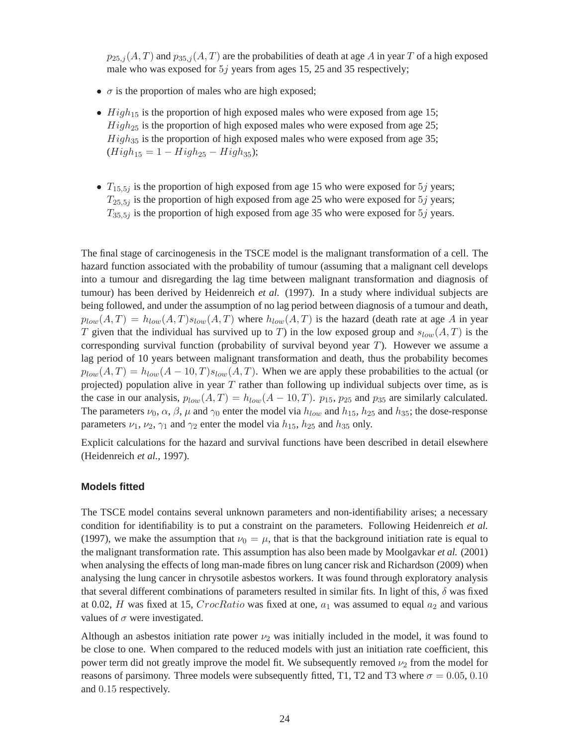$p_{25,j}(A,T)$ and $p_{35,j}(A,T)$ are the probabilities of death at age $A$ in year $T$ of a high exposed male who was exposed for $5j$ years from ages 15, 25 and 35 respectively;

- $\sigma$ is the proportion of males who are high exposed;
- $High_{15}$ is the proportion of high exposed males who were exposed from age 15; $High_{25}$ is the proportion of high exposed males who were exposed from age 25; $High_{35}$ is the proportion of high exposed males who were exposed from age 35; ($High_{15} = 1 - High_{25} - High_{35}$);
- $T_{15,5j}$ is the proportion of high exposed from age 15 who were exposed for $5j$ years; $T_{25,5j}$ is the proportion of high exposed from age 25 who were exposed for $5j$ years; $T_{35,5j}$ is the proportion of high exposed from age 35 who were exposed for $5j$ years.

The final stage of carcinogenesis in the TSCE model is the malignant transformation of a cell. The hazard function associated with the probability of tumour (assuming that a malignant cell develops into a tumour and disregarding the lag time between malignant transformation and diagnosis of tumour) has been derived by Heidenreich *et al.* (1997). In a study where individual subjects are being followed, and under the assumption of no lag period between diagnosis of a tumour and death, $p_{low}(A,T) = h_{low}(A,T)s_{low}(A,T)$ where $h_{low}(A,T)$ is the hazard (death rate at age $A$ in year $T$ given that the individual has survived up to $T$) in the low exposed group and $s_{low}(A,T)$ is the corresponding survival function (probability of survival beyond year $T$). However we assume a lag period of 10 years between malignant transformation and death, thus the probability becomes $p_{low}(A,T) = h_{low}(A-10,T)s_{low}(A,T)$. When we are apply these probabilities to the actual (or projected) population alive in year $T$ rather than following up individual subjects over time, as is the case in our analysis, $p_{low}(A,T) = h_{low}(A-10,T)$. $p_{15}$, $p_{25}$ and $p_{35}$ are similarly calculated. The parameters $\nu_0$, $\alpha$, $\beta$, $\mu$ and $\gamma_0$ enter the model via $h_{low}$ and $h_{15}$, $h_{25}$ and $h_{35}$; the dose-response parameters $\nu_1$, $\nu_2$, $\gamma_1$ and $\gamma_2$ enter the model via $h_{15}$, $h_{25}$ and $h_{35}$ only.

Explicit calculations for the hazard and survival functions have been described in detail elsewhere (Heidenreich *et al.*, 1997).

### Models fitted

The TSCE model contains several unknown parameters and non-identifiability arises; a necessary condition for identifiability is to put a constraint on the parameters. Following Heidenreich *et al.* (1997), we make the assumption that $\nu_0 = \mu$, that is that the background initiation rate is equal to the malignant transformation rate. This assumption has also been made by Moolgavkar *et al.* (2001) when analysing the effects of long man-made fibres on lung cancer risk and Richardson (2009) when analysing the lung cancer in chrysotile asbestos workers. It was found through exploratory analysis that several different combinations of parameters resulted in similar fits. In light of this, $\delta$ was fixed at 0.02, $H$ was fixed at 15, $CrocRatio$ was fixed at one, $a_1$ was assumed to equal $a_2$ and various values of $\sigma$ were investigated.

Although an asbestos initiation rate power $\nu_2$ was initially included in the model, it was found to be close to one. When compared to the reduced models with just an initiation rate coefficient, this power term did not greatly improve the model fit. We subsequently removed $\nu_2$ from the model for reasons of parsimony. Three models were subsequently fitted, T1, T2 and T3 where $\sigma = 0.05$, $0.10$ and $0.15$ respectively.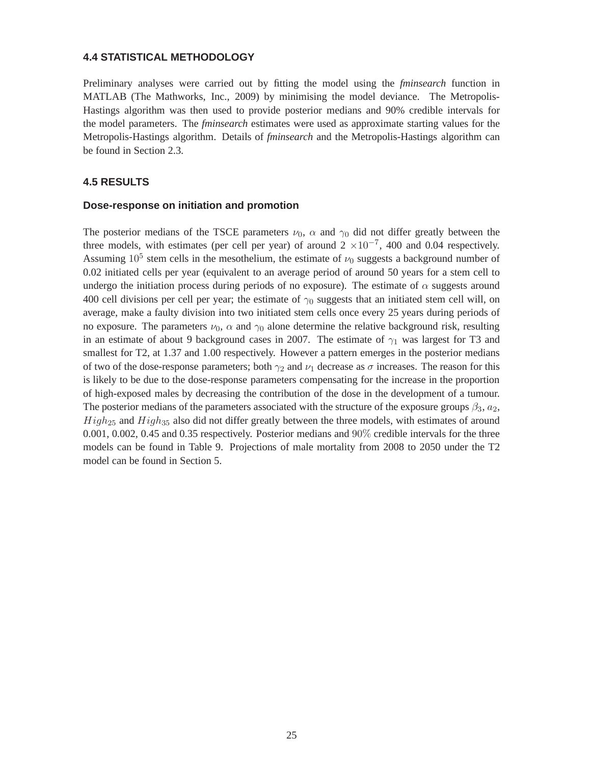### 4.4 STATISTICAL METHODOLOGY

Preliminary analyses were carried out by fitting the model using the *fminsearch* function in MATLAB (The Mathworks, Inc., 2009) by minimising the model deviance. The Metropolis-Hastings algorithm was then used to provide posterior medians and 90% credible intervals for the model parameters. The *fminsearch* estimates were used as approximate starting values for the Metropolis-Hastings algorithm. Details of *fminsearch* and the Metropolis-Hastings algorithm can be found in Section 2.3.

### 4.5 RESULTS

#### Dose-response on initiation and promotion

The posterior medians of the TSCE parameters $\nu_0$, $\alpha$ and $\gamma_0$ did not differ greatly between the three models, with estimates (per cell per year) of around 2 $\times 10^{-7}$, 400 and 0.04 respectively. Assuming $10^5$ stem cells in the mesothelium, the estimate of $\nu_0$ suggests a background number of 0.02 initiated cells per year (equivalent to an average period of around 50 years for a stem cell to undergo the initiation process during periods of no exposure). The estimate of $\alpha$ suggests around 400 cell divisions per cell per year; the estimate of $\gamma_0$ suggests that an initiated stem cell will, on average, make a faulty division into two initiated stem cells once every 25 years during periods of no exposure. The parameters $\nu_0$, $\alpha$ and $\gamma_0$ alone determine the relative background risk, resulting in an estimate of about 9 background cases in 2007. The estimate of $\gamma_1$ was largest for T3 and smallest for T2, at 1.37 and 1.00 respectively. However a pattern emerges in the posterior medians of two of the dose-response parameters; both $\gamma_2$ and $\nu_1$ decrease as $\sigma$ increases. The reason for this is likely to be due to the dose-response parameters compensating for the increase in the proportion of high-exposed males by decreasing the contribution of the dose in the development of a tumour. The posterior medians of the parameters associated with the structure of the exposure groups $\beta_3$, $a_2$, $High_{25}$ and $High_{35}$ also did not differ greatly between the three models, with estimates of around 0.001, 0.002, 0.45 and 0.35 respectively. Posterior medians and $90\%$ credible intervals for the three models can be found in Table 9. Projections of male mortality from 2008 to 2050 under the T2 model can be found in Section 5.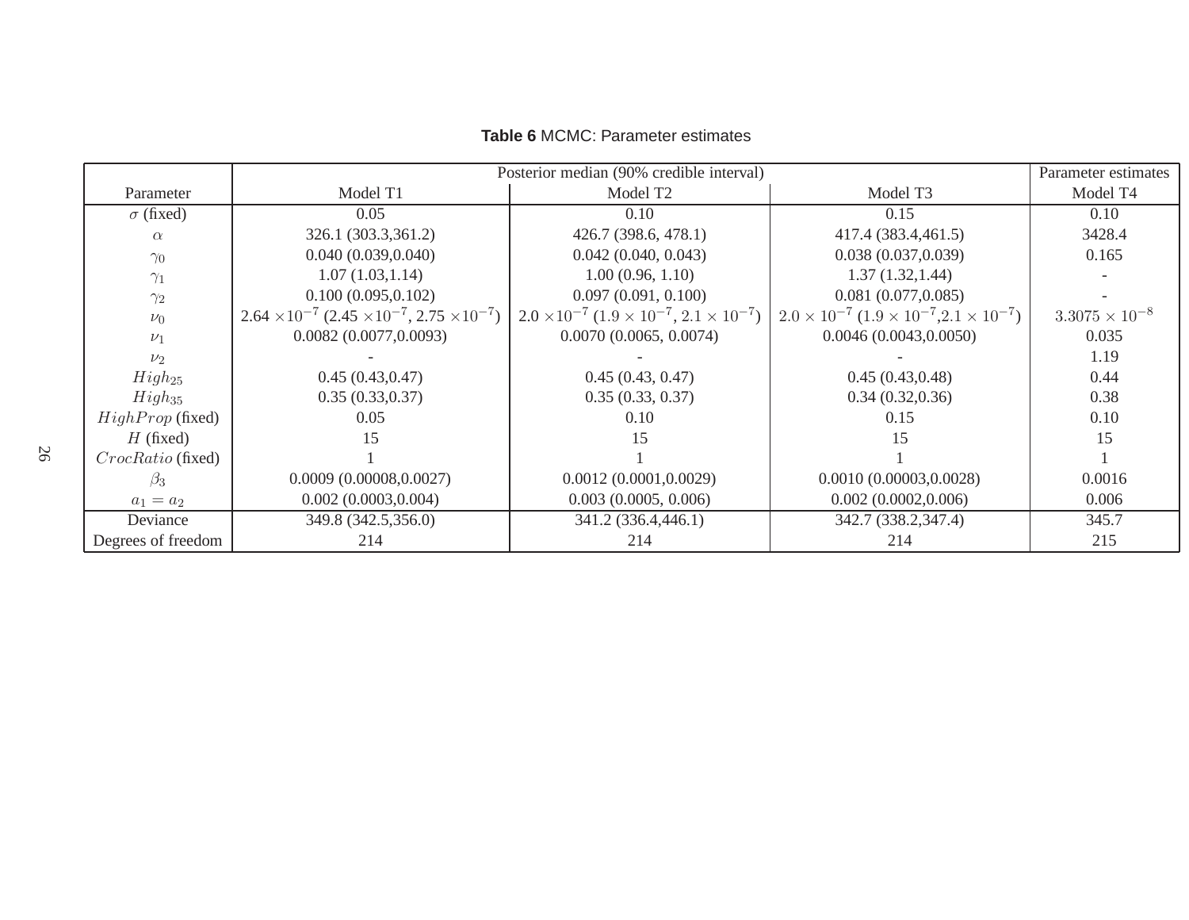**Table 6** MCMC: Parameter estimates

| Parameter | Posterior median (90% credible interval) | | | Parameter estimates |
|---|---|---|---|---|
| | Model T1 | Model T2 | Model T3 | Model T4 |
| $\sigma$ (fixed) | 0.05 | 0.10 | 0.15 | 0.10 |
| $\alpha$ | 326.1 (303.3,361.2) | 426.7 (398.6, 478.1) | 417.4 (383.4,461.5) | 3428.4 |
| $\gamma_0$ | 0.040 (0.039,0.040) | 0.042 (0.040, 0.043) | 0.038 (0.037,0.039) | 0.165 |
| $\gamma_1$ | 1.07 (1.03,1.14) | 1.00 (0.96, 1.10) | 1.37 (1.32,1.44) | - |
| $\gamma_2$ | 0.100 (0.095,0.102) | 0.097 (0.091, 0.100) | 0.081 (0.077,0.085) | - |
| $\nu_0$ | $2.64 \times 10^{-7}$ ($2.45 \times 10^{-7}$, $2.75 \times 10^{-7}$) | $2.0 \times 10^{-7}$ ($1.9 \times 10^{-7}$, $2.1 \times 10^{-7}$) | $2.0 \times 10^{-7}$ ($1.9 \times 10^{-7}$,$2.1 \times 10^{-7}$) | $3.3075 \times 10^{-8}$ |
| $\nu_1$ | 0.0082 (0.0077,0.0093) | 0.0070 (0.0065, 0.0074) | 0.0046 (0.0043,0.0050) | 0.035 |
| $\nu_2$ | - | - | - | 1.19 |
| $High_{25}$ | 0.45 (0.43,0.47) | 0.45 (0.43, 0.47) | 0.45 (0.43,0.48) | 0.44 |
| $High_{35}$ | 0.35 (0.33,0.37) | 0.35 (0.33, 0.37) | 0.34 (0.32,0.36) | 0.38 |
| $HighProp$ (fixed) | 0.05 | 0.10 | 0.15 | 0.10 |
| $H$ (fixed) | 15 | 15 | 15 | 15 |
| $CrocRatio$ (fixed) | 1 | 1 | 1 | 1 |
| $\beta_3$ | 0.0009 (0.00008,0.0027) | 0.0012 (0.0001,0.0029) | 0.0010 (0.00003,0.0028) | 0.0016 |
| $a_1 = a_2$ | 0.002 (0.0003,0.004) | 0.003 (0.0005, 0.006) | 0.002 (0.0002,0.006) | 0.006 |
| Deviance | 349.8 (342.5,356.0) | 341.2 (336.4,446.1) | 342.7 (338.2,347.4) | 345.7 |
| Degrees of freedom | 214 | 214 | 214 | 215 |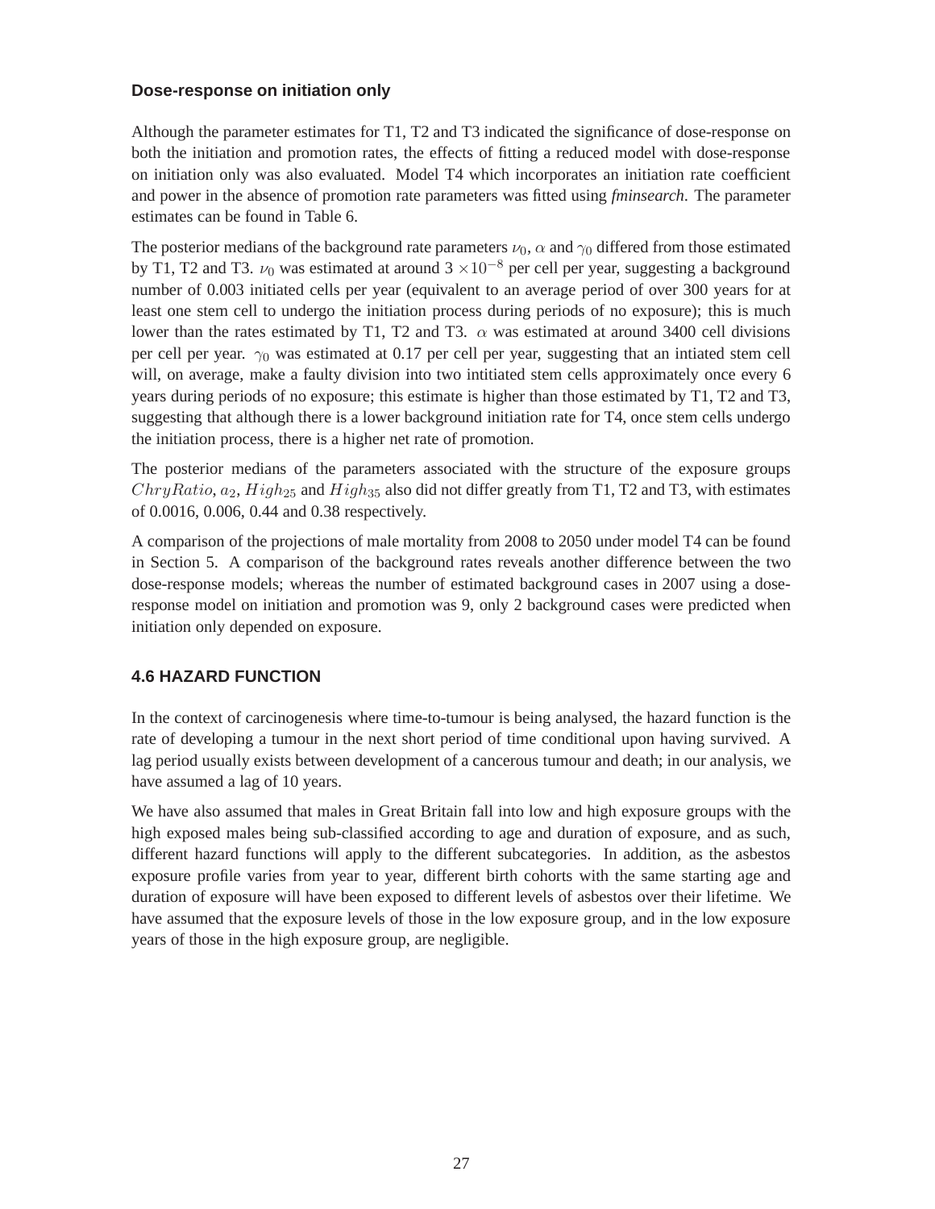### Dose-response on initiation only

Although the parameter estimates for T1, T2 and T3 indicated the significance of dose-response on both the initiation and promotion rates, the effects of fitting a reduced model with dose-response on initiation only was also evaluated. Model T4 which incorporates an initiation rate coefficient and power in the absence of promotion rate parameters was fitted using *fminsearch*. The parameter estimates can be found in Table 6.

The posterior medians of the background rate parameters $\nu_0$, $\alpha$ and $\gamma_0$ differed from those estimated by T1, T2 and T3. $\nu_0$ was estimated at around $3 \times 10^{-8}$ per cell per year, suggesting a background number of 0.003 initiated cells per year (equivalent to an average period of over 300 years for at least one stem cell to undergo the initiation process during periods of no exposure); this is much lower than the rates estimated by T1, T2 and T3. $\alpha$ was estimated at around 3400 cell divisions per cell per year. $\gamma_0$ was estimated at 0.17 per cell per year, suggesting that an intiated stem cell will, on average, make a faulty division into two intitiated stem cells approximately once every 6 years during periods of no exposure; this estimate is higher than those estimated by T1, T2 and T3, suggesting that although there is a lower background initiation rate for T4, once stem cells undergo the initiation process, there is a higher net rate of promotion.

The posterior medians of the parameters associated with the structure of the exposure groups $ChryRatio$, $a_2$, $High_{25}$ and $High_{35}$ also did not differ greatly from T1, T2 and T3, with estimates of 0.0016, 0.006, 0.44 and 0.38 respectively.

A comparison of the projections of male mortality from 2008 to 2050 under model T4 can be found in Section 5. A comparison of the background rates reveals another difference between the two dose-response models; whereas the number of estimated background cases in 2007 using a dose-response model on initiation and promotion was 9, only 2 background cases were predicted when initiation only depended on exposure.

### 4.6 HAZARD FUNCTION

In the context of carcinogenesis where time-to-tumour is being analysed, the hazard function is the rate of developing a tumour in the next short period of time conditional upon having survived. A lag period usually exists between development of a cancerous tumour and death; in our analysis, we have assumed a lag of 10 years.

We have also assumed that males in Great Britain fall into low and high exposure groups with the high exposed males being sub-classified according to age and duration of exposure, and as such, different hazard functions will apply to the different subcategories. In addition, as the asbestos exposure profile varies from year to year, different birth cohorts with the same starting age and duration of exposure will have been exposed to different levels of asbestos over their lifetime. We have assumed that the exposure levels of those in the low exposure group, and in the low exposure years of those in the high exposure group, are negligible.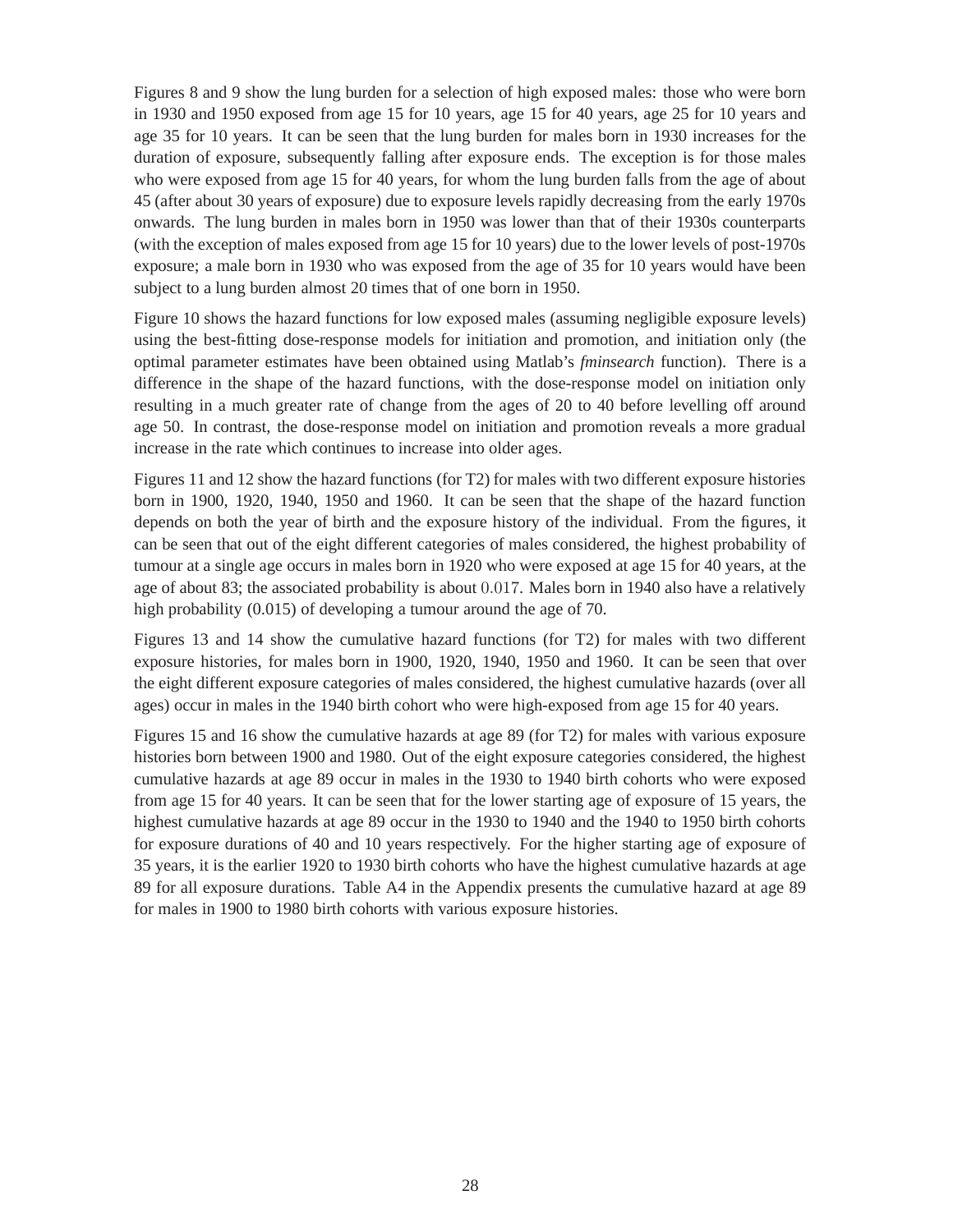Figures 8 and 9 show the lung burden for a selection of high exposed males: those who were born in 1930 and 1950 exposed from age 15 for 10 years, age 15 for 40 years, age 25 for 10 years and age 35 for 10 years. It can be seen that the lung burden for males born in 1930 increases for the duration of exposure, subsequently falling after exposure ends. The exception is for those males who were exposed from age 15 for 40 years, for whom the lung burden falls from the age of about 45 (after about 30 years of exposure) due to exposure levels rapidly decreasing from the early 1970s onwards. The lung burden in males born in 1950 was lower than that of their 1930s counterparts (with the exception of males exposed from age 15 for 10 years) due to the lower levels of post-1970s exposure; a male born in 1930 who was exposed from the age of 35 for 10 years would have been subject to a lung burden almost 20 times that of one born in 1950.

Figure 10 shows the hazard functions for low exposed males (assuming negligible exposure levels) using the best-fitting dose-response models for initiation and promotion, and initiation only (the optimal parameter estimates have been obtained using Matlab's *fminsearch* function). There is a difference in the shape of the hazard functions, with the dose-response model on initiation only resulting in a much greater rate of change from the ages of 20 to 40 before levelling off around age 50. In contrast, the dose-response model on initiation and promotion reveals a more gradual increase in the rate which continues to increase into older ages.

Figures 11 and 12 show the hazard functions (for T2) for males with two different exposure histories born in 1900, 1920, 1940, 1950 and 1960. It can be seen that the shape of the hazard function depends on both the year of birth and the exposure history of the individual. From the figures, it can be seen that out of the eight different categories of males considered, the highest probability of tumour at a single age occurs in males born in 1920 who were exposed at age 15 for 40 years, at the age of about 83; the associated probability is about $0.017$. Males born in 1940 also have a relatively high probability (0.015) of developing a tumour around the age of 70.

Figures 13 and 14 show the cumulative hazard functions (for T2) for males with two different exposure histories, for males born in 1900, 1920, 1940, 1950 and 1960. It can be seen that over the eight different exposure categories of males considered, the highest cumulative hazards (over all ages) occur in males in the 1940 birth cohort who were high-exposed from age 15 for 40 years.

Figures 15 and 16 show the cumulative hazards at age 89 (for T2) for males with various exposure histories born between 1900 and 1980. Out of the eight exposure categories considered, the highest cumulative hazards at age 89 occur in males in the 1930 to 1940 birth cohorts who were exposed from age 15 for 40 years. It can be seen that for the lower starting age of exposure of 15 years, the highest cumulative hazards at age 89 occur in the 1930 to 1940 and the 1940 to 1950 birth cohorts for exposure durations of 40 and 10 years respectively. For the higher starting age of exposure of 35 years, it is the earlier 1920 to 1930 birth cohorts who have the highest cumulative hazards at age 89 for all exposure durations. Table A4 in the Appendix presents the cumulative hazard at age 89 for males in 1900 to 1980 birth cohorts with various exposure histories.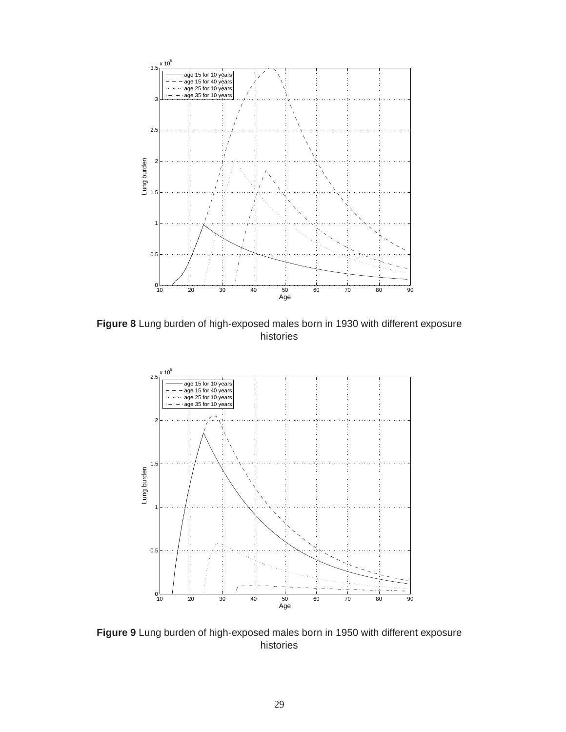**Figure 8** Lung burden of high-exposed males born in 1930 with different exposure histories

**Figure 9** Lung burden of high-exposed males born in 1950 with different exposure histories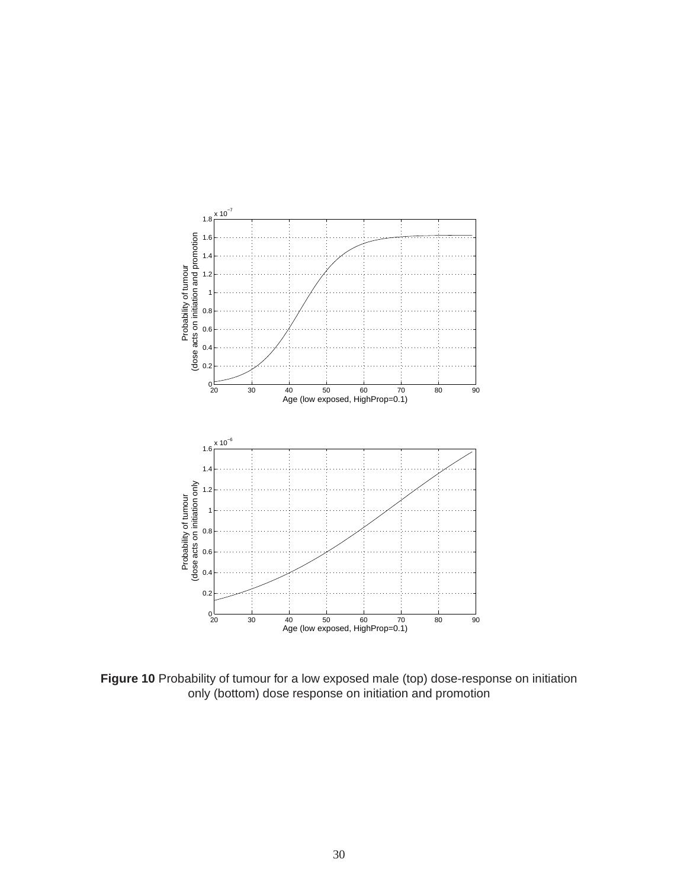**Figure 10** Probability of tumour for a low exposed male (top) dose-response on initiation only (bottom) dose response on initiation and promotion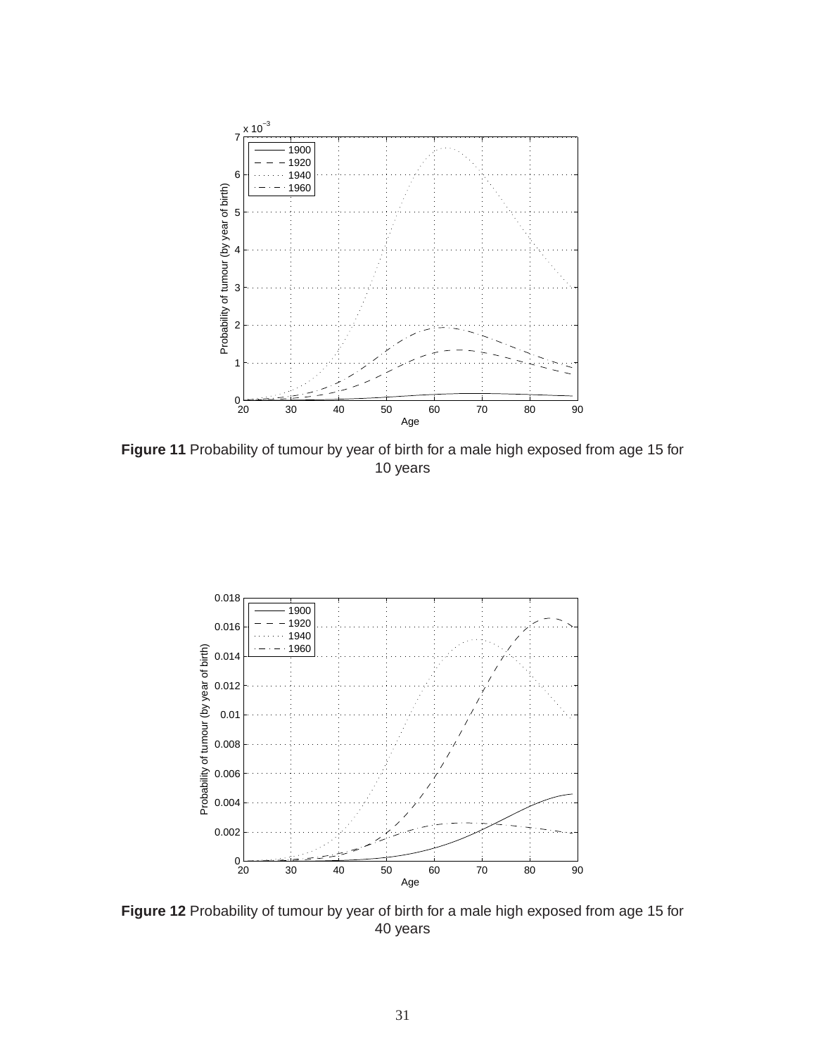**Figure 11** Probability of tumour by year of birth for a male high exposed from age 15 for 10 years

**Figure 12** Probability of tumour by year of birth for a male high exposed from age 15 for 40 years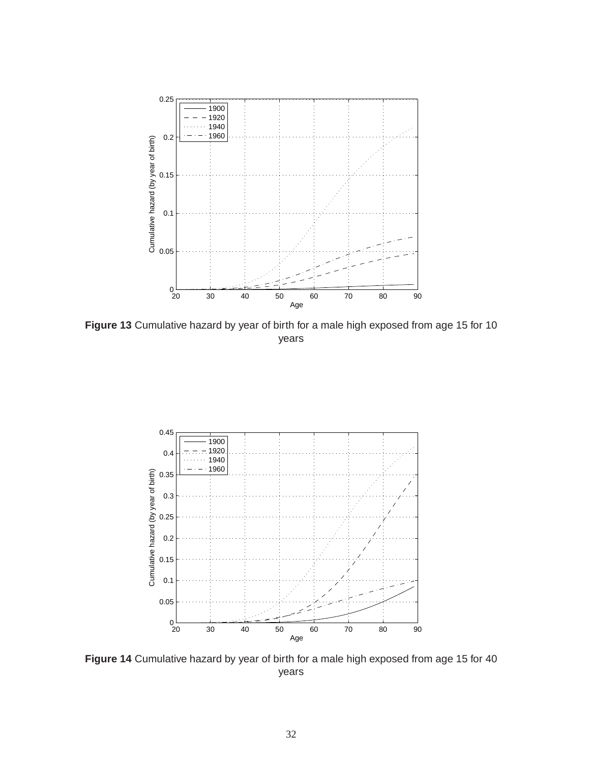**Figure 13** Cumulative hazard by year of birth for a male high exposed from age 15 for 10 years

**Figure 14** Cumulative hazard by year of birth for a male high exposed from age 15 for 40 years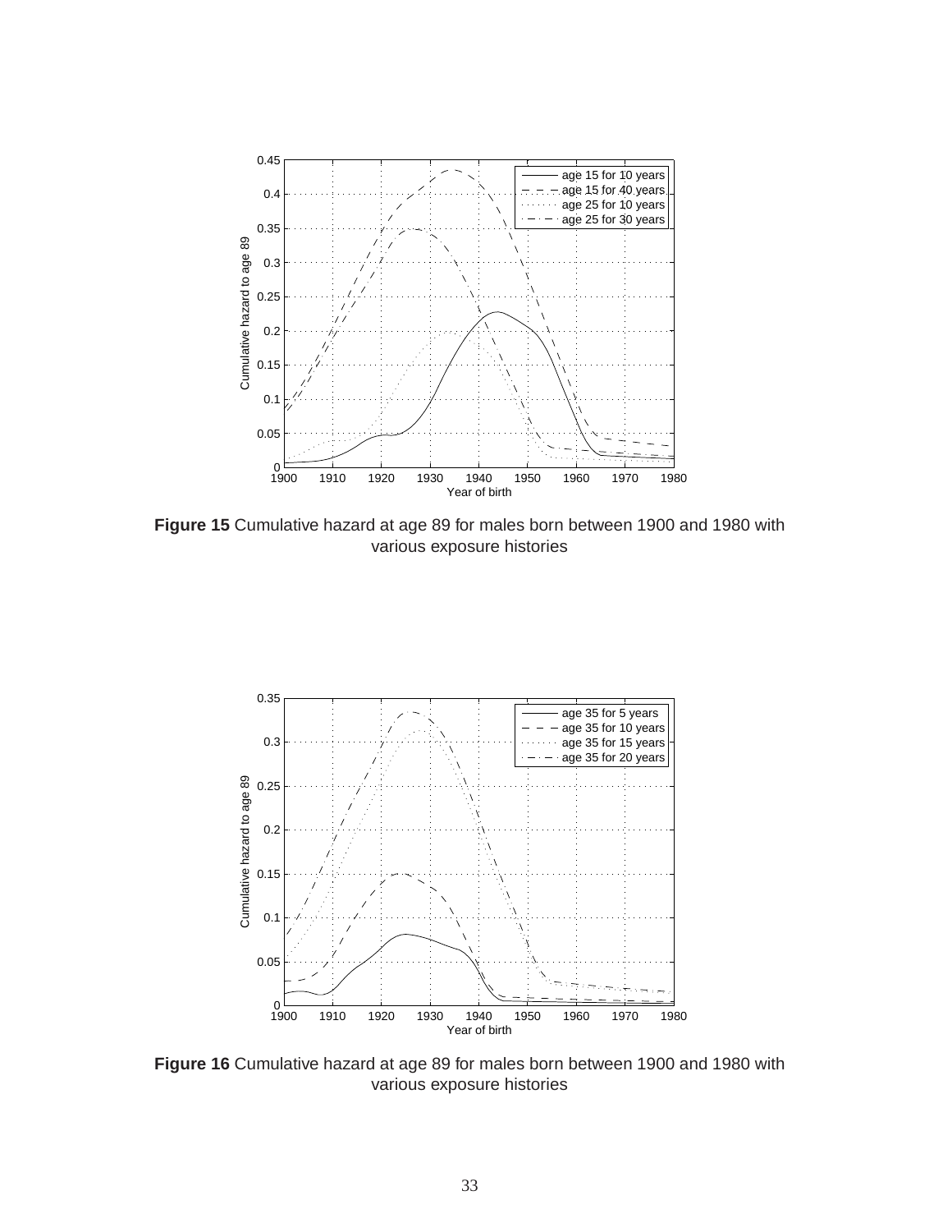**Figure 15** Cumulative hazard at age 89 for males born between 1900 and 1980 with various exposure histories

**Figure 16** Cumulative hazard at age 89 for males born between 1900 and 1980 with various exposure histories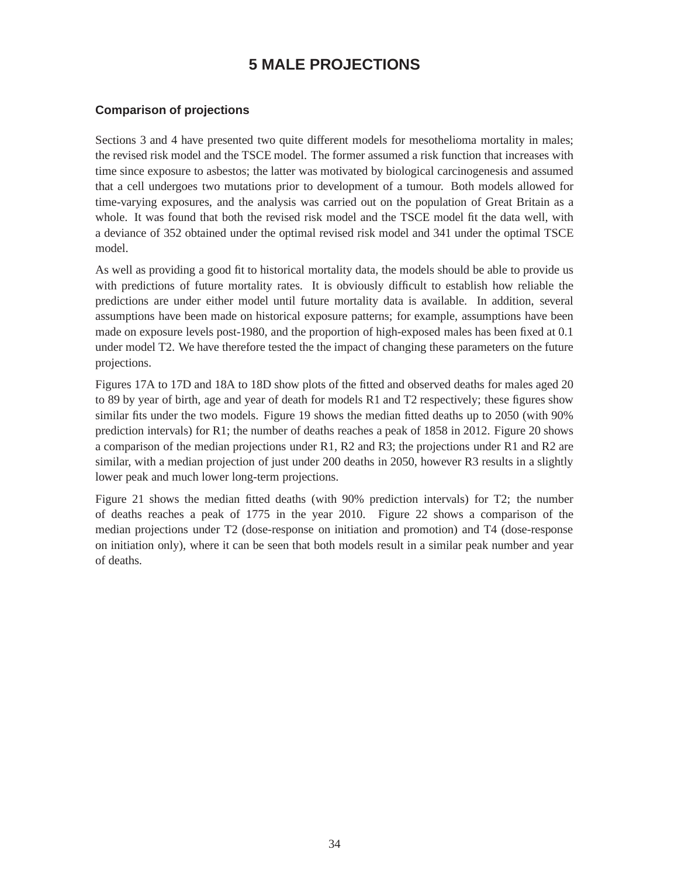# 5 MALE PROJECTIONS

## Comparison of projections

Sections 3 and 4 have presented two quite different models for mesothelioma mortality in males; the revised risk model and the TSCE model. The former assumed a risk function that increases with time since exposure to asbestos; the latter was motivated by biological carcinogenesis and assumed that a cell undergoes two mutations prior to development of a tumour. Both models allowed for time-varying exposures, and the analysis was carried out on the population of Great Britain as a whole. It was found that both the revised risk model and the TSCE model fit the data well, with a deviance of 352 obtained under the optimal revised risk model and 341 under the optimal TSCE model.

As well as providing a good fit to historical mortality data, the models should be able to provide us with predictions of future mortality rates. It is obviously difficult to establish how reliable the predictions are under either model until future mortality data is available. In addition, several assumptions have been made on historical exposure patterns; for example, assumptions have been made on exposure levels post-1980, and the proportion of high-exposed males has been fixed at 0.1 under model T2. We have therefore tested the the impact of changing these parameters on the future projections.

Figures 17A to 17D and 18A to 18D show plots of the fitted and observed deaths for males aged 20 to 89 by year of birth, age and year of death for models R1 and T2 respectively; these figures show similar fits under the two models. Figure 19 shows the median fitted deaths up to 2050 (with 90% prediction intervals) for R1; the number of deaths reaches a peak of 1858 in 2012. Figure 20 shows a comparison of the median projections under R1, R2 and R3; the projections under R1 and R2 are similar, with a median projection of just under 200 deaths in 2050, however R3 results in a slightly lower peak and much lower long-term projections.

Figure 21 shows the median fitted deaths (with 90% prediction intervals) for T2; the number of deaths reaches a peak of 1775 in the year 2010. Figure 22 shows a comparison of the median projections under T2 (dose-response on initiation and promotion) and T4 (dose-response on initiation only), where it can be seen that both models result in a similar peak number and year of deaths.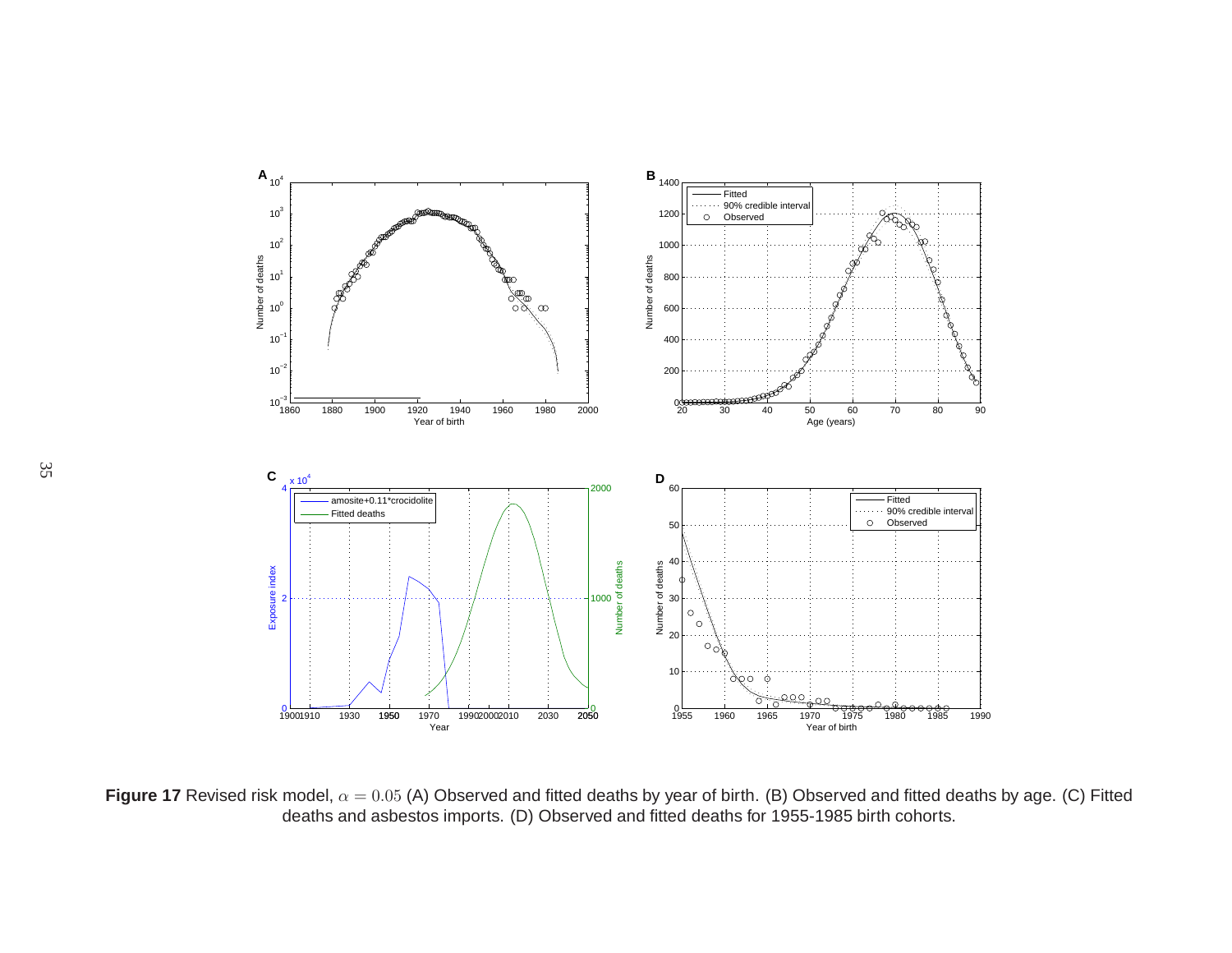**Figure 17** Revised risk model, $\alpha = 0.05$ (A) Observed and fitted deaths by year of birth. (B) Observed and fitted deaths by age. (C) Fitted deaths and asbestos imports. (D) Observed and fitted deaths for 1955-1985 birth cohorts.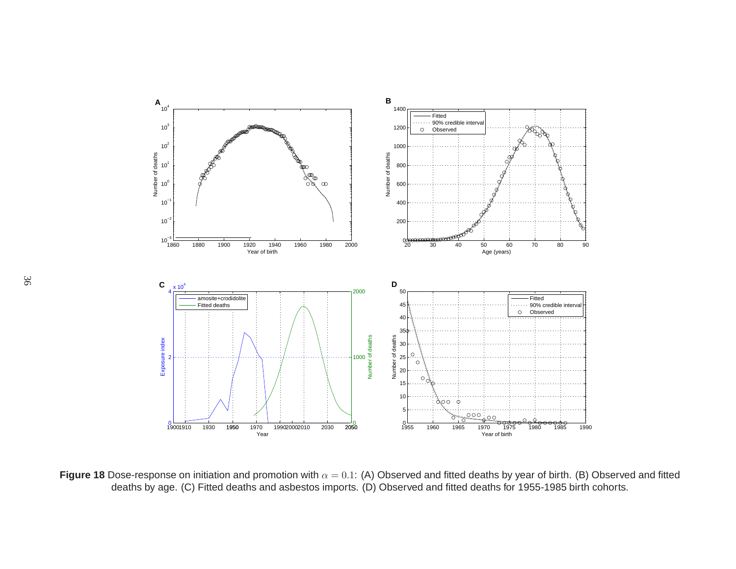**Figure 18** Dose-response on initiation and promotion with $\alpha = 0.1$: (A) Observed and fitted deaths by year of birth. (B) Observed and fitted deaths by age. (C) Fitted deaths and asbestos imports. (D) Observed and fitted deaths for 1955-1985 birth cohorts.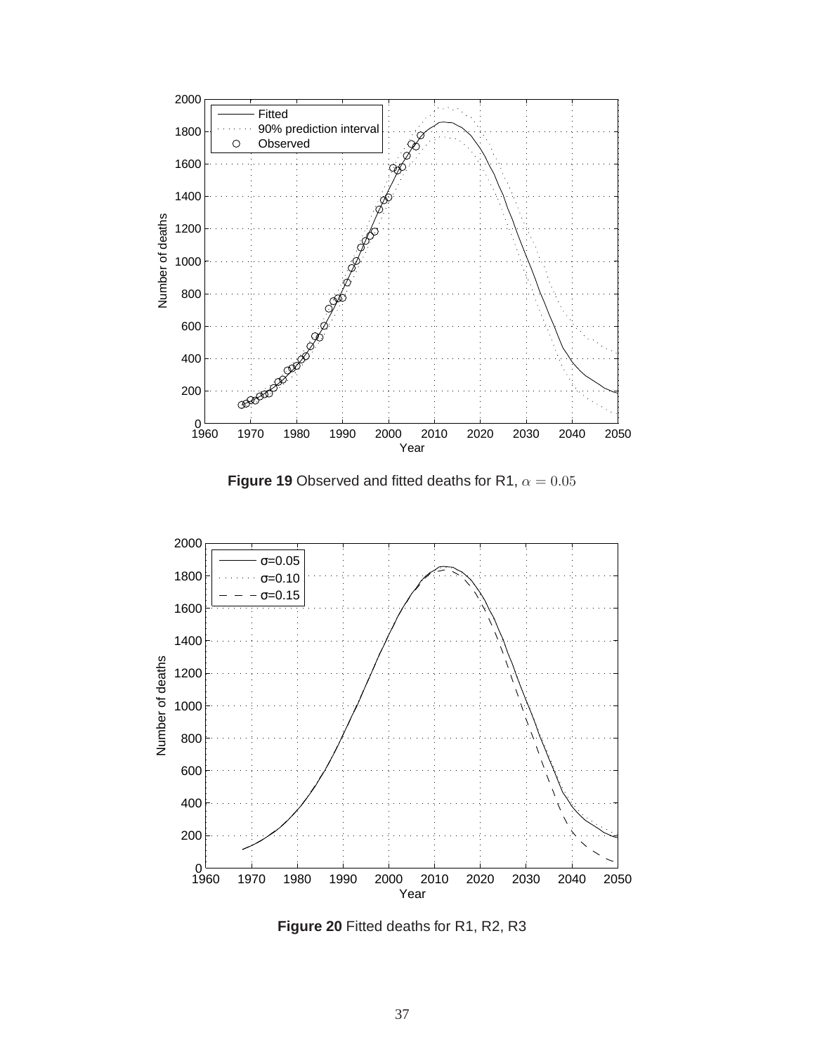**Figure 19** Observed and fitted deaths for R1, $\alpha = 0.05$

**Figure 20** Fitted deaths for R1, R2, R3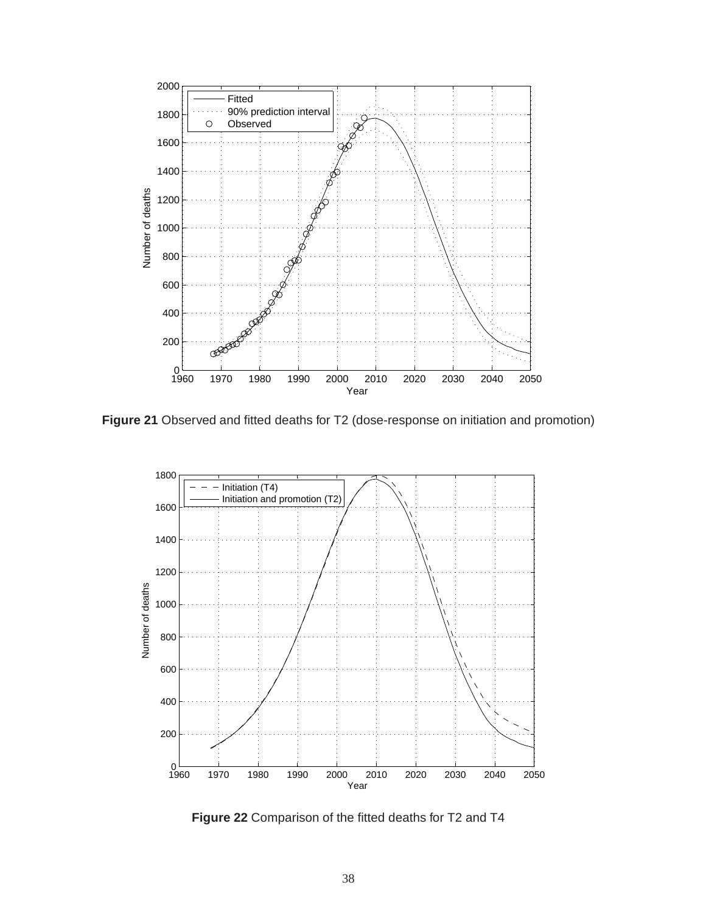**Figure 21** Observed and fitted deaths for T2 (dose-response on initiation and promotion)

**Figure 22** Comparison of the fitted deaths for T2 and T4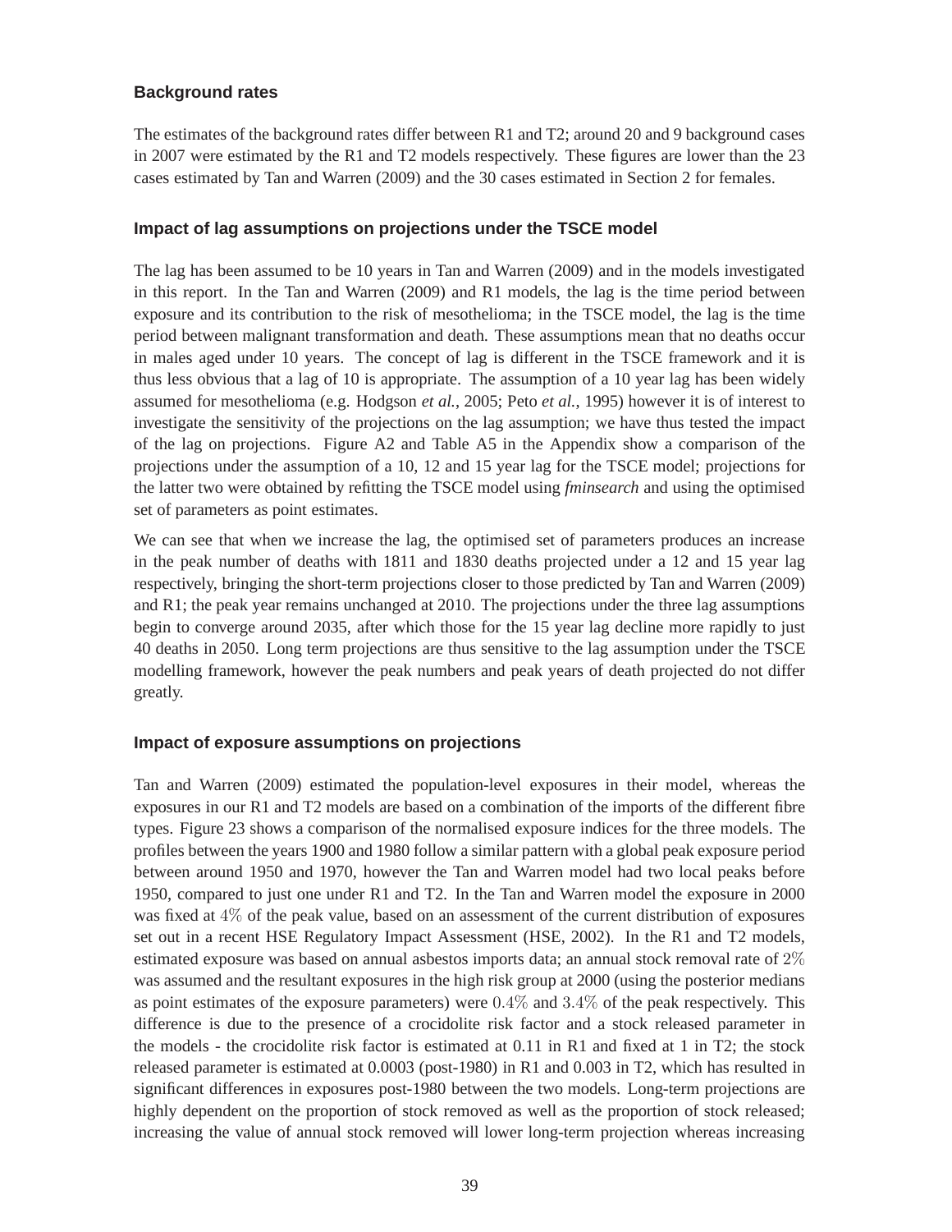### Background rates

The estimates of the background rates differ between R1 and T2; around 20 and 9 background cases in 2007 were estimated by the R1 and T2 models respectively. These figures are lower than the 23 cases estimated by Tan and Warren (2009) and the 30 cases estimated in Section 2 for females.

### Impact of lag assumptions on projections under the TSCE model

The lag has been assumed to be 10 years in Tan and Warren (2009) and in the models investigated in this report. In the Tan and Warren (2009) and R1 models, the lag is the time period between exposure and its contribution to the risk of mesothelioma; in the TSCE model, the lag is the time period between malignant transformation and death. These assumptions mean that no deaths occur in males aged under 10 years. The concept of lag is different in the TSCE framework and it is thus less obvious that a lag of 10 is appropriate. The assumption of a 10 year lag has been widely assumed for mesothelioma (e.g. Hodgson *et al.*, 2005; Peto *et al.*, 1995) however it is of interest to investigate the sensitivity of the projections on the lag assumption; we have thus tested the impact of the lag on projections. Figure A2 and Table A5 in the Appendix show a comparison of the projections under the assumption of a 10, 12 and 15 year lag for the TSCE model; projections for the latter two were obtained by refitting the TSCE model using *fminsearch* and using the optimised set of parameters as point estimates.

We can see that when we increase the lag, the optimised set of parameters produces an increase in the peak number of deaths with 1811 and 1830 deaths projected under a 12 and 15 year lag respectively, bringing the short-term projections closer to those predicted by Tan and Warren (2009) and R1; the peak year remains unchanged at 2010. The projections under the three lag assumptions begin to converge around 2035, after which those for the 15 year lag decline more rapidly to just 40 deaths in 2050. Long term projections are thus sensitive to the lag assumption under the TSCE modelling framework, however the peak numbers and peak years of death projected do not differ greatly.

### Impact of exposure assumptions on projections

Tan and Warren (2009) estimated the population-level exposures in their model, whereas the exposures in our R1 and T2 models are based on a combination of the imports of the different fibre types. Figure 23 shows a comparison of the normalised exposure indices for the three models. The profiles between the years 1900 and 1980 follow a similar pattern with a global peak exposure period between around 1950 and 1970, however the Tan and Warren model had two local peaks before 1950, compared to just one under R1 and T2. In the Tan and Warren model the exposure in 2000 was fixed at $4\%$ of the peak value, based on an assessment of the current distribution of exposures set out in a recent HSE Regulatory Impact Assessment (HSE, 2002). In the R1 and T2 models, estimated exposure was based on annual asbestos imports data; an annual stock removal rate of $2\%$ was assumed and the resultant exposures in the high risk group at 2000 (using the posterior medians as point estimates of the exposure parameters) were $0.4\%$ and $3.4\%$ of the peak respectively. This difference is due to the presence of a crocidolite risk factor and a stock released parameter in the models - the crocidolite risk factor is estimated at 0.11 in R1 and fixed at 1 in T2; the stock released parameter is estimated at 0.0003 (post-1980) in R1 and 0.003 in T2, which has resulted in significant differences in exposures post-1980 between the two models. Long-term projections are highly dependent on the proportion of stock removed as well as the proportion of stock released; increasing the value of annual stock removed will lower long-term projection whereas increasing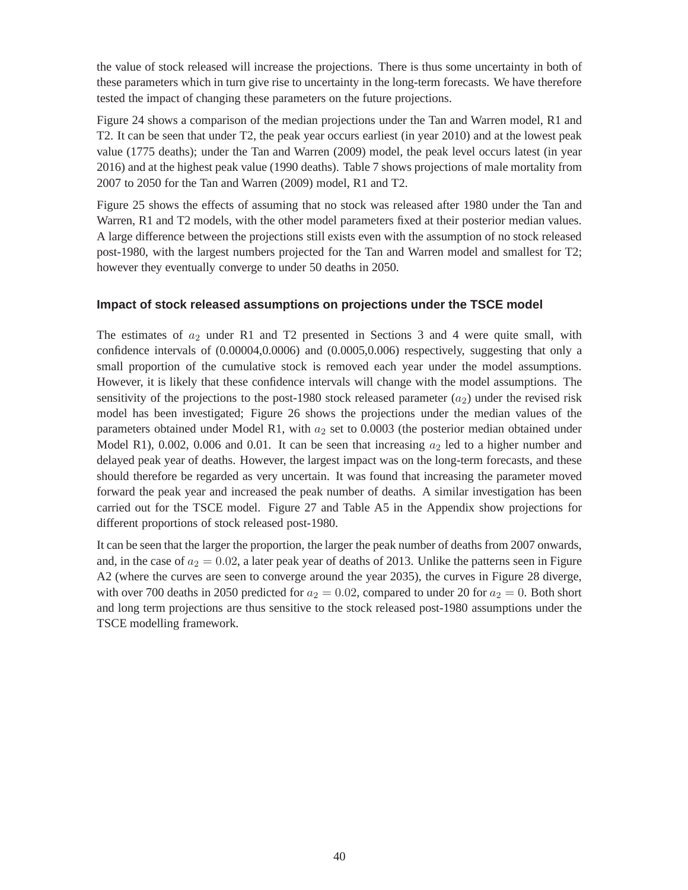the value of stock released will increase the projections. There is thus some uncertainty in both of these parameters which in turn give rise to uncertainty in the long-term forecasts. We have therefore tested the impact of changing these parameters on the future projections.

Figure 24 shows a comparison of the median projections under the Tan and Warren model, R1 and T2. It can be seen that under T2, the peak year occurs earliest (in year 2010) and at the lowest peak value (1775 deaths); under the Tan and Warren (2009) model, the peak level occurs latest (in year 2016) and at the highest peak value (1990 deaths). Table 7 shows projections of male mortality from 2007 to 2050 for the Tan and Warren (2009) model, R1 and T2.

Figure 25 shows the effects of assuming that no stock was released after 1980 under the Tan and Warren, R1 and T2 models, with the other model parameters fixed at their posterior median values. A large difference between the projections still exists even with the assumption of no stock released post-1980, with the largest numbers projected for the Tan and Warren model and smallest for T2; however they eventually converge to under 50 deaths in 2050.

### Impact of stock released assumptions on projections under the TSCE model

The estimates of $a_2$ under R1 and T2 presented in Sections 3 and 4 were quite small, with confidence intervals of (0.00004,0.0006) and (0.0005,0.006) respectively, suggesting that only a small proportion of the cumulative stock is removed each year under the model assumptions. However, it is likely that these confidence intervals will change with the model assumptions. The sensitivity of the projections to the post-1980 stock released parameter ($a_2$) under the revised risk model has been investigated; Figure 26 shows the projections under the median values of the parameters obtained under Model R1, with $a_2$ set to 0.0003 (the posterior median obtained under Model R1), 0.002, 0.006 and 0.01. It can be seen that increasing $a_2$ led to a higher number and delayed peak year of deaths. However, the largest impact was on the long-term forecasts, and these should therefore be regarded as very uncertain. It was found that increasing the parameter moved forward the peak year and increased the peak number of deaths. A similar investigation has been carried out for the TSCE model. Figure 27 and Table A5 in the Appendix show projections for different proportions of stock released post-1980.

It can be seen that the larger the proportion, the larger the peak number of deaths from 2007 onwards, and, in the case of $a_2 = 0.02$, a later peak year of deaths of 2013. Unlike the patterns seen in Figure A2 (where the curves are seen to converge around the year 2035), the curves in Figure 28 diverge, with over 700 deaths in 2050 predicted for $a_2 = 0.02$, compared to under 20 for $a_2 = 0$. Both short and long term projections are thus sensitive to the stock released post-1980 assumptions under the TSCE modelling framework.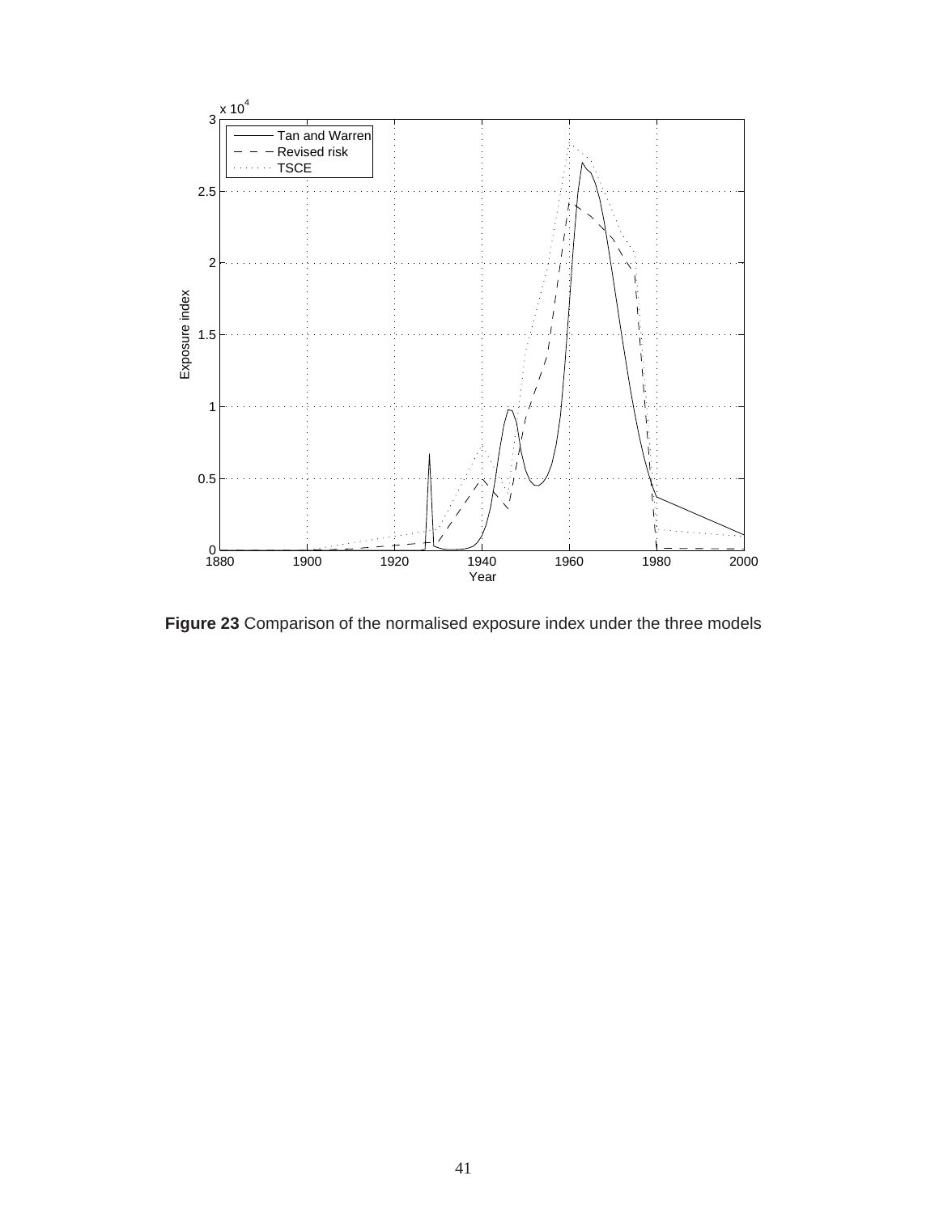**Figure 23** Comparison of the normalised exposure index under the three models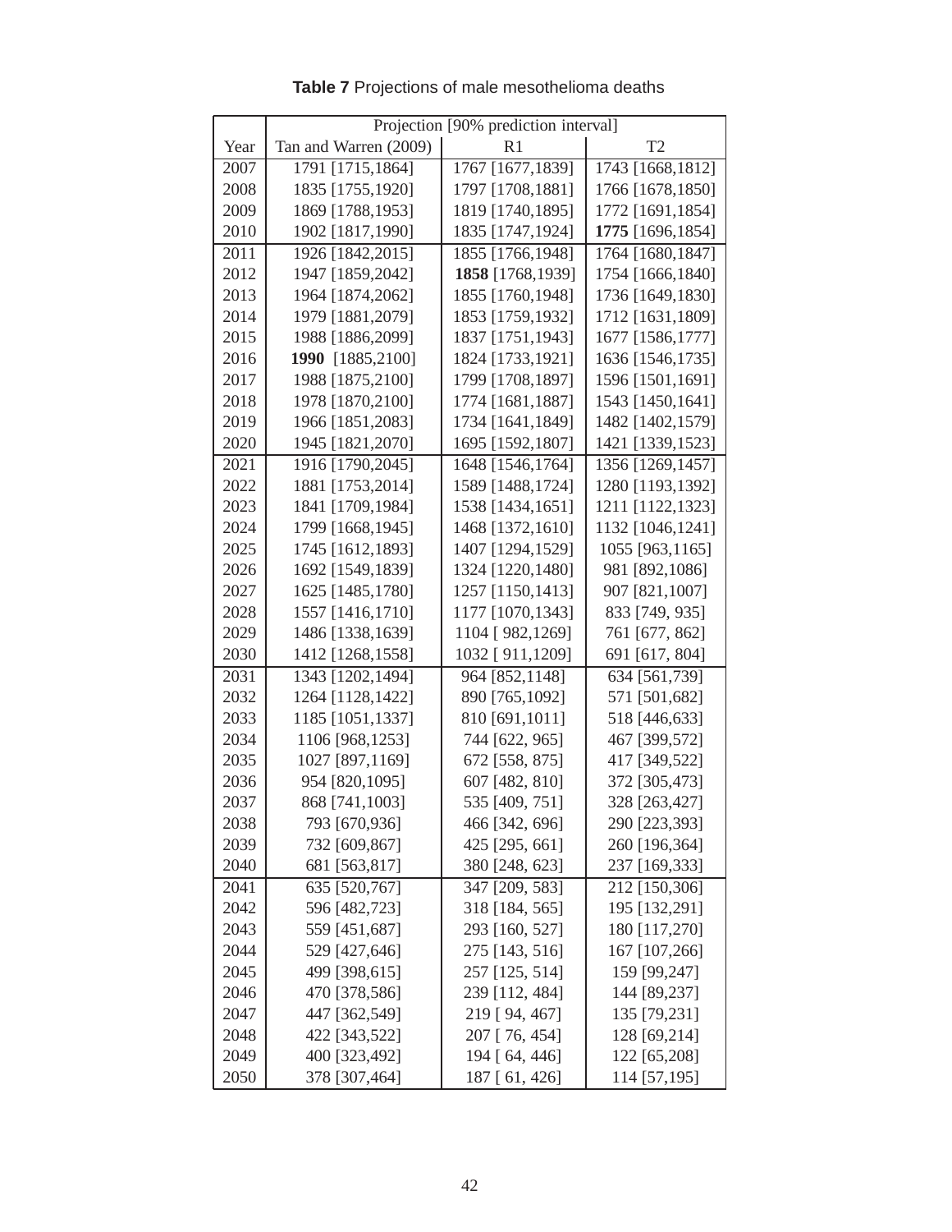**Table 7** Projections of male mesothelioma deaths

| Year | Projection [90% prediction interval] | | |
|---|---|---|---|
| | Tan and Warren (2009) | R1 | T2 |
| 2007 | 1791 [1715,1864] | 1767 [1677,1839] | 1743 [1668,1812] |
| 2008 | 1835 [1755,1920] | 1797 [1708,1881] | 1766 [1678,1850] |
| 2009 | 1869 [1788,1953] | 1819 [1740,1895] | 1772 [1691,1854] |
| 2010 | 1902 [1817,1990] | 1835 [1747,1924] | **1775** [1696,1854] |
| 2011 | 1926 [1842,2015] | 1855 [1766,1948] | 1764 [1680,1847] |
| 2012 | 1947 [1859,2042] | **1858** [1768,1939] | 1754 [1666,1840] |
| 2013 | 1964 [1874,2062] | 1855 [1760,1948] | 1736 [1649,1830] |
| 2014 | 1979 [1881,2079] | 1853 [1759,1932] | 1712 [1631,1809] |
| 2015 | 1988 [1886,2099] | 1837 [1751,1943] | 1677 [1586,1777] |
| 2016 | **1990** [1885,2100] | 1824 [1733,1921] | 1636 [1546,1735] |
| 2017 | 1988 [1875,2100] | 1799 [1708,1897] | 1596 [1501,1691] |
| 2018 | 1978 [1870,2100] | 1774 [1681,1887] | 1543 [1450,1641] |
| 2019 | 1966 [1851,2083] | 1734 [1641,1849] | 1482 [1402,1579] |
| 2020 | 1945 [1821,2070] | 1695 [1592,1807] | 1421 [1339,1523] |
| 2021 | 1916 [1790,2045] | 1648 [1546,1764] | 1356 [1269,1457] |
| 2022 | 1881 [1753,2014] | 1589 [1488,1724] | 1280 [1193,1392] |
| 2023 | 1841 [1709,1984] | 1538 [1434,1651] | 1211 [1122,1323] |
| 2024 | 1799 [1668,1945] | 1468 [1372,1610] | 1132 [1046,1241] |
| 2025 | 1745 [1612,1893] | 1407 [1294,1529] | 1055 [963,1165] |
| 2026 | 1692 [1549,1839] | 1324 [1220,1480] | 981 [892,1086] |
| 2027 | 1625 [1485,1780] | 1257 [1150,1413] | 907 [821,1007] |
| 2028 | 1557 [1416,1710] | 1177 [1070,1343] | 833 [749, 935] |
| 2029 | 1486 [1338,1639] | 1104 [ 982,1269] | 761 [677, 862] |
| 2030 | 1412 [1268,1558] | 1032 [ 911,1209] | 691 [617, 804] |
| 2031 | 1343 [1202,1494] | 964 [852,1148] | 634 [561,739] |
| 2032 | 1264 [1128,1422] | 890 [765,1092] | 571 [501,682] |
| 2033 | 1185 [1051,1337] | 810 [691,1011] | 518 [446,633] |
| 2034 | 1106 [968,1253] | 744 [622, 965] | 467 [399,572] |
| 2035 | 1027 [897,1169] | 672 [558, 875] | 417 [349,522] |
| 2036 | 954 [820,1095] | 607 [482, 810] | 372 [305,473] |
| 2037 | 868 [741,1003] | 535 [409, 751] | 328 [263,427] |
| 2038 | 793 [670,936] | 466 [342, 696] | 290 [223,393] |
| 2039 | 732 [609,867] | 425 [295, 661] | 260 [196,364] |
| 2040 | 681 [563,817] | 380 [248, 623] | 237 [169,333] |
| 2041 | 635 [520,767] | 347 [209, 583] | 212 [150,306] |
| 2042 | 596 [482,723] | 318 [184, 565] | 195 [132,291] |
| 2043 | 559 [451,687] | 293 [160, 527] | 180 [117,270] |
| 2044 | 529 [427,646] | 275 [143, 516] | 167 [107,266] |
| 2045 | 499 [398,615] | 257 [125, 514] | 159 [99,247] |
| 2046 | 470 [378,586] | 239 [112, 484] | 144 [89,237] |
| 2047 | 447 [362,549] | 219 [ 94, 467] | 135 [79,231] |
| 2048 | 422 [343,522] | 207 [ 76, 454] | 128 [69,214] |
| 2049 | 400 [323,492] | 194 [ 64, 446] | 122 [65,208] |
| 2050 | 378 [307,464] | 187 [ 61, 426] | 114 [57,195] |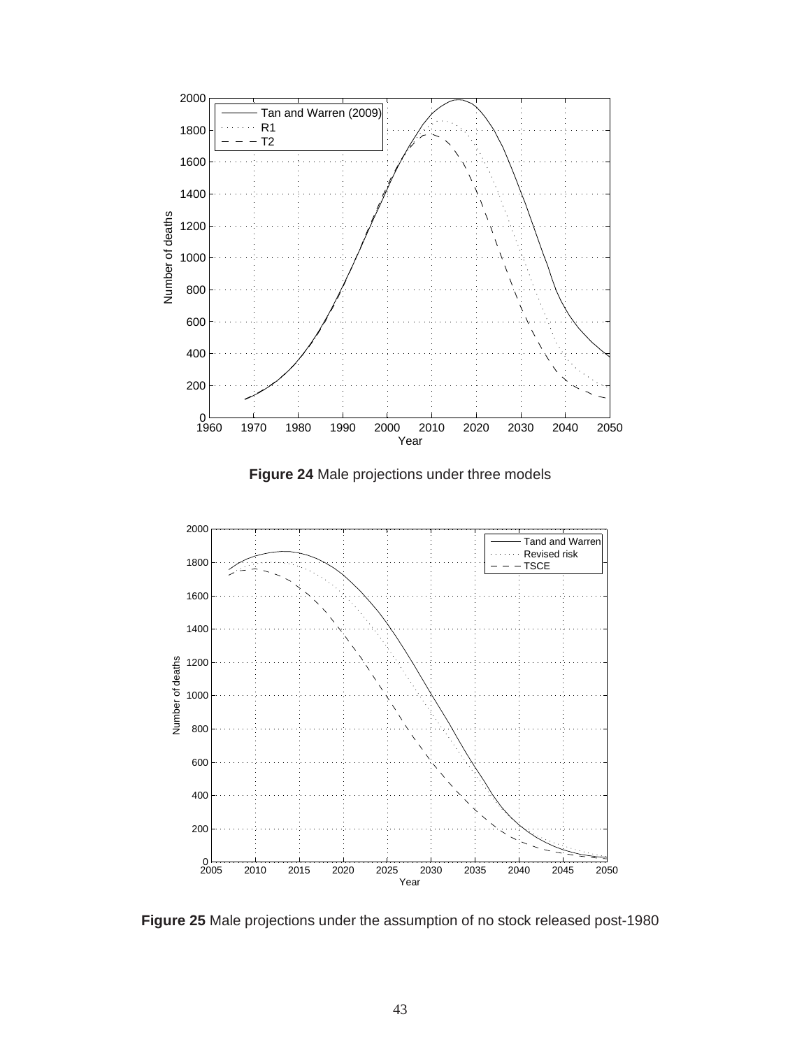**Figure 24** Male projections under three models

**Figure 25** Male projections under the assumption of no stock released post-1980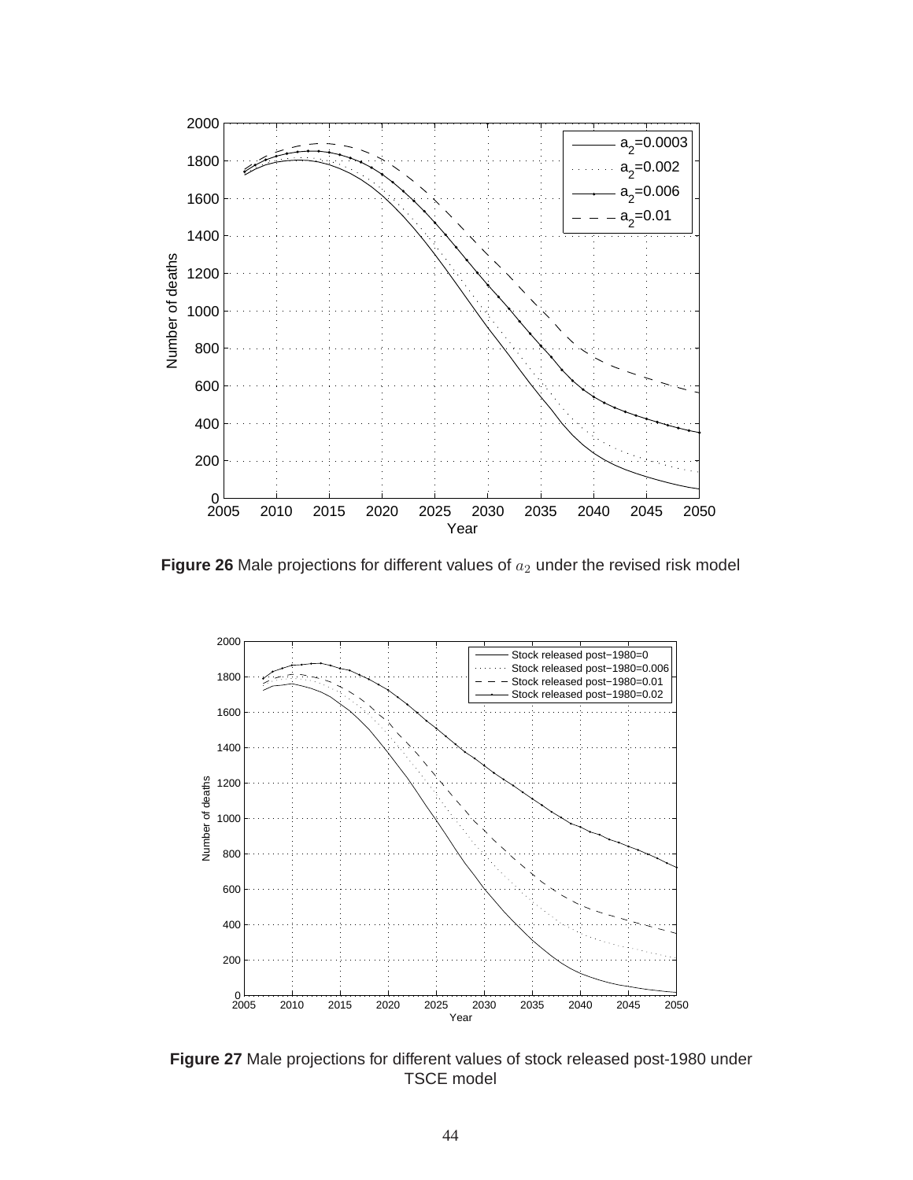**Figure 26** Male projections for different values of $a_2$ under the revised risk model

**Figure 27** Male projections for different values of stock released post-1980 under TSCE model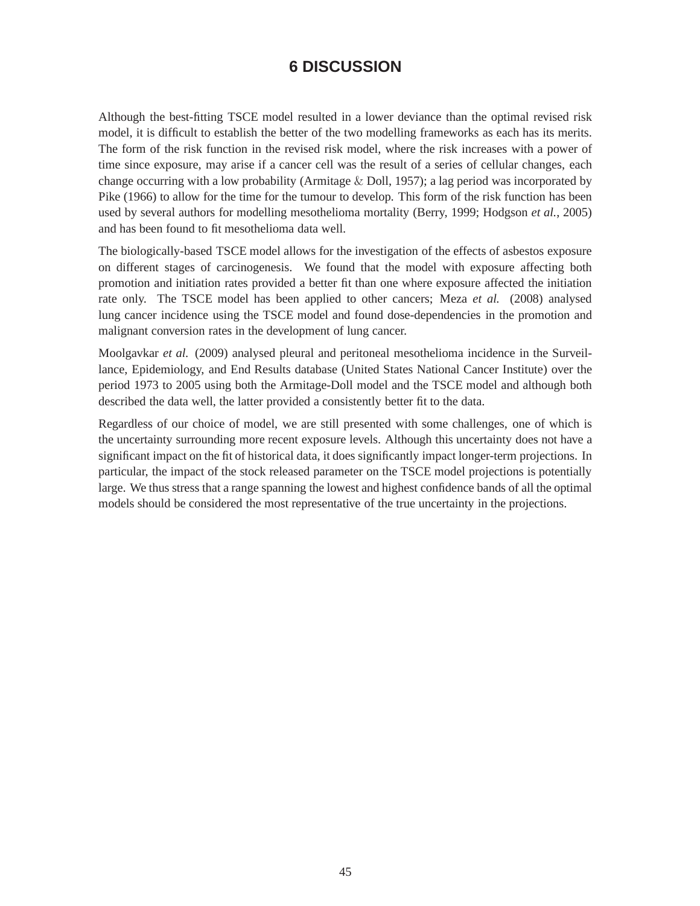# 6 DISCUSSION

Although the best-fitting TSCE model resulted in a lower deviance than the optimal revised risk model, it is difficult to establish the better of the two modelling frameworks as each has its merits. The form of the risk function in the revised risk model, where the risk increases with a power of time since exposure, may arise if a cancer cell was the result of a series of cellular changes, each change occurring with a low probability (Armitage & Doll, 1957); a lag period was incorporated by Pike (1966) to allow for the time for the tumour to develop. This form of the risk function has been used by several authors for modelling mesothelioma mortality (Berry, 1999; Hodgson *et al.*, 2005) and has been found to fit mesothelioma data well.

The biologically-based TSCE model allows for the investigation of the effects of asbestos exposure on different stages of carcinogenesis. We found that the model with exposure affecting both promotion and initiation rates provided a better fit than one where exposure affected the initiation rate only. The TSCE model has been applied to other cancers; Meza *et al.* (2008) analysed lung cancer incidence using the TSCE model and found dose-dependencies in the promotion and malignant conversion rates in the development of lung cancer.

Moolgavkar *et al.* (2009) analysed pleural and peritoneal mesothelioma incidence in the Surveillance, Epidemiology, and End Results database (United States National Cancer Institute) over the period 1973 to 2005 using both the Armitage-Doll model and the TSCE model and although both described the data well, the latter provided a consistently better fit to the data.

Regardless of our choice of model, we are still presented with some challenges, one of which is the uncertainty surrounding more recent exposure levels. Although this uncertainty does not have a significant impact on the fit of historical data, it does significantly impact longer-term projections. In particular, the impact of the stock released parameter on the TSCE model projections is potentially large. We thus stress that a range spanning the lowest and highest confidence bands of all the optimal models should be considered the most representative of the true uncertainty in the projections.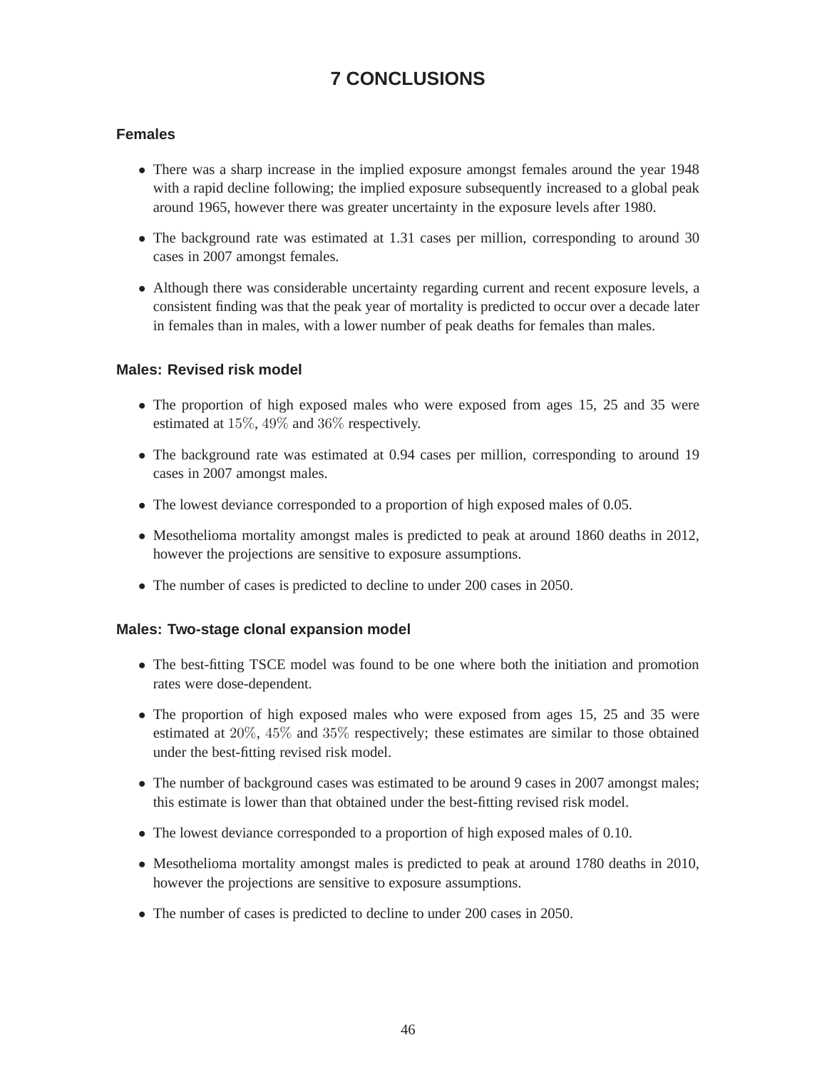# 7 CONCLUSIONS

### Females

- There was a sharp increase in the implied exposure amongst females around the year 1948 with a rapid decline following; the implied exposure subsequently increased to a global peak around 1965, however there was greater uncertainty in the exposure levels after 1980.
- The background rate was estimated at 1.31 cases per million, corresponding to around 30 cases in 2007 amongst females.
- Although there was considerable uncertainty regarding current and recent exposure levels, a consistent finding was that the peak year of mortality is predicted to occur over a decade later in females than in males, with a lower number of peak deaths for females than males.

### Males: Revised risk model

- The proportion of high exposed males who were exposed from ages 15, 25 and 35 were estimated at $15\%$, $49\%$ and $36\%$ respectively.
- The background rate was estimated at 0.94 cases per million, corresponding to around 19 cases in 2007 amongst males.
- The lowest deviance corresponded to a proportion of high exposed males of 0.05.
- Mesothelioma mortality amongst males is predicted to peak at around 1860 deaths in 2012, however the projections are sensitive to exposure assumptions.
- The number of cases is predicted to decline to under 200 cases in 2050.

### Males: Two-stage clonal expansion model

- The best-fitting TSCE model was found to be one where both the initiation and promotion rates were dose-dependent.
- The proportion of high exposed males who were exposed from ages 15, 25 and 35 were estimated at $20\%$, $45\%$ and $35\%$ respectively; these estimates are similar to those obtained under the best-fitting revised risk model.
- The number of background cases was estimated to be around 9 cases in 2007 amongst males; this estimate is lower than that obtained under the best-fitting revised risk model.
- The lowest deviance corresponded to a proportion of high exposed males of 0.10.
- Mesothelioma mortality amongst males is predicted to peak at around 1780 deaths in 2010, however the projections are sensitive to exposure assumptions.
- The number of cases is predicted to decline to under 200 cases in 2050.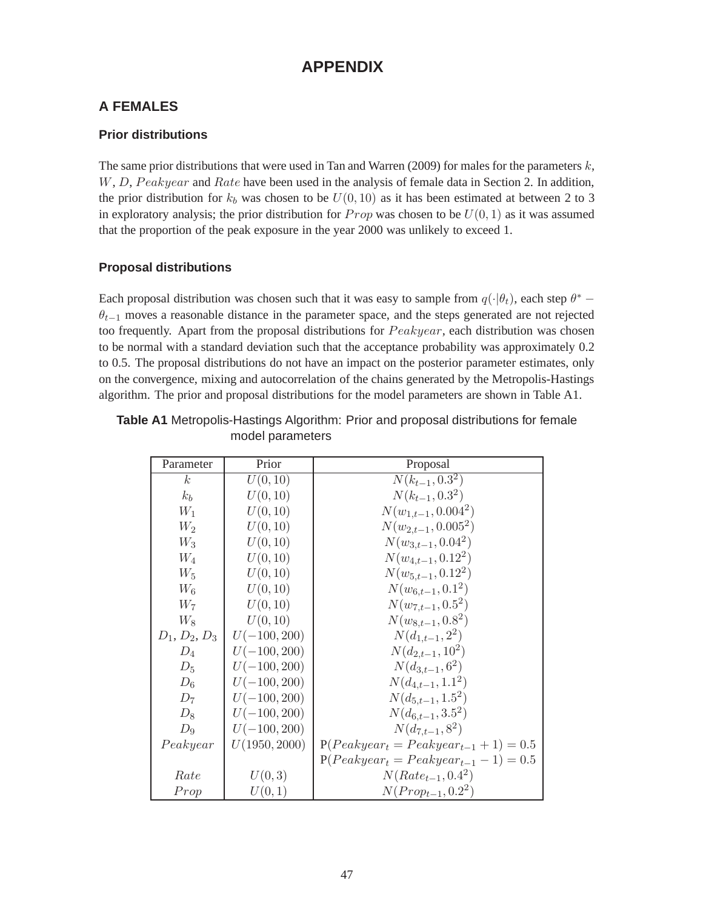# APPENDIX

## A FEMALES

### Prior distributions

The same prior distributions that were used in Tan and Warren (2009) for males for the parameters $k$, $W$, $D$, $Peakyear$ and $Rate$ have been used in the analysis of female data in Section 2. In addition, the prior distribution for $k_b$ was chosen to be $U(0, 10)$ as it has been estimated at between 2 to 3 in exploratory analysis; the prior distribution for $Prop$ was chosen to be $U(0, 1)$ as it was assumed that the proportion of the peak exposure in the year 2000 was unlikely to exceed 1.

### Proposal distributions

Each proposal distribution was chosen such that it was easy to sample from $q(\cdot|\theta_t)$, each step $\theta^* - \theta_{t-1}$ moves a reasonable distance in the parameter space, and the steps generated are not rejected too frequently. Apart from the proposal distributions for $Peakyear$, each distribution was chosen to be normal with a standard deviation such that the acceptance probability was approximately 0.2 to 0.5. The proposal distributions do not have an impact on the posterior parameter estimates, only on the convergence, mixing and autocorrelation of the chains generated by the Metropolis-Hastings algorithm. The prior and proposal distributions for the model parameters are shown in Table A1.

**Table A1** Metropolis-Hastings Algorithm: Prior and proposal distributions for female model parameters

| Parameter | Prior | Proposal |
|---|---|---|
| $k$ | $U(0, 10)$ | $N(k_{t-1}, 0.3^2)$ |
| $k_b$ | $U(0, 10)$ | $N(k_{t-1}, 0.3^2)$ |
| $W_1$ | $U(0, 10)$ | $N(w_{1,t-1}, 0.004^2)$ |
| $W_2$ | $U(0, 10)$ | $N(w_{2,t-1}, 0.005^2)$ |
| $W_3$ | $U(0, 10)$ | $N(w_{3,t-1}, 0.04^2)$ |
| $W_4$ | $U(0, 10)$ | $N(w_{4,t-1}, 0.12^2)$ |
| $W_5$ | $U(0, 10)$ | $N(w_{5,t-1}, 0.12^2)$ |
| $W_6$ | $U(0, 10)$ | $N(w_{6,t-1}, 0.1^2)$ |
| $W_7$ | $U(0, 10)$ | $N(w_{7,t-1}, 0.5^2)$ |
| $W_8$ | $U(0, 10)$ | $N(w_{8,t-1}, 0.8^2)$ |
| $D_1$, $D_2$, $D_3$ | $U(-100, 200)$ | $N(d_{1,t-1}, 2^2)$ |
| $D_4$ | $U(-100, 200)$ | $N(d_{2,t-1}, 10^2)$ |
| $D_5$ | $U(-100, 200)$ | $N(d_{3,t-1}, 6^2)$ |
| $D_6$ | $U(-100, 200)$ | $N(d_{4,t-1}, 1.1^2)$ |
| $D_7$ | $U(-100, 200)$ | $N(d_{5,t-1}, 1.5^2)$ |
| $D_8$ | $U(-100, 200)$ | $N(d_{6,t-1}, 3.5^2)$ |
| $D_9$ | $U(-100, 200)$ | $N(d_{7,t-1}, 8^2)$ |
| $Peakyear$ | $U(1950, 2000)$ | $P(Peakyear_t = Peakyear_{t-1} + 1) = 0.5$ |
| | | $P(Peakyear_t = Peakyear_{t-1} - 1) = 0.5$ |
| $Rate$ | $U(0, 3)$ | $N(Rate_{t-1}, 0.4^2)$ |
| $Prop$ | $U(0, 1)$ | $N(Prop_{t-1}, 0.2^2)$ |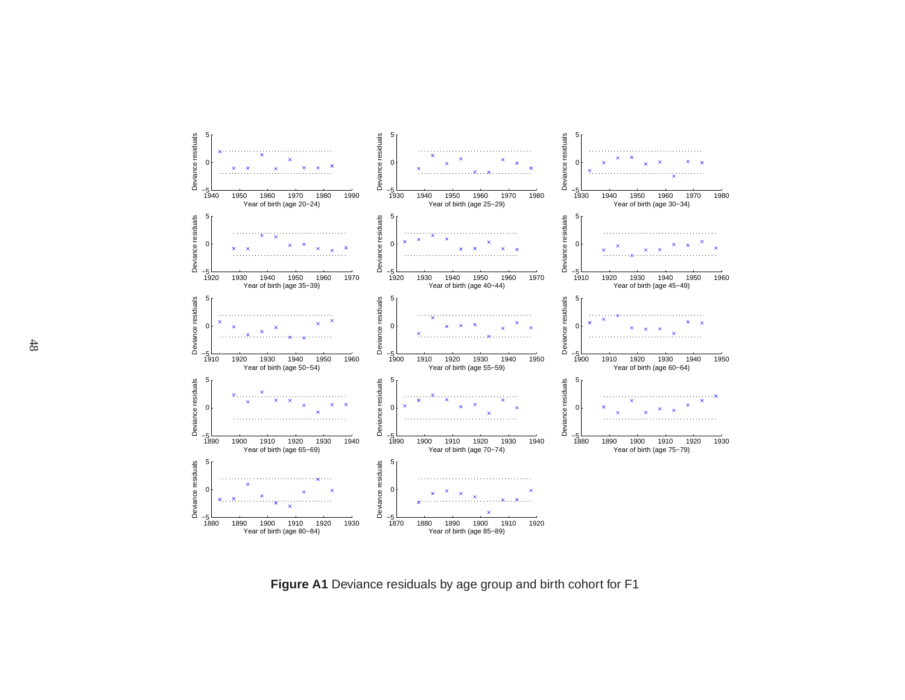**Figure A1** Deviance residuals by age group and birth cohort for F1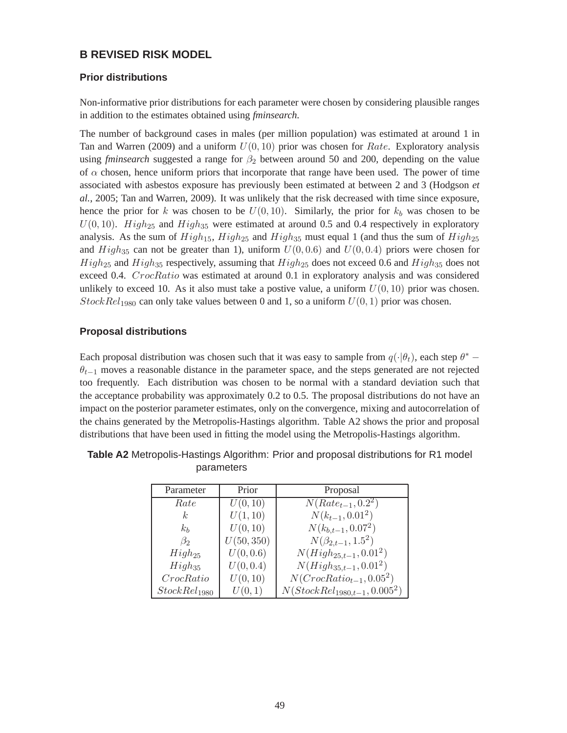# B REVISED RISK MODEL

## Prior distributions

Non-informative prior distributions for each parameter were chosen by considering plausible ranges in addition to the estimates obtained using *fminsearch*.

The number of background cases in males (per million population) was estimated at around 1 in Tan and Warren (2009) and a uniform $U(0, 10)$ prior was chosen for $Rate$. Exploratory analysis using *fminsearch* suggested a range for $\beta_2$ between around 50 and 200, depending on the value of $\alpha$ chosen, hence uniform priors that incorporate that range have been used. The power of time associated with asbestos exposure has previously been estimated at between 2 and 3 (Hodgson *et al.*, 2005; Tan and Warren, 2009). It was unlikely that the risk decreased with time since exposure, hence the prior for $k$ was chosen to be $U(0, 10)$. Similarly, the prior for $k_b$ was chosen to be $U(0, 10)$. $High_{25}$ and $High_{35}$ were estimated at around 0.5 and 0.4 respectively in exploratory analysis. As the sum of $High_{15}$, $High_{25}$ and $High_{35}$ must equal 1 (and thus the sum of $High_{25}$ and $High_{35}$ can not be greater than 1), uniform $U(0, 0.6)$ and $U(0, 0.4)$ priors were chosen for $High_{25}$ and $High_{35}$ respectively, assuming that $High_{25}$ does not exceed 0.6 and $High_{35}$ does not exceed 0.4. $CrocRatio$ was estimated at around 0.1 in exploratory analysis and was considered unlikely to exceed 10. As it also must take a postive value, a uniform $U(0, 10)$ prior was chosen. $StockRel_{1980}$ can only take values between 0 and 1, so a uniform $U(0, 1)$ prior was chosen.

## Proposal distributions

Each proposal distribution was chosen such that it was easy to sample from $q(\cdot|\theta_t)$, each step $\theta^* - \theta_{t-1}$ moves a reasonable distance in the parameter space, and the steps generated are not rejected too frequently. Each distribution was chosen to be normal with a standard deviation such that the acceptance probability was approximately 0.2 to 0.5. The proposal distributions do not have an impact on the posterior parameter estimates, only on the convergence, mixing and autocorrelation of the chains generated by the Metropolis-Hastings algorithm. Table A2 shows the prior and proposal distributions that have been used in fitting the model using the Metropolis-Hastings algorithm.

**Table A2** Metropolis-Hastings Algorithm: Prior and proposal distributions for R1 model parameters

| Parameter | Prior | Proposal |
|---|---|---|
| $Rate$ | $U(0, 10)$ | $N(Rate_{t-1}, 0.2^2)$ |
| $k$ | $U(1, 10)$ | $N(k_{t-1}, 0.01^2)$ |
| $k_b$ | $U(0, 10)$ | $N(k_{b,t-1}, 0.07^2)$ |
| $\beta_2$ | $U(50, 350)$ | $N(\beta_{2,t-1}, 1.5^2)$ |
| $High_{25}$ | $U(0, 0.6)$ | $N(High_{25,t-1}, 0.01^2)$ |
| $High_{35}$ | $U(0, 0.4)$ | $N(High_{35,t-1}, 0.01^2)$ |
| $CrocRatio$ | $U(0, 10)$ | $N(CrocRatio_{t-1}, 0.05^2)$ |
| $StockRel_{1980}$ | $U(0, 1)$ | $N(StockRel_{1980,t-1}, 0.005^2)$ |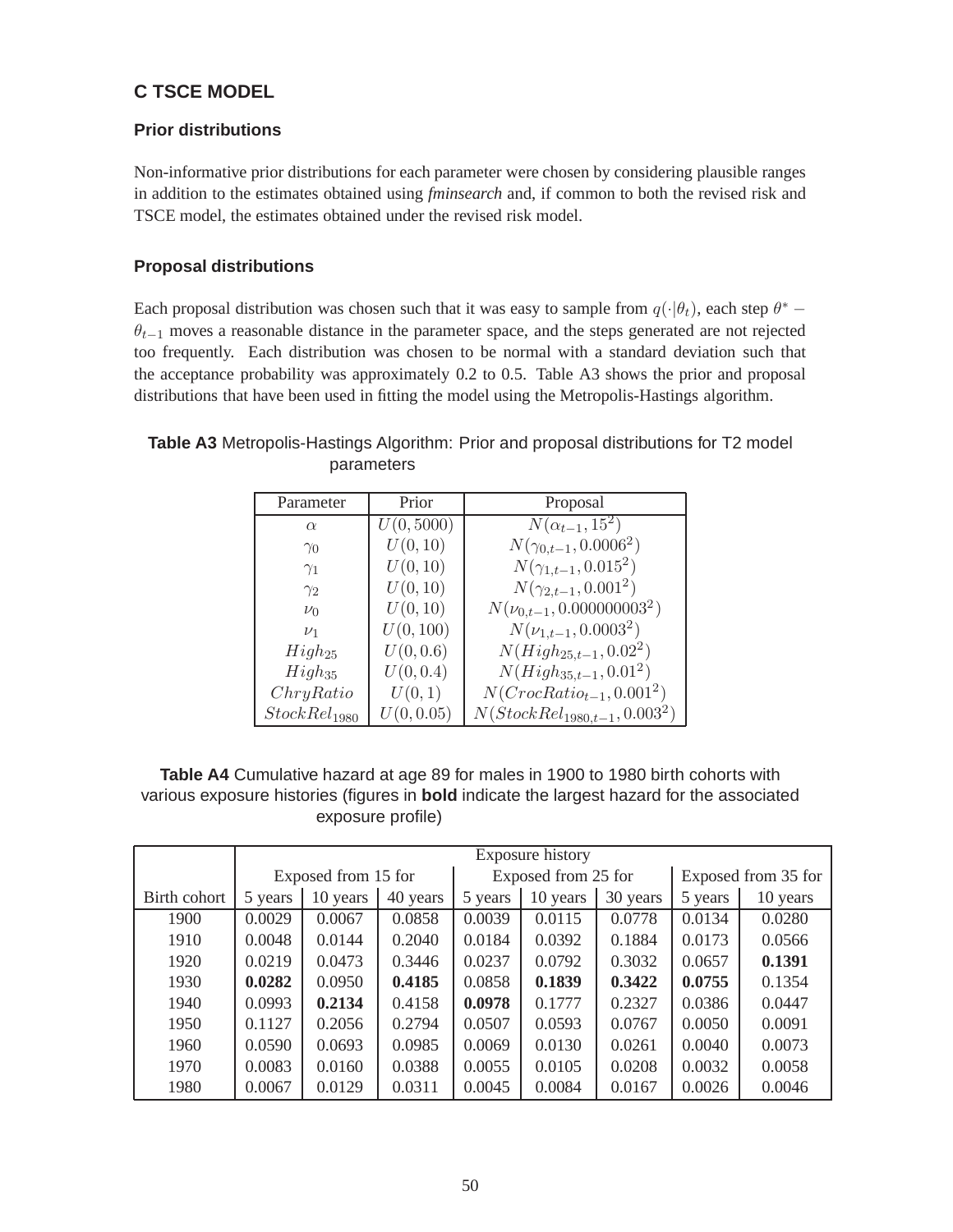## C TSCE MODEL

### Prior distributions

Non-informative prior distributions for each parameter were chosen by considering plausible ranges in addition to the estimates obtained using *fminsearch* and, if common to both the revised risk and TSCE model, the estimates obtained under the revised risk model.

### Proposal distributions

Each proposal distribution was chosen such that it was easy to sample from $q(\cdot|\theta_t)$, each step $\theta^* - \theta_{t-1}$ moves a reasonable distance in the parameter space, and the steps generated are not rejected too frequently. Each distribution was chosen to be normal with a standard deviation such that the acceptance probability was approximately 0.2 to 0.5. Table A3 shows the prior and proposal distributions that have been used in fitting the model using the Metropolis-Hastings algorithm.

**Table A3** Metropolis-Hastings Algorithm: Prior and proposal distributions for T2 model parameters

| Parameter | Prior | Proposal |
|---|---|---|
| $\alpha$ | $U(0, 5000)$ | $N(\alpha_{t-1}, 15^2)$ |
| $\gamma_0$ | $U(0, 10)$ | $N(\gamma_{0,t-1}, 0.0006^2)$ |
| $\gamma_1$ | $U(0, 10)$ | $N(\gamma_{1,t-1}, 0.015^2)$ |
| $\gamma_2$ | $U(0, 10)$ | $N(\gamma_{2,t-1}, 0.001^2)$ |
| $\nu_0$ | $U(0, 10)$ | $N(\nu_{0,t-1}, 0.000000003^2)$ |
| $\nu_1$ | $U(0, 100)$ | $N(\nu_{1,t-1}, 0.0003^2)$ |
| $High_{25}$ | $U(0, 0.6)$ | $N(High_{25,t-1}, 0.02^2)$ |
| $High_{35}$ | $U(0, 0.4)$ | $N(High_{35,t-1}, 0.01^2)$ |
| $ChryRatio$ | $U(0, 1)$ | $N(CrocRatio_{t-1}, 0.001^2)$ |
| $StockRel_{1980}$ | $U(0, 0.05)$ | $N(StockRel_{1980,t-1}, 0.003^2)$ |

**Table A4** Cumulative hazard at age 89 for males in 1900 to 1980 birth cohorts with various exposure histories (figures in **bold** indicate the largest hazard for the associated exposure profile)

| | Exposure history | | | | | | | |
|---|---|---|---|---|---|---|---|---|
| | Exposed from 15 for | | | Exposed from 25 for | | | Exposed from 35 for | |
| Birth cohort | 5 years | 10 years | 40 years | 5 years | 10 years | 30 years | 5 years | 10 years |
| 1900 | 0.0029 | 0.0067 | 0.0858 | 0.0039 | 0.0115 | 0.0778 | 0.0134 | 0.0280 |
| 1910 | 0.0048 | 0.0144 | 0.2040 | 0.0184 | 0.0392 | 0.1884 | 0.0173 | 0.0566 |
| 1920 | 0.0219 | 0.0473 | 0.3446 | 0.0237 | 0.0792 | 0.3032 | 0.0657 | **0.1391** |
| 1930 | **0.0282** | 0.0950 | **0.4185** | 0.0858 | **0.1839** | **0.3422** | **0.0755** | 0.1354 |
| 1940 | 0.0993 | **0.2134** | 0.4158 | **0.0978** | 0.1777 | 0.2327 | 0.0386 | 0.0447 |
| 1950 | 0.1127 | 0.2056 | 0.2794 | 0.0507 | 0.0593 | 0.0767 | 0.0050 | 0.0091 |
| 1960 | 0.0590 | 0.0693 | 0.0985 | 0.0069 | 0.0130 | 0.0261 | 0.0040 | 0.0073 |
| 1970 | 0.0083 | 0.0160 | 0.0388 | 0.0055 | 0.0105 | 0.0208 | 0.0032 | 0.0058 |
| 1980 | 0.0067 | 0.0129 | 0.0311 | 0.0045 | 0.0084 | 0.0167 | 0.0026 | 0.0046 |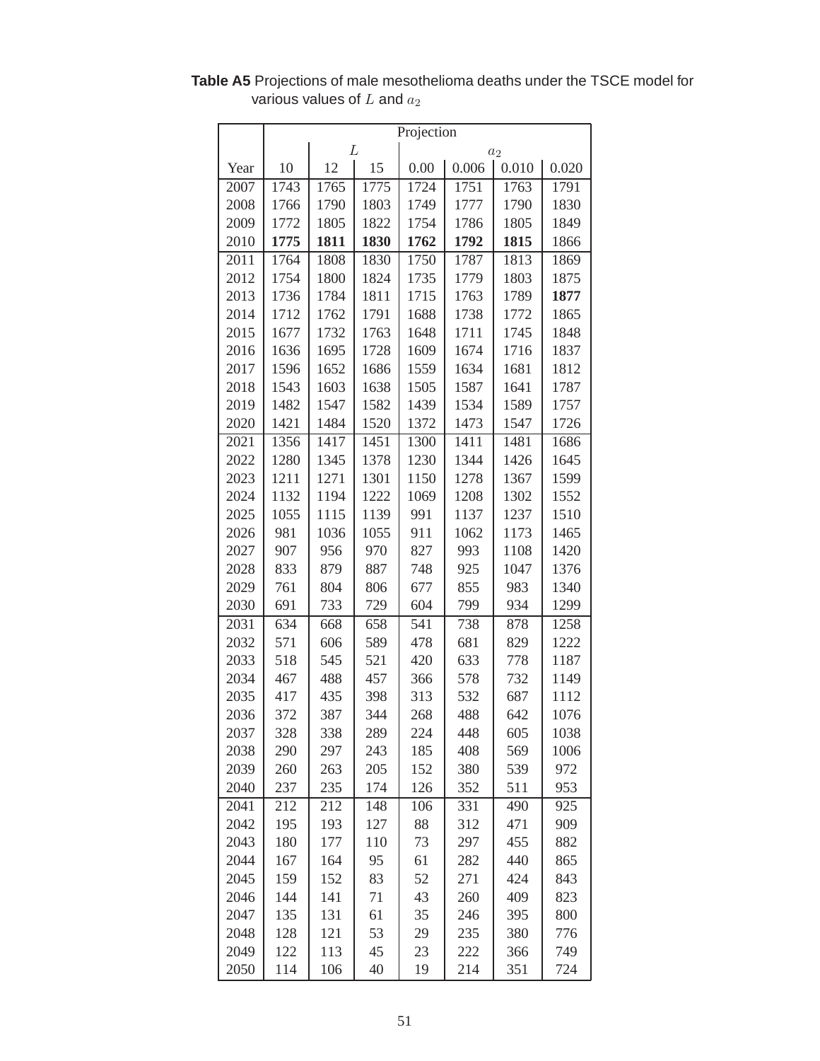**Table A5** Projections of male mesothelioma deaths under the TSCE model for various values of $L$ and $a_2$

| | Projection | | | | | | |
|---|---|---|---|---|---|---|---|
| | $L$ | | | $a_2$ | | | |
| Year | 10 | 12 | 15 | 0.00 | 0.006 | 0.010 | 0.020 |
| 2007 | 1743 | 1765 | 1775 | 1724 | 1751 | 1763 | 1791 |
| 2008 | 1766 | 1790 | 1803 | 1749 | 1777 | 1790 | 1830 |
| 2009 | 1772 | 1805 | 1822 | 1754 | 1786 | 1805 | 1849 |
| 2010 | **1775** | **1811** | **1830** | **1762** | **1792** | **1815** | 1866 |
| 2011 | 1764 | 1808 | 1830 | 1750 | 1787 | 1813 | 1869 |
| 2012 | 1754 | 1800 | 1824 | 1735 | 1779 | 1803 | 1875 |
| 2013 | 1736 | 1784 | 1811 | 1715 | 1763 | 1789 | **1877** |
| 2014 | 1712 | 1762 | 1791 | 1688 | 1738 | 1772 | 1865 |
| 2015 | 1677 | 1732 | 1763 | 1648 | 1711 | 1745 | 1848 |
| 2016 | 1636 | 1695 | 1728 | 1609 | 1674 | 1716 | 1837 |
| 2017 | 1596 | 1652 | 1686 | 1559 | 1634 | 1681 | 1812 |
| 2018 | 1543 | 1603 | 1638 | 1505 | 1587 | 1641 | 1787 |
| 2019 | 1482 | 1547 | 1582 | 1439 | 1534 | 1589 | 1757 |
| 2020 | 1421 | 1484 | 1520 | 1372 | 1473 | 1547 | 1726 |
| 2021 | 1356 | 1417 | 1451 | 1300 | 1411 | 1481 | 1686 |
| 2022 | 1280 | 1345 | 1378 | 1230 | 1344 | 1426 | 1645 |
| 2023 | 1211 | 1271 | 1301 | 1150 | 1278 | 1367 | 1599 |
| 2024 | 1132 | 1194 | 1222 | 1069 | 1208 | 1302 | 1552 |
| 2025 | 1055 | 1115 | 1139 | 991 | 1137 | 1237 | 1510 |
| 2026 | 981 | 1036 | 1055 | 911 | 1062 | 1173 | 1465 |
| 2027 | 907 | 956 | 970 | 827 | 993 | 1108 | 1420 |
| 2028 | 833 | 879 | 887 | 748 | 925 | 1047 | 1376 |
| 2029 | 761 | 804 | 806 | 677 | 855 | 983 | 1340 |
| 2030 | 691 | 733 | 729 | 604 | 799 | 934 | 1299 |
| 2031 | 634 | 668 | 658 | 541 | 738 | 878 | 1258 |
| 2032 | 571 | 606 | 589 | 478 | 681 | 829 | 1222 |
| 2033 | 518 | 545 | 521 | 420 | 633 | 778 | 1187 |
| 2034 | 467 | 488 | 457 | 366 | 578 | 732 | 1149 |
| 2035 | 417 | 435 | 398 | 313 | 532 | 687 | 1112 |
| 2036 | 372 | 387 | 344 | 268 | 488 | 642 | 1076 |
| 2037 | 328 | 338 | 289 | 224 | 448 | 605 | 1038 |
| 2038 | 290 | 297 | 243 | 185 | 408 | 569 | 1006 |
| 2039 | 260 | 263 | 205 | 152 | 380 | 539 | 972 |
| 2040 | 237 | 235 | 174 | 126 | 352 | 511 | 953 |
| 2041 | 212 | 212 | 148 | 106 | 331 | 490 | 925 |
| 2042 | 195 | 193 | 127 | 88 | 312 | 471 | 909 |
| 2043 | 180 | 177 | 110 | 73 | 297 | 455 | 882 |
| 2044 | 167 | 164 | 95 | 61 | 282 | 440 | 865 |
| 2045 | 159 | 152 | 83 | 52 | 271 | 424 | 843 |
| 2046 | 144 | 141 | 71 | 43 | 260 | 409 | 823 |
| 2047 | 135 | 131 | 61 | 35 | 246 | 395 | 800 |
| 2048 | 128 | 121 | 53 | 29 | 235 | 380 | 776 |
| 2049 | 122 | 113 | 45 | 23 | 222 | 366 | 749 |
| 2050 | 114 | 106 | 40 | 19 | 214 | 351 | 724 |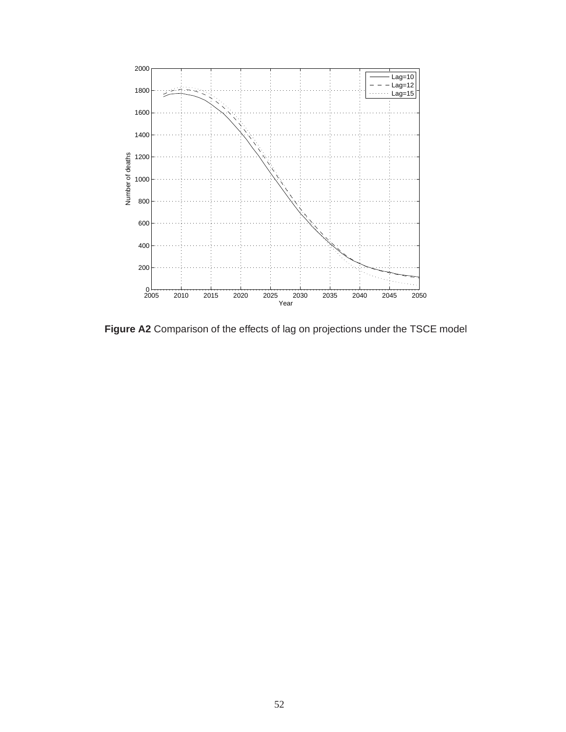**Figure A2** Comparison of the effects of lag on projections under the TSCE model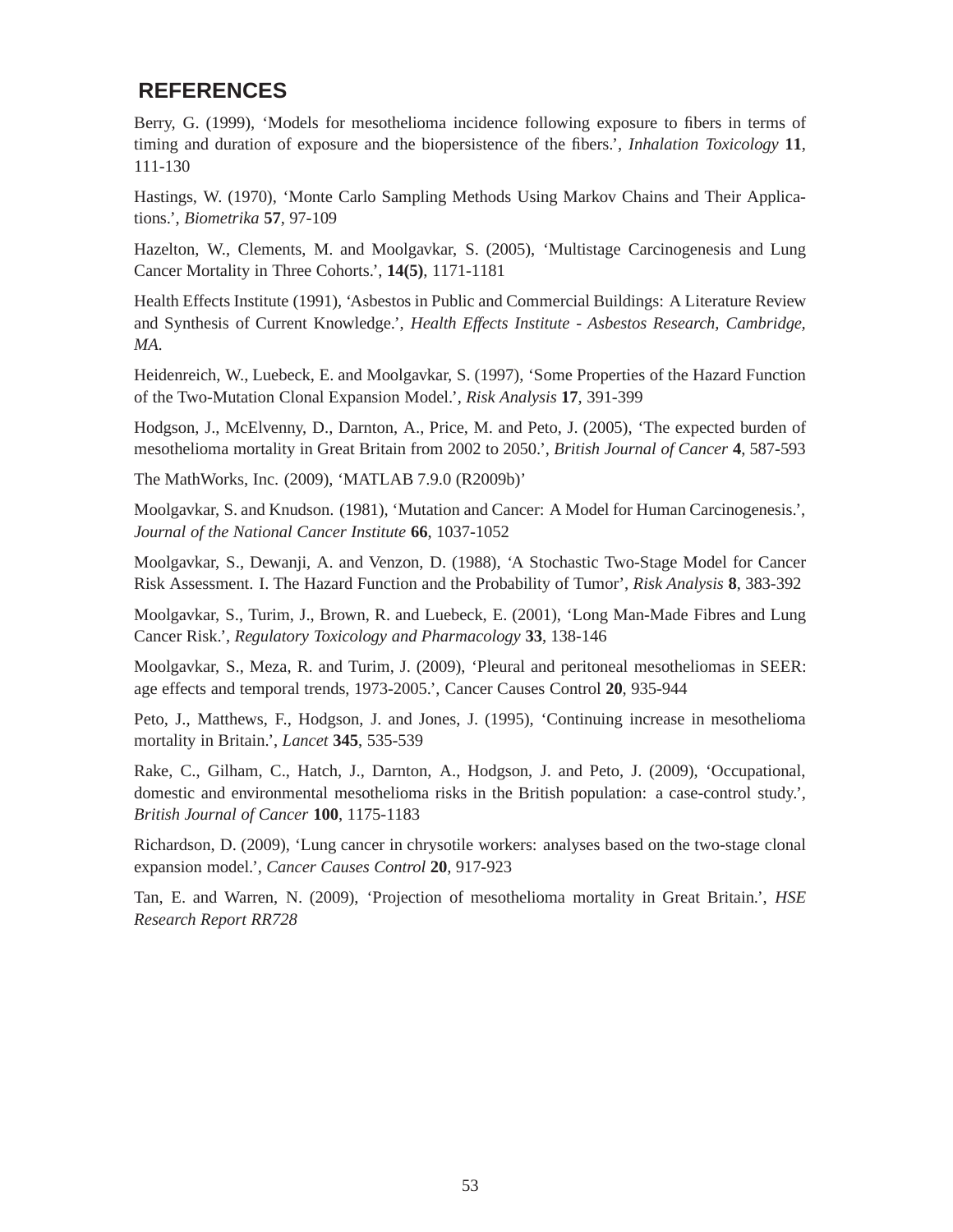## REFERENCES

Berry, G. (1999), 'Models for mesothelioma incidence following exposure to fibers in terms of timing and duration of exposure and the biopersistence of the fibers.', *Inhalation Toxicology* **11**, 111-130

Hastings, W. (1970), 'Monte Carlo Sampling Methods Using Markov Chains and Their Applications.', *Biometrika* **57**, 97-109

Hazelton, W., Clements, M. and Moolgavkar, S. (2005), 'Multistage Carcinogenesis and Lung Cancer Mortality in Three Cohorts.', **14(5)**, 1171-1181

Health Effects Institute (1991), 'Asbestos in Public and Commercial Buildings: A Literature Review and Synthesis of Current Knowledge.', *Health Effects Institute - Asbestos Research, Cambridge, MA.*

Heidenreich, W., Luebeck, E. and Moolgavkar, S. (1997), 'Some Properties of the Hazard Function of the Two-Mutation Clonal Expansion Model.', *Risk Analysis* **17**, 391-399

Hodgson, J., McElvenny, D., Darnton, A., Price, M. and Peto, J. (2005), 'The expected burden of mesothelioma mortality in Great Britain from 2002 to 2050.', *British Journal of Cancer* **4**, 587-593

The MathWorks, Inc. (2009), 'MATLAB 7.9.0 (R2009b)'

Moolgavkar, S. and Knudson. (1981), 'Mutation and Cancer: A Model for Human Carcinogenesis.', *Journal of the National Cancer Institute* **66**, 1037-1052

Moolgavkar, S., Dewanji, A. and Venzon, D. (1988), 'A Stochastic Two-Stage Model for Cancer Risk Assessment. I. The Hazard Function and the Probability of Tumor', *Risk Analysis* **8**, 383-392

Moolgavkar, S., Turim, J., Brown, R. and Luebeck, E. (2001), 'Long Man-Made Fibres and Lung Cancer Risk.', *Regulatory Toxicology and Pharmacology* **33**, 138-146

Moolgavkar, S., Meza, R. and Turim, J. (2009), 'Pleural and peritoneal mesotheliomas in SEER: age effects and temporal trends, 1973-2005.', Cancer Causes Control **20**, 935-944

Peto, J., Matthews, F., Hodgson, J. and Jones, J. (1995), 'Continuing increase in mesothelioma mortality in Britain.', *Lancet* **345**, 535-539

Rake, C., Gilham, C., Hatch, J., Darnton, A., Hodgson, J. and Peto, J. (2009), 'Occupational, domestic and environmental mesothelioma risks in the British population: a case-control study.', *British Journal of Cancer* **100**, 1175-1183

Richardson, D. (2009), 'Lung cancer in chrysotile workers: analyses based on the two-stage clonal expansion model.', *Cancer Causes Control* **20**, 917-923

Tan, E. and Warren, N. (2009), 'Projection of mesothelioma mortality in Great Britain.', *HSE Research Report RR728*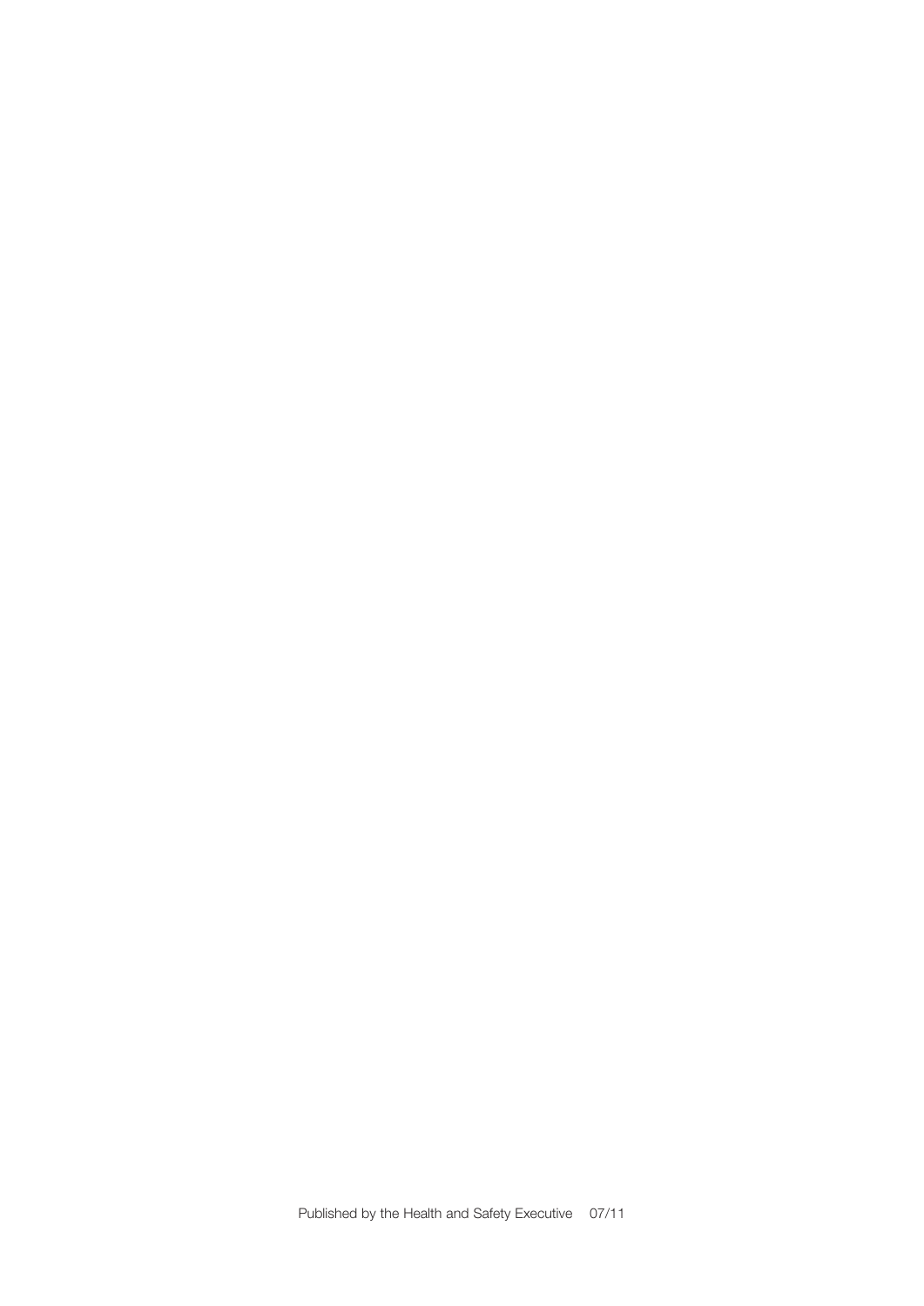Published by the Health and Safety Executive 07/11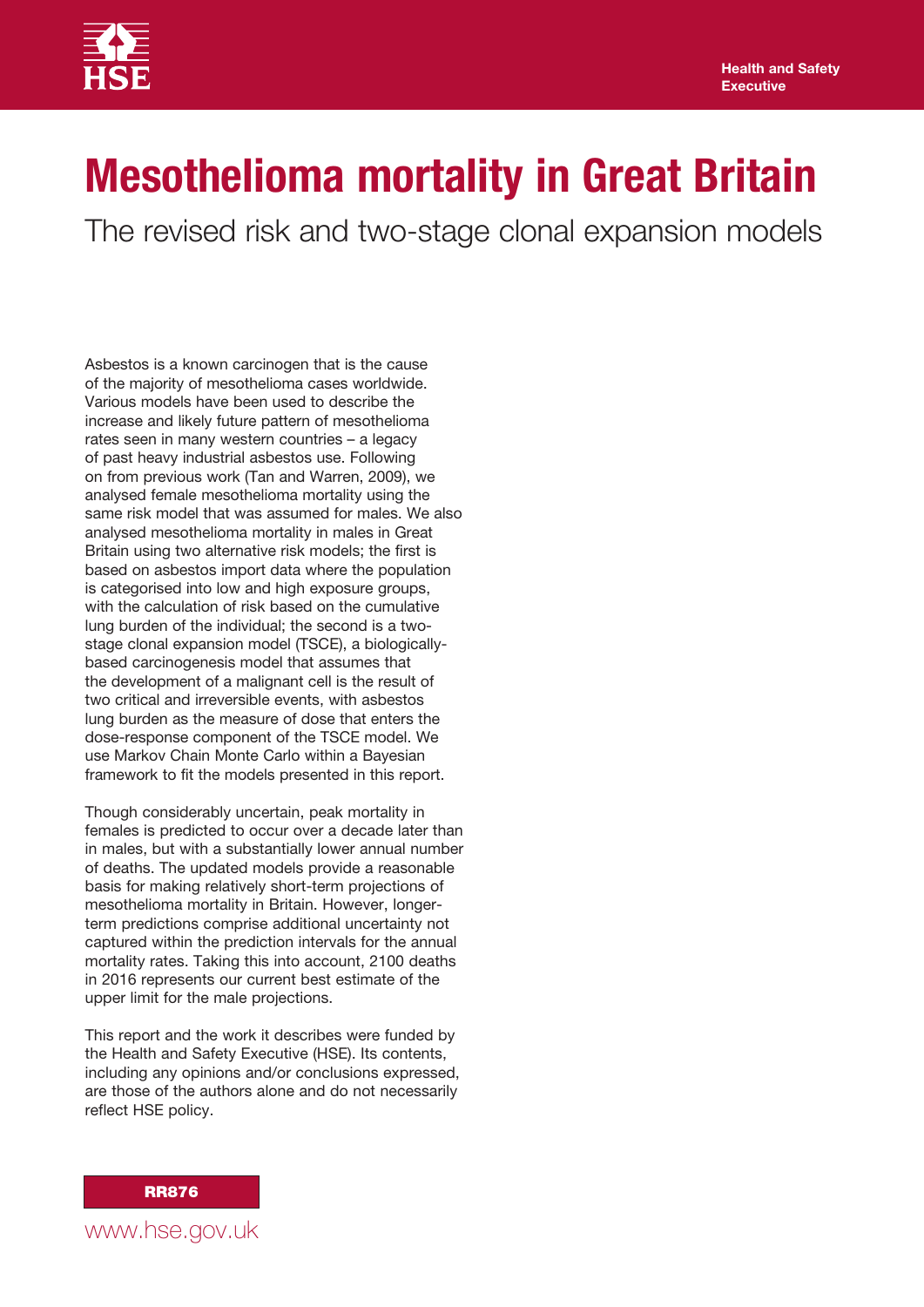Health and Safety Executive

# Mesothelioma mortality in Great Britain

## The revised risk and two-stage clonal expansion models

Asbestos is a known carcinogen that is the cause of the majority of mesothelioma cases worldwide. Various models have been used to describe the increase and likely future pattern of mesothelioma rates seen in many western countries – a legacy of past heavy industrial asbestos use. Following on from previous work (Tan and Warren, 2009), we analysed female mesothelioma mortality using the same risk model that was assumed for males. We also analysed mesothelioma mortality in males in Great Britain using two alternative risk models; the first is based on asbestos import data where the population is categorised into low and high exposure groups, with the calculation of risk based on the cumulative lung burden of the individual; the second is a two-stage clonal expansion model (TSCE), a biologically-based carcinogenesis model that assumes that the development of a malignant cell is the result of two critical and irreversible events, with asbestos lung burden as the measure of dose that enters the dose-response component of the TSCE model. We use Markov Chain Monte Carlo within a Bayesian framework to fit the models presented in this report.

Though considerably uncertain, peak mortality in females is predicted to occur over a decade later than in males, but with a substantially lower annual number of deaths. The updated models provide a reasonable basis for making relatively short-term projections of mesothelioma mortality in Britain. However, longer-term predictions comprise additional uncertainty not captured within the prediction intervals for the annual mortality rates. Taking this into account, 2100 deaths in 2016 represents our current best estimate of the upper limit for the male projections.

This report and the work it describes were funded by the Health and Safety Executive (HSE). Its contents, including any opinions and/or conclusions expressed, are those of the authors alone and do not necessarily reflect HSE policy.

**RR876**

www.hse.gov.uk